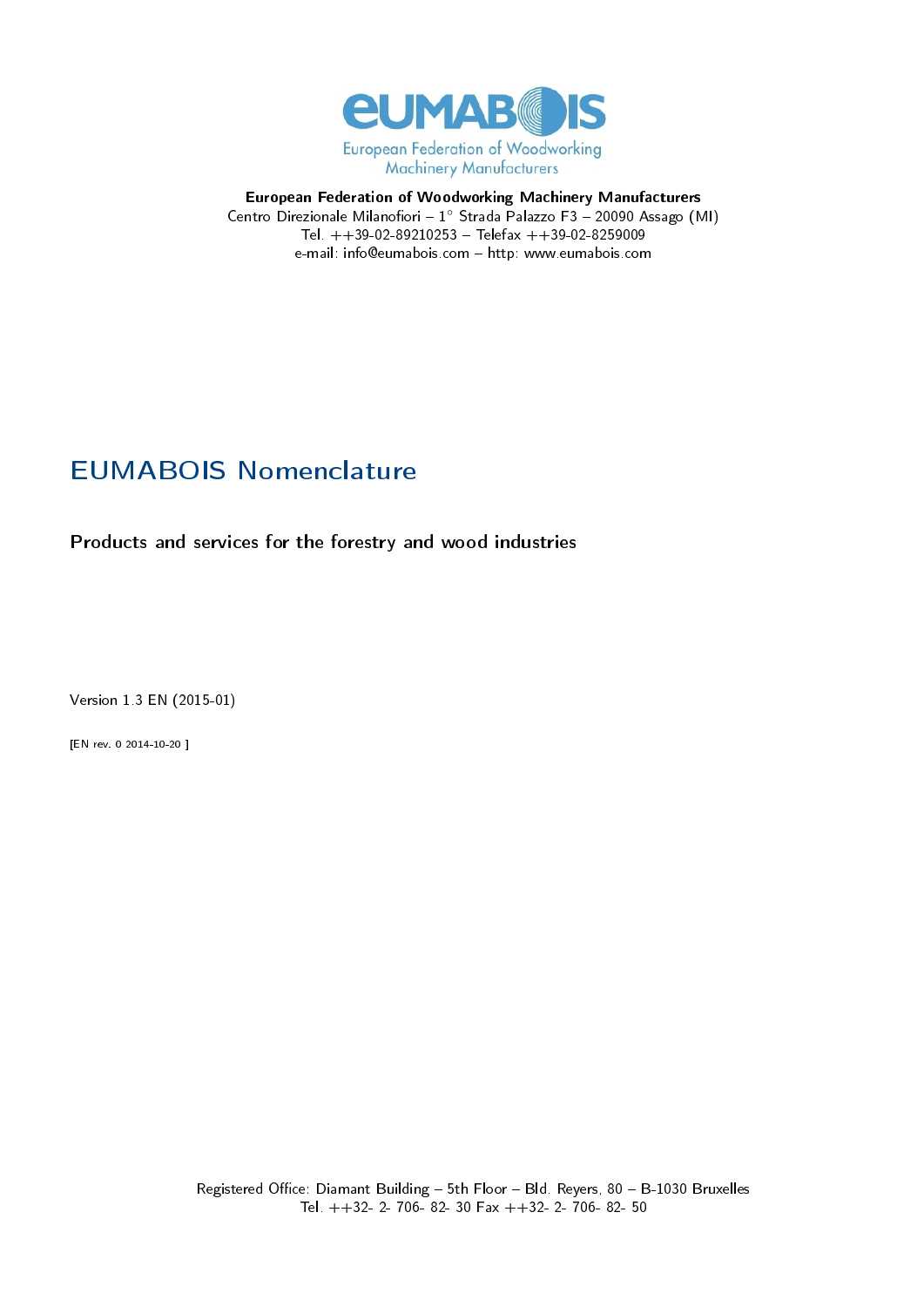eUMABOIS

European Federation of Woodworking Machinery Manufacturers

**European Federation of Woodworking Machinery Manufacturers**
Centro Direzionale Milanofiori – 1° Strada Palazzo F3 – 20090 Assago (MI)
Tel. ++39-02-89210253 – Telefax ++39-02-8259009
e-mail: info@eumabois.com – http: www.eumabois.com

# EUMABOIS Nomenclature

**Products and services for the forestry and wood industries**

Version 1.3 EN (2015-01)

[EN rev. 0 2014-10-20 ]

Registered Office: Diamant Building – 5th Floor – Bld. Reyers, 80 – B-1030 Bruxelles
Tel. ++32- 2- 706- 82- 30 Fax ++32- 2- 706- 82- 50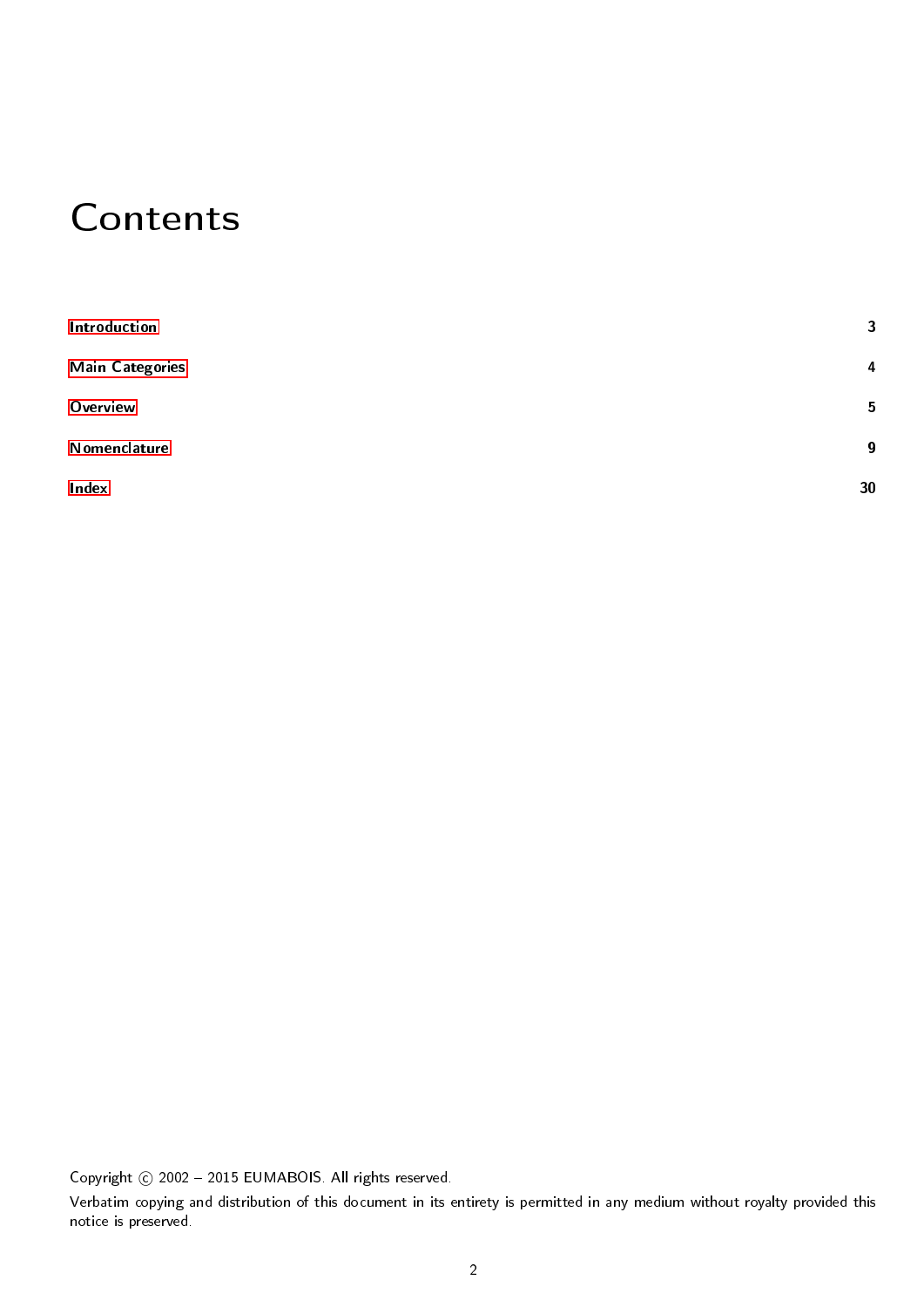# Contents

| | |
|---|---|
| Introduction | 3 |
| Main Categories | 4 |
| Overview | 5 |
| Nomenclature | 9 |
| Index | 30 |

Copyright © 2002 – 2015 EUMABOIS. All rights reserved.

Verbatim copying and distribution of this document in its entirety is permitted in any medium without royalty provided this notice is preserved.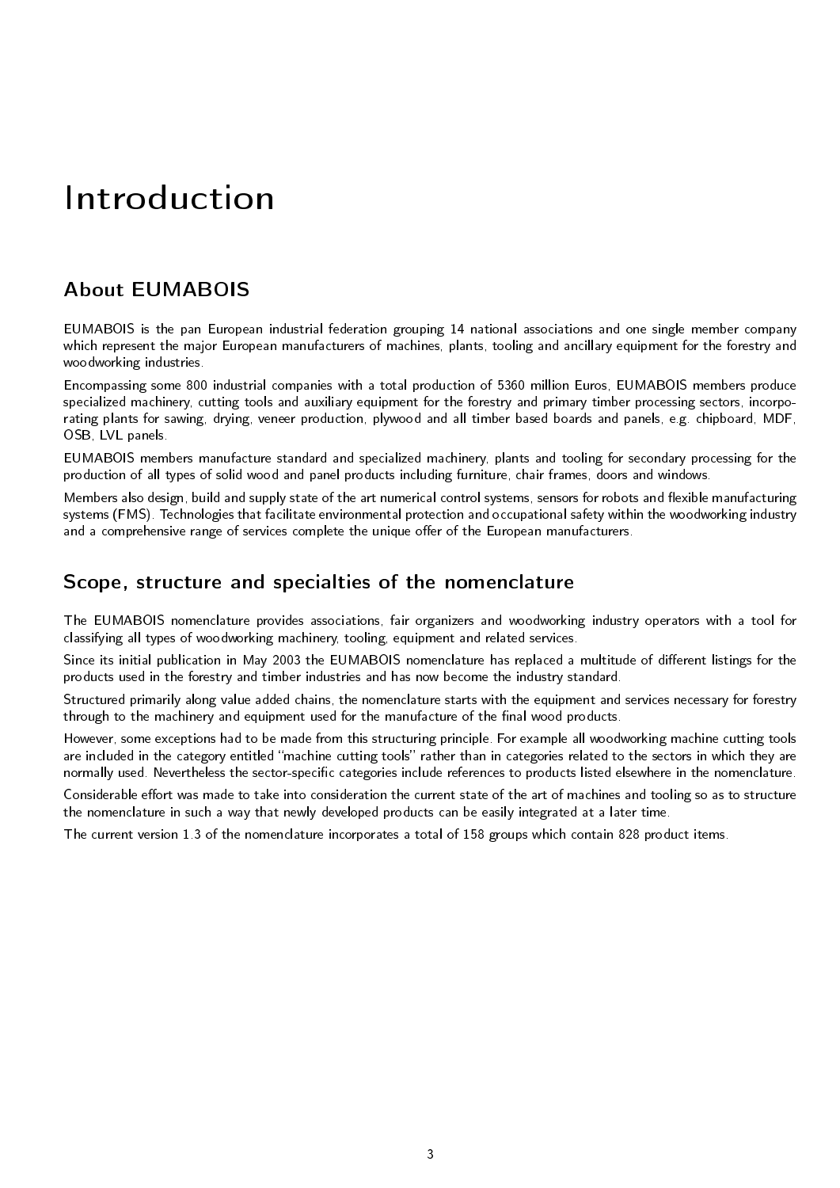# Introduction

## About EUMABOIS

EUMABOIS is the pan European industrial federation grouping 14 national associations and one single member company which represent the major European manufacturers of machines, plants, tooling and ancillary equipment for the forestry and woodworking industries.

Encompassing some 800 industrial companies with a total production of 5360 million Euros, EUMABOIS members produce specialized machinery, cutting tools and auxiliary equipment for the forestry and primary timber processing sectors, incorporating plants for sawing, drying, veneer production, plywood and all timber based boards and panels, e.g. chipboard, MDF, OSB, LVL panels.

EUMABOIS members manufacture standard and specialized machinery, plants and tooling for secondary processing for the production of all types of solid wood and panel products including furniture, chair frames, doors and windows.

Members also design, build and supply state of the art numerical control systems, sensors for robots and flexible manufacturing systems (FMS). Technologies that facilitate environmental protection and occupational safety within the woodworking industry and a comprehensive range of services complete the unique offer of the European manufacturers.

## Scope, structure and specialties of the nomenclature

The EUMABOIS nomenclature provides associations, fair organizers and woodworking industry operators with a tool for classifying all types of woodworking machinery, tooling, equipment and related services.

Since its initial publication in May 2003 the EUMABOIS nomenclature has replaced a multitude of different listings for the products used in the forestry and timber industries and has now become the industry standard.

Structured primarily along value added chains, the nomenclature starts with the equipment and services necessary for forestry through to the machinery and equipment used for the manufacture of the final wood products.

However, some exceptions had to be made from this structuring principle. For example all woodworking machine cutting tools are included in the category entitled "machine cutting tools" rather than in categories related to the sectors in which they are normally used. Nevertheless the sector-specific categories include references to products listed elsewhere in the nomenclature.

Considerable effort was made to take into consideration the current state of the art of machines and tooling so as to structure the nomenclature in such a way that newly developed products can be easily integrated at a later time.

The current version 1.3 of the nomenclature incorporates a total of 158 groups which contain 828 product items.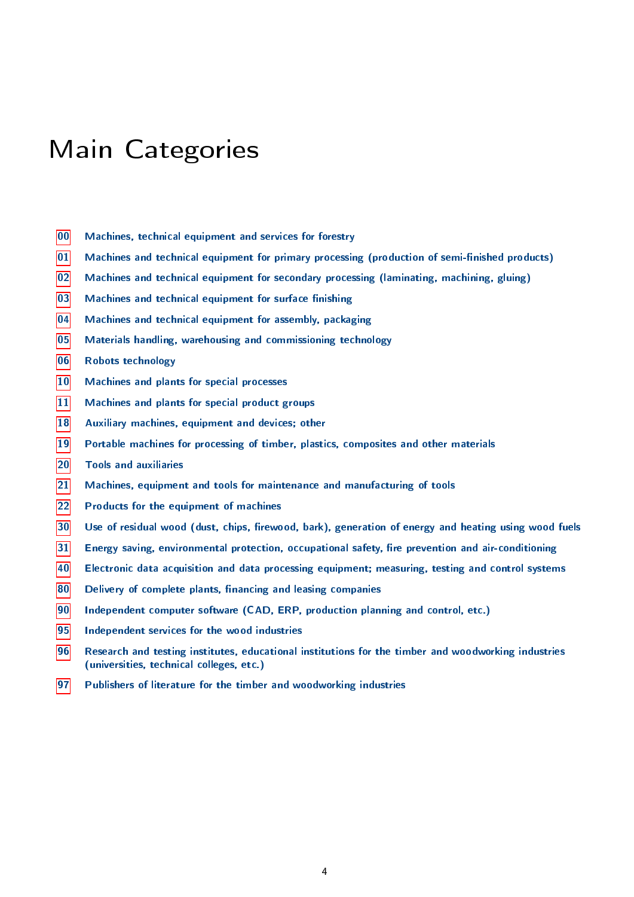# Main Categories

- 00 Machines, technical equipment and services for forestry
- 01 Machines and technical equipment for primary processing (production of semi-finished products)
- 02 Machines and technical equipment for secondary processing (laminating, machining, gluing)
- 03 Machines and technical equipment for surface finishing
- 04 Machines and technical equipment for assembly, packaging
- 05 Materials handling, warehousing and commissioning technology
- 06 Robots technology
- 10 Machines and plants for special processes
- 11 Machines and plants for special product groups
- 18 Auxiliary machines, equipment and devices; other
- 19 Portable machines for processing of timber, plastics, composites and other materials
- 20 Tools and auxiliaries
- 21 Machines, equipment and tools for maintenance and manufacturing of tools
- 22 Products for the equipment of machines
- 30 Use of residual wood (dust, chips, firewood, bark), generation of energy and heating using wood fuels
- 31 Energy saving, environmental protection, occupational safety, fire prevention and air-conditioning
- 40 Electronic data acquisition and data processing equipment; measuring, testing and control systems
- 80 Delivery of complete plants, financing and leasing companies
- 90 Independent computer software (CAD, ERP, production planning and control, etc.)
- 95 Independent services for the wood industries
- 96 Research and testing institutes, educational institutions for the timber and woodworking industries (universities, technical colleges, etc.)
- 97 Publishers of literature for the timber and woodworking industries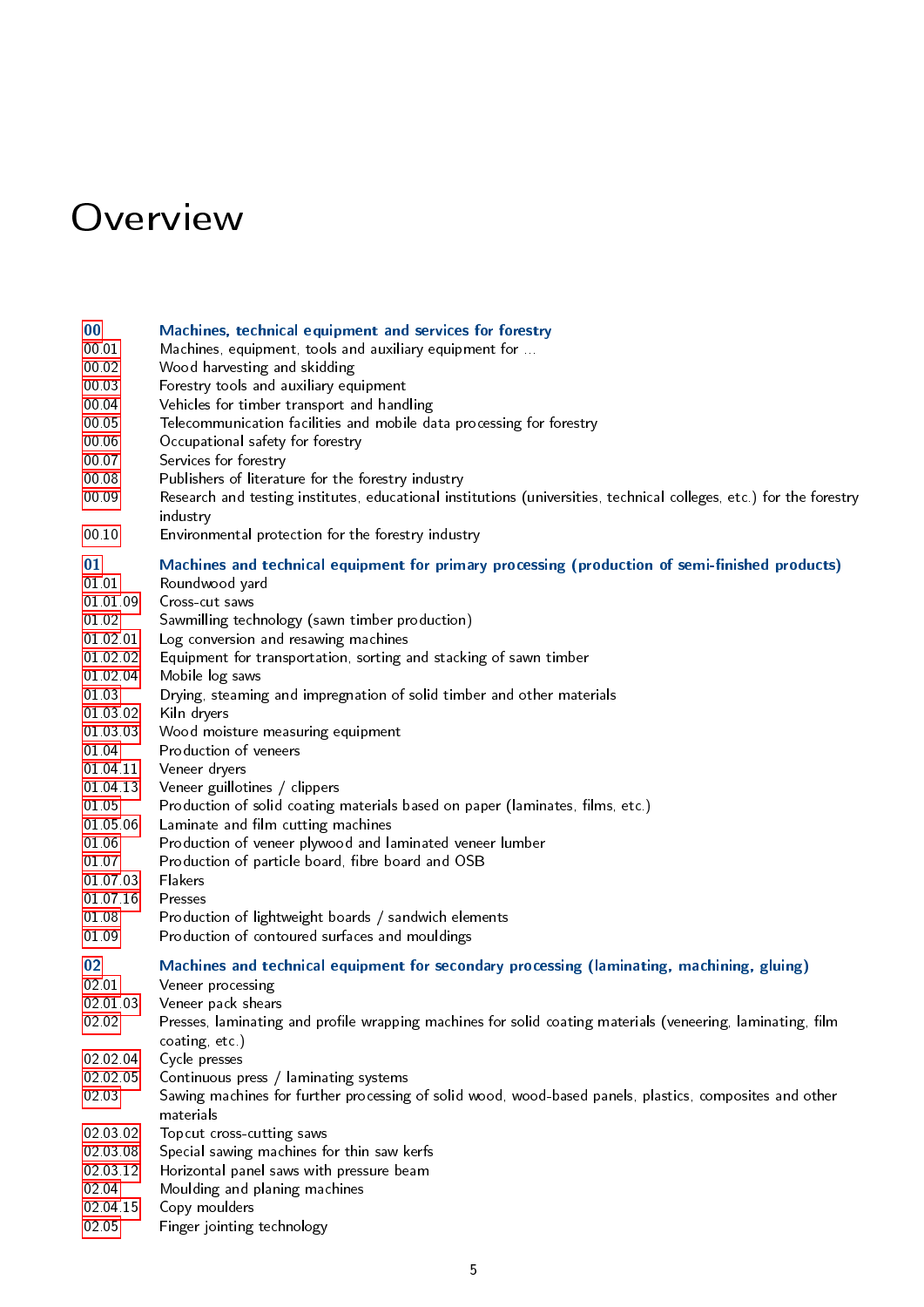# Overview

| | |
|---|---|
| **00** | **Machines, technical equipment and services for forestry** |
| 00.01 | Machines, equipment, tools and auxiliary equipment for ... |
| 00.02 | Wood harvesting and skidding |
| 00.03 | Forestry tools and auxiliary equipment |
| 00.04 | Vehicles for timber transport and handling |
| 00.05 | Telecommunication facilities and mobile data processing for forestry |
| 00.06 | Occupational safety for forestry |
| 00.07 | Services for forestry |
| 00.08 | Publishers of literature for the forestry industry |
| 00.09 | Research and testing institutes, educational institutions (universities, technical colleges, etc.) for the forestry industry |
| 00.10 | Environmental protection for the forestry industry |
| **01** | **Machines and technical equipment for primary processing (production of semi-finished products)** |
| 01.01 | Roundwood yard |
| 01.01.09 | Cross-cut saws |
| 01.02 | Sawmilling technology (sawn timber production) |
| 01.02.01 | Log conversion and resawing machines |
| 01.02.02 | Equipment for transportation, sorting and stacking of sawn timber |
| 01.02.04 | Mobile log saws |
| 01.03 | Drying, steaming and impregnation of solid timber and other materials |
| 01.03.02 | Kiln dryers |
| 01.03.03 | Wood moisture measuring equipment |
| 01.04 | Production of veneers |
| 01.04.11 | Veneer dryers |
| 01.04.13 | Veneer guillotines / clippers |
| 01.05 | Production of solid coating materials based on paper (laminates, films, etc.) |
| 01.05.06 | Laminate and film cutting machines |
| 01.06 | Production of veneer plywood and laminated veneer lumber |
| 01.07 | Production of particle board, fibre board and OSB |
| 01.07.03 | Flakers |
| 01.07.16 | Presses |
| 01.08 | Production of lightweight boards / sandwich elements |
| 01.09 | Production of contoured surfaces and mouldings |
| **02** | **Machines and technical equipment for secondary processing (laminating, machining, gluing)** |
| 02.01 | Veneer processing |
| 02.01.03 | Veneer pack shears |
| 02.02 | Presses, laminating and profile wrapping machines for solid coating materials (veneering, laminating, film coating, etc.) |
| 02.02.04 | Cycle presses |
| 02.02.05 | Continuous press / laminating systems |
| 02.03 | Sawing machines for further processing of solid wood, wood-based panels, plastics, composites and other materials |
| 02.03.02 | Topcut cross-cutting saws |
| 02.03.08 | Special sawing machines for thin saw kerfs |
| 02.03.12 | Horizontal panel saws with pressure beam |
| 02.04 | Moulding and planing machines |
| 02.04.15 | Copy moulders |
| 02.05 | Finger jointing technology |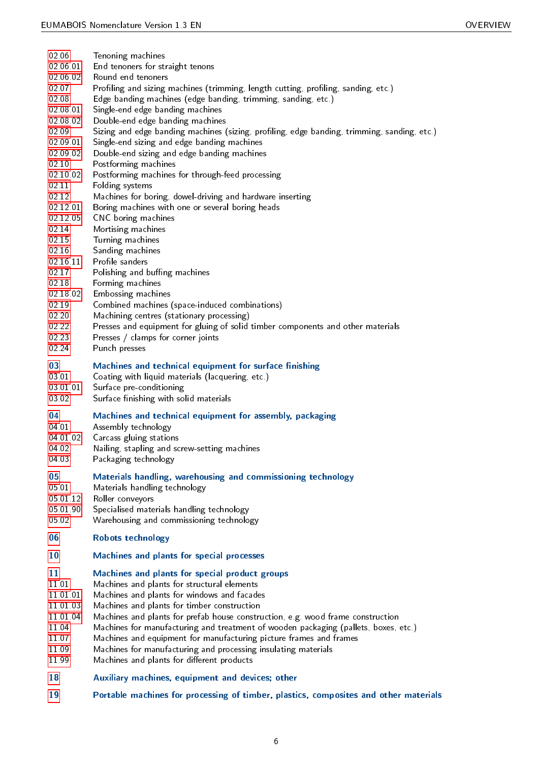02.06 Tenoning machines
02.06.01 End tenoners for straight tenons
02.06.02 Round end tenoners
02.07 Profiling and sizing machines (trimming, length cutting, profiling, sanding, etc.)
02.08 Edge banding machines (edge banding, trimming, sanding, etc.)
02.08.01 Single-end edge banding machines
02.08.02 Double-end edge banding machines
02.09 Sizing and edge banding machines (sizing, profiling, edge banding, trimming, sanding, etc.)
02.09.01 Single-end sizing and edge banding machines
02.09.02 Double-end sizing and edge banding machines
02.10 Postforming machines
02.10.02 Postforming machines for through-feed processing
02.11 Folding systems
02.12 Machines for boring, dowel-driving and hardware inserting
02.12.01 Boring machines with one or several boring heads
02.12.05 CNC boring machines
02.14 Mortising machines
02.15 Turning machines
02.16 Sanding machines
02.16.11 Profile sanders
02.17 Polishing and buffing machines
02.18 Forming machines
02.18.02 Embossing machines
02.19 Combined machines (space-induced combinations)
02.20 Machining centres (stationary processing)
02.22 Presses and equipment for gluing of solid timber components and other materials
02.23 Presses / clamps for corner joints
02.24 Punch presses

## 03 Machines and technical equipment for surface finishing

03.01 Coating with liquid materials (lacquering, etc.)
03.01.01 Surface pre-conditioning
03.02 Surface finishing with solid materials

## 04 Machines and technical equipment for assembly, packaging

04.01 Assembly technology
04.01.02 Carcass gluing stations
04.02 Nailing, stapling and screw-setting machines
04.03 Packaging technology

## 05 Materials handling, warehousing and commissioning technology

05.01 Materials handling technology
05.01.12 Roller conveyors
05.01.90 Specialised materials handling technology
05.02 Warehousing and commissioning technology

## 06 Robots technology

## 10 Machines and plants for special processes

## 11 Machines and plants for special product groups

11.01 Machines and plants for structural elements
11.01.01 Machines and plants for windows and facades
11.01.03 Machines and plants for timber construction
11.01.04 Machines and plants for prefab house construction, e.g. wood frame construction
11.04 Machines for manufacturing and treatment of wooden packaging (pallets, boxes, etc.)
11.07 Machines and equipment for manufacturing picture frames and frames
11.09 Machines for manufacturing and processing insulating materials
11.99 Machines and plants for different products

## 18 Auxiliary machines, equipment and devices; other

## 19 Portable machines for processing of timber, plastics, composites and other materials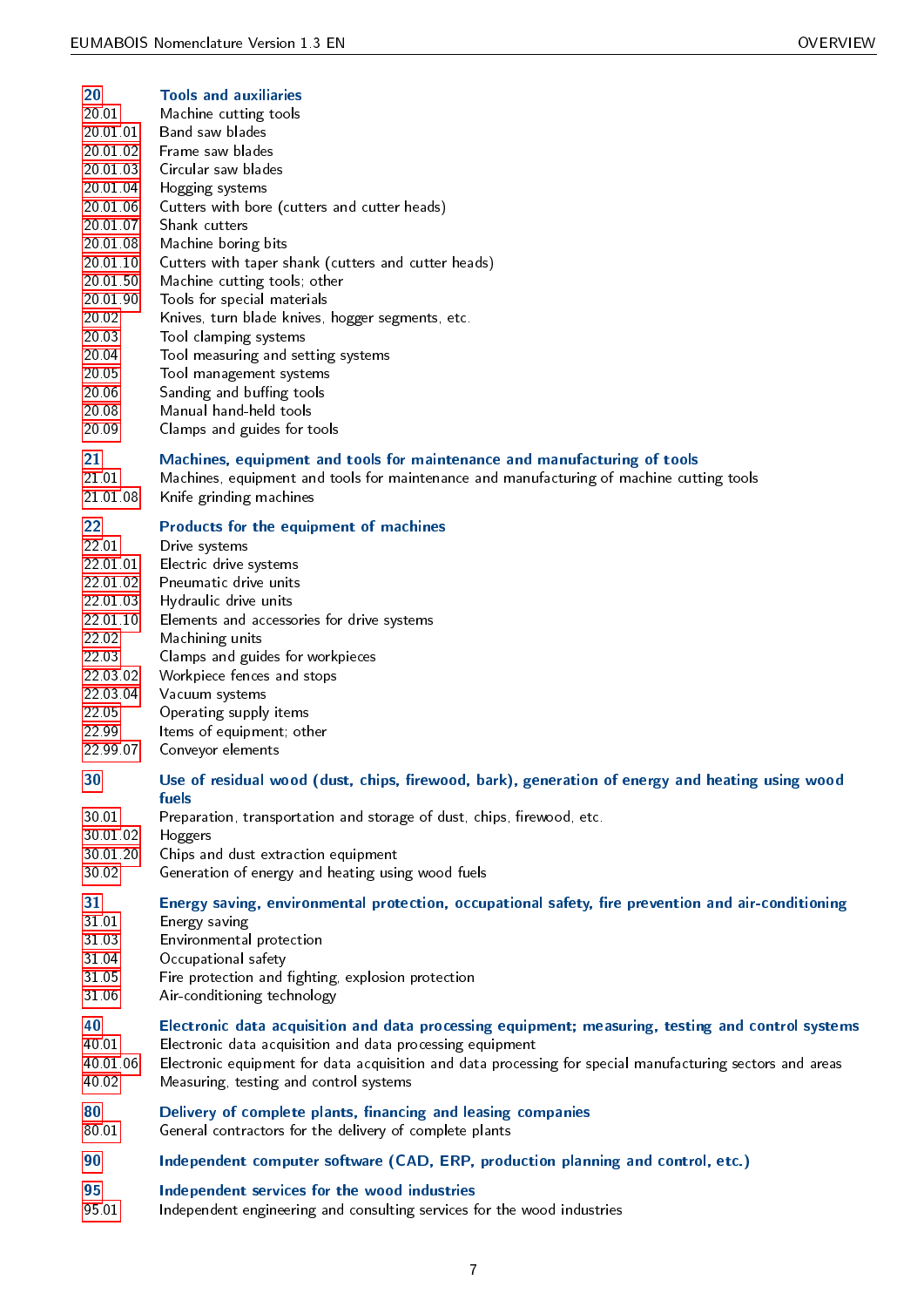**20** **Tools and auxiliaries**
20.01 Machine cutting tools
20.01.01 Band saw blades
20.01.02 Frame saw blades
20.01.03 Circular saw blades
20.01.04 Hogging systems
20.01.06 Cutters with bore (cutters and cutter heads)
20.01.07 Shank cutters
20.01.08 Machine boring bits
20.01.10 Cutters with taper shank (cutters and cutter heads)
20.01.50 Machine cutting tools; other
20.01.90 Tools for special materials
20.02 Knives, turn blade knives, hogger segments, etc.
20.03 Tool clamping systems
20.04 Tool measuring and setting systems
20.05 Tool management systems
20.06 Sanding and buffing tools
20.08 Manual hand-held tools
20.09 Clamps and guides for tools

**21** **Machines, equipment and tools for maintenance and manufacturing of tools**
21.01 Machines, equipment and tools for maintenance and manufacturing of machine cutting tools
21.01.08 Knife grinding machines

**22** **Products for the equipment of machines**
22.01 Drive systems
22.01.01 Electric drive systems
22.01.02 Pneumatic drive units
22.01.03 Hydraulic drive units
22.01.10 Elements and accessories for drive systems
22.02 Machining units
22.03 Clamps and guides for workpieces
22.03.02 Workpiece fences and stops
22.03.04 Vacuum systems
22.05 Operating supply items
22.99 Items of equipment; other
22.99.07 Conveyor elements

**30** **Use of residual wood (dust, chips, firewood, bark), generation of energy and heating using wood fuels**
30.01 Preparation, transportation and storage of dust, chips, firewood, etc.
30.01.02 Hoggers
30.01.20 Chips and dust extraction equipment
30.02 Generation of energy and heating using wood fuels

**31** **Energy saving, environmental protection, occupational safety, fire prevention and air-conditioning**
31.01 Energy saving
31.03 Environmental protection
31.04 Occupational safety
31.05 Fire protection and fighting, explosion protection
31.06 Air-conditioning technology

**40** **Electronic data acquisition and data processing equipment; measuring, testing and control systems**
40.01 Electronic data acquisition and data processing equipment
40.01.06 Electronic equipment for data acquisition and data processing for special manufacturing sectors and areas
40.02 Measuring, testing and control systems

**80** **Delivery of complete plants, financing and leasing companies**
80.01 General contractors for the delivery of complete plants

**90** **Independent computer software (CAD, ERP, production planning and control, etc.)**

**95** **Independent services for the wood industries**
95.01 Independent engineering and consulting services for the wood industries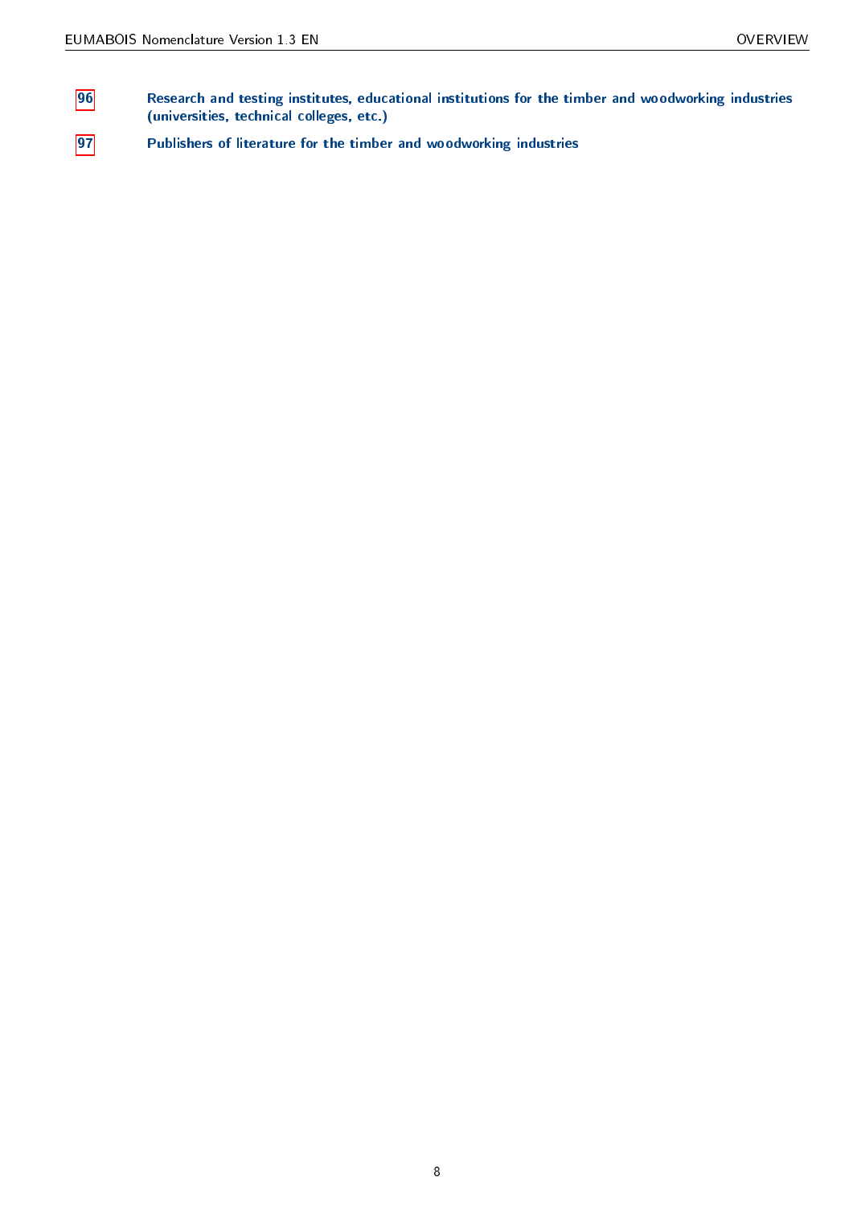**96** **Research and testing institutes, educational institutions for the timber and woodworking industries (universities, technical colleges, etc.)**

**97** **Publishers of literature for the timber and woodworking industries**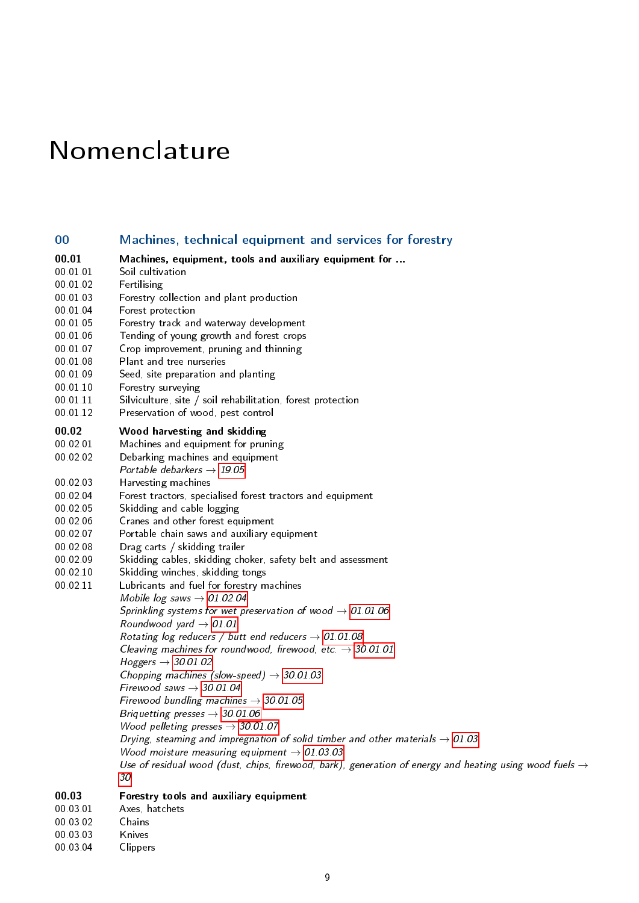# Nomenclature

## 00 Machines, technical equipment and services for forestry

**00.01 Machines, equipment, tools and auxiliary equipment for ...**

00.01.01 Soil cultivation
00.01.02 Fertilising
00.01.03 Forestry collection and plant production
00.01.04 Forest protection
00.01.05 Forestry track and waterway development
00.01.06 Tending of young growth and forest crops
00.01.07 Crop improvement, pruning and thinning
00.01.08 Plant and tree nurseries
00.01.09 Seed, site preparation and planting
00.01.10 Forestry surveying
00.01.11 Silviculture, site / soil rehabilitation, forest protection
00.01.12 Preservation of wood, pest control

**00.02 Wood harvesting and skidding**

00.02.01 Machines and equipment for pruning
00.02.02 Debarking machines and equipment
*Portable debarkers* → *19.05*
00.02.03 Harvesting machines
00.02.04 Forest tractors, specialised forest tractors and equipment
00.02.05 Skidding and cable logging
00.02.06 Cranes and other forest equipment
00.02.07 Portable chain saws and auxiliary equipment
00.02.08 Drag carts / skidding trailer
00.02.09 Skidding cables, skidding choker, safety belt and assessment
00.02.10 Skidding winches, skidding tongs
00.02.11 Lubricants and fuel for forestry machines
*Mobile log saws* → *01.02.04*
*Sprinkling systems for wet preservation of wood* → *01.01.06*
*Roundwood yard* → *01.01*
*Rotating log reducers / butt end reducers* → *01.01.08*
*Cleaving machines for roundwood, firewood, etc.* → *30.01.01*
*Hoggers* → *30.01.02*
*Chopping machines (slow-speed)* → *30.01.03*
*Firewood saws* → *30.01.04*
*Firewood bundling machines* → *30.01.05*
*Briquetting presses* → *30.01.06*
*Wood pelleting presses* → *30.01.07*
*Drying, steaming and impregnation of solid timber and other materials* → *01.03*
*Wood moisture measuring equipment* → *01.03.03*
*Use of residual wood (dust, chips, firewood, bark), generation of energy and heating using wood fuels* → *30*

**00.03 Forestry tools and auxiliary equipment**

00.03.01 Axes, hatchets
00.03.02 Chains
00.03.03 Knives
00.03.04 Clippers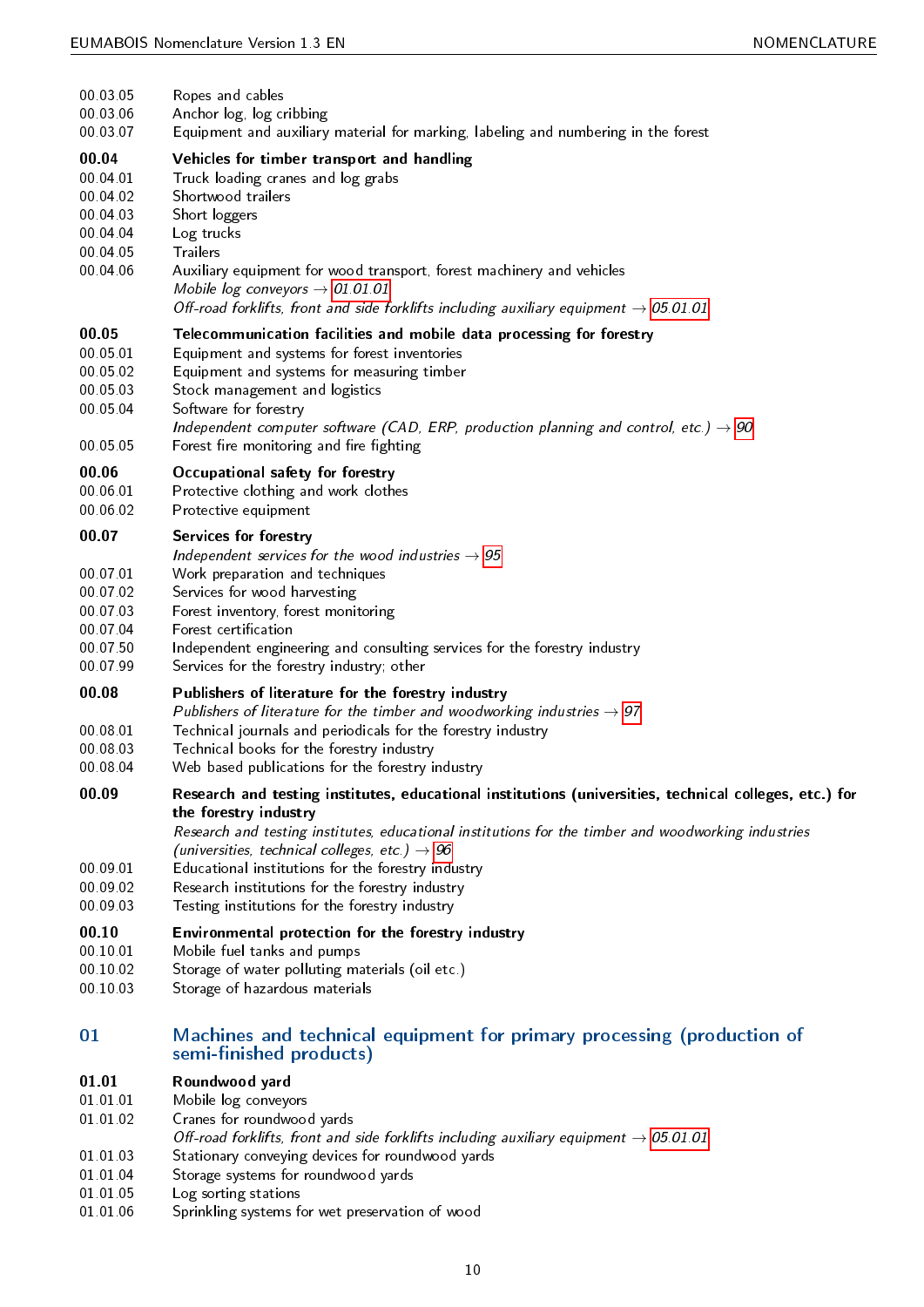00.03.05 Ropes and cables
00.03.06 Anchor log, log cribbing
00.03.07 Equipment and auxiliary material for marking, labeling and numbering in the forest

**00.04 Vehicles for timber transport and handling**

00.04.01 Truck loading cranes and log grabs
00.04.02 Shortwood trailers
00.04.03 Short loggers
00.04.04 Log trucks
00.04.05 Trailers
00.04.06 Auxiliary equipment for wood transport, forest machinery and vehicles
*Mobile log conveyors* → 01.01.01
*Off-road forklifts, front and side forklifts including auxiliary equipment* → 05.01.01

**00.05 Telecommunication facilities and mobile data processing for forestry**

00.05.01 Equipment and systems for forest inventories
00.05.02 Equipment and systems for measuring timber
00.05.03 Stock management and logistics
00.05.04 Software for forestry
*Independent computer software (CAD, ERP, production planning and control, etc.)* → 90
00.05.05 Forest fire monitoring and fire fighting

**00.06 Occupational safety for forestry**

00.06.01 Protective clothing and work clothes
00.06.02 Protective equipment

**00.07 Services for forestry**

*Independent services for the wood industries* → 95
00.07.01 Work preparation and techniques
00.07.02 Services for wood harvesting
00.07.03 Forest inventory, forest monitoring
00.07.04 Forest certification
00.07.50 Independent engineering and consulting services for the forestry industry
00.07.99 Services for the forestry industry; other

**00.08 Publishers of literature for the forestry industry**

*Publishers of literature for the timber and woodworking industries* → 97
00.08.01 Technical journals and periodicals for the forestry industry
00.08.03 Technical books for the forestry industry
00.08.04 Web based publications for the forestry industry

**00.09 Research and testing institutes, educational institutions (universities, technical colleges, etc.) for the forestry industry**

*Research and testing institutes, educational institutions for the timber and woodworking industries (universities, technical colleges, etc.)* → 96
00.09.01 Educational institutions for the forestry industry
00.09.02 Research institutions for the forestry industry
00.09.03 Testing institutions for the forestry industry

**00.10 Environmental protection for the forestry industry**

00.10.01 Mobile fuel tanks and pumps
00.10.02 Storage of water polluting materials (oil etc.)
00.10.03 Storage of hazardous materials

## 01 Machines and technical equipment for primary processing (production of semi-finished products)

**01.01 Roundwood yard**

01.01.01 Mobile log conveyors
01.01.02 Cranes for roundwood yards
*Off-road forklifts, front and side forklifts including auxiliary equipment* → 05.01.01
01.01.03 Stationary conveying devices for roundwood yards
01.01.04 Storage systems for roundwood yards
01.01.05 Log sorting stations
01.01.06 Sprinkling systems for wet preservation of wood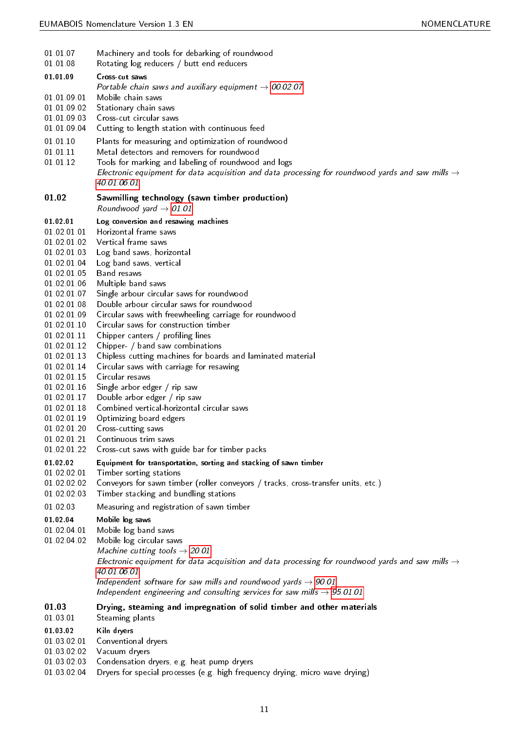01.01.07 Machinery and tools for debarking of roundwood
01.01.08 Rotating log reducers / butt end reducers

**01.01.09 Cross-cut saws**
*Portable chain saws and auxiliary equipment → 00.02.07*
01.01.09.01 Mobile chain saws
01.01.09.02 Stationary chain saws
01.01.09.03 Cross-cut circular saws
01.01.09.04 Cutting to length station with continuous feed

01.01.10 Plants for measuring and optimization of roundwood
01.01.11 Metal detectors and removers for roundwood
01.01.12 Tools for marking and labeling of roundwood and logs
*Electronic equipment for data acquisition and data processing for roundwood yards and saw mills → 40.01.06.01*

## 01.02 Sawmilling technology (sawn timber production)

*Roundwood yard → 01.01*

**01.02.01 Log conversion and resawing machines**
01.02.01.01 Horizontal frame saws
01.02.01.02 Vertical frame saws
01.02.01.03 Log band saws, horizontal
01.02.01.04 Log band saws, vertical
01.02.01.05 Band resaws
01.02.01.06 Multiple band saws
01.02.01.07 Single arbour circular saws for roundwood
01.02.01.08 Double arbour circular saws for roundwood
01.02.01.09 Circular saws with freewheeling carriage for roundwood
01.02.01.10 Circular saws for construction timber
01.02.01.11 Chipper canters / profiling lines
01.02.01.12 Chipper- / band saw combinations
01.02.01.13 Chipless cutting machines for boards and laminated material
01.02.01.14 Circular saws with carriage for resawing
01.02.01.15 Circular resaws
01.02.01.16 Single arbor edger / rip saw
01.02.01.17 Double arbor edger / rip saw
01.02.01.18 Combined vertical-horizontal circular saws
01.02.01.19 Optimizing board edgers
01.02.01.20 Cross-cutting saws
01.02.01.21 Continuous trim saws
01.02.01.22 Cross-cut saws with guide bar for timber packs

**01.02.02 Equipment for transportation, sorting and stacking of sawn timber**
01.02.02.01 Timber sorting stations
01.02.02.02 Conveyors for sawn timber (roller conveyors / tracks, cross-transfer units, etc.)
01.02.02.03 Timber stacking and bundling stations

01.02.03 Measuring and registration of sawn timber

**01.02.04 Mobile log saws**
01.02.04.01 Mobile log band saws
01.02.04.02 Mobile log circular saws
*Machine cutting tools → 20.01*
*Electronic equipment for data acquisition and data processing for roundwood yards and saw mills → 40.01.06.01*
*Independent software for saw mills and roundwood yards → 90.01*
*Independent engineering and consulting services for saw mills → 95.01.01*

## 01.03 Drying, steaming and impregnation of solid timber and other materials

01.03.01 Steaming plants

**01.03.02 Kiln dryers**
01.03.02.01 Conventional dryers
01.03.02.02 Vacuum dryers
01.03.02.03 Condensation dryers, e.g. heat pump dryers
01.03.02.04 Dryers for special processes (e.g. high frequency drying, micro wave drying)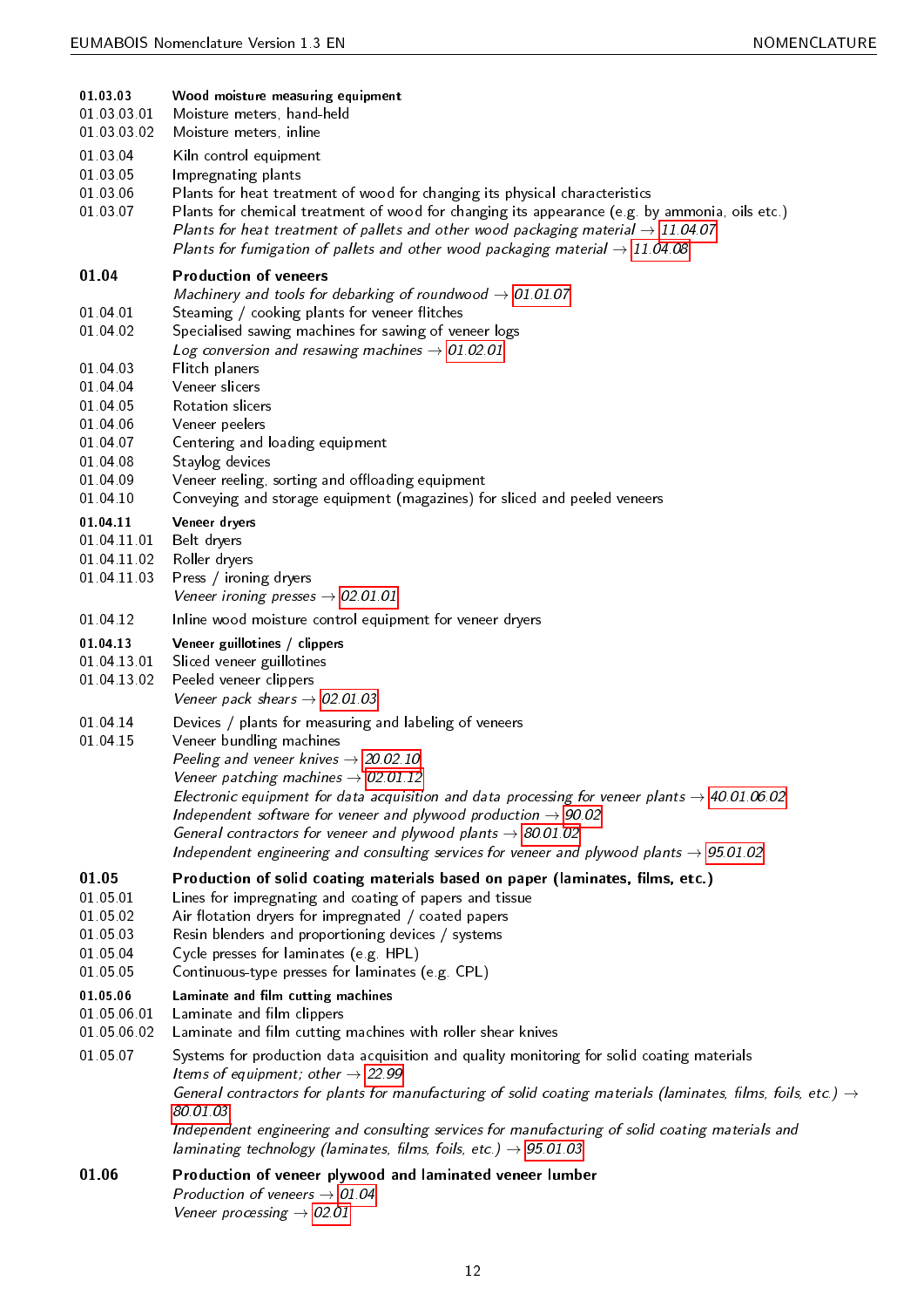**01.03.03** **Wood moisture measuring equipment**
01.03.03.01 Moisture meters, hand-held
01.03.03.02 Moisture meters, inline

01.03.04 Kiln control equipment
01.03.05 Impregnating plants
01.03.06 Plants for heat treatment of wood for changing its physical characteristics
01.03.07 Plants for chemical treatment of wood for changing its appearance (e.g. by ammonia, oils etc.)
*Plants for heat treatment of pallets and other wood packaging material* → *11.04.07*
*Plants for fumigation of pallets and other wood packaging material* → *11.04.08*

## 01.04 Production of veneers

*Machinery and tools for debarking of roundwood* → *01.01.07*
01.04.01 Steaming / cooking plants for veneer flitches
01.04.02 Specialised sawing machines for sawing of veneer logs
*Log conversion and resawing machines* → *01.02.01*
01.04.03 Flitch planers
01.04.04 Veneer slicers
01.04.05 Rotation slicers
01.04.06 Veneer peelers
01.04.07 Centering and loading equipment
01.04.08 Staylog devices
01.04.09 Veneer reeling, sorting and offloading equipment
01.04.10 Conveying and storage equipment (magazines) for sliced and peeled veneers

**01.04.11** **Veneer dryers**
01.04.11.01 Belt dryers
01.04.11.02 Roller dryers
01.04.11.03 Press / ironing dryers
*Veneer ironing presses* → *02.01.01*

01.04.12 Inline wood moisture control equipment for veneer dryers

**01.04.13** **Veneer guillotines / clippers**
01.04.13.01 Sliced veneer guillotines
01.04.13.02 Peeled veneer clippers
*Veneer pack shears* → *02.01.03*

01.04.14 Devices / plants for measuring and labeling of veneers
01.04.15 Veneer bundling machines
*Peeling and veneer knives* → *20.02.10*
*Veneer patching machines* → *02.01.12*
*Electronic equipment for data acquisition and data processing for veneer plants* → *40.01.06.02*
*Independent software for veneer and plywood production* → *90.02*
*General contractors for veneer and plywood plants* → *80.01.02*
*Independent engineering and consulting services for veneer and plywood plants* → *95.01.02*

## 01.05 Production of solid coating materials based on paper (laminates, films, etc.)

01.05.01 Lines for impregnating and coating of papers and tissue
01.05.02 Air flotation dryers for impregnated / coated papers
01.05.03 Resin blenders and proportioning devices / systems
01.05.04 Cycle presses for laminates (e.g. HPL)
01.05.05 Continuous-type presses for laminates (e.g. CPL)

**01.05.06** **Laminate and film cutting machines**
01.05.06.01 Laminate and film clippers
01.05.06.02 Laminate and film cutting machines with roller shear knives

01.05.07 Systems for production data acquisition and quality monitoring for solid coating materials
*Items of equipment; other* → *22.99*
*General contractors for plants for manufacturing of solid coating materials (laminates, films, foils, etc.)* → *80.01.03*
*Independent engineering and consulting services for manufacturing of solid coating materials and laminating technology (laminates, films, foils, etc.)* → *95.01.03*

## 01.06 Production of veneer plywood and laminated veneer lumber

*Production of veneers* → *01.04*
*Veneer processing* → *02.01*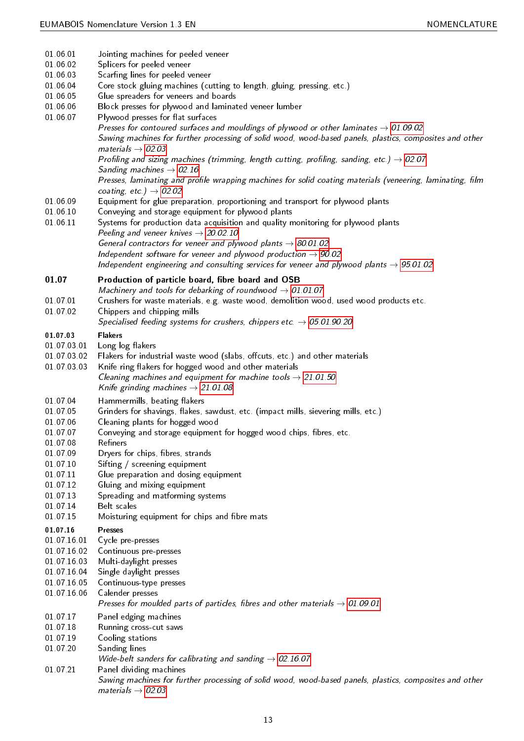01.06.01 Jointing machines for peeled veneer
01.06.02 Splicers for peeled veneer
01.06.03 Scarfing lines for peeled veneer
01.06.04 Core stock gluing machines (cutting to length, gluing, pressing, etc.)
01.06.05 Glue spreaders for veneers and boards
01.06.06 Block presses for plywood and laminated veneer lumber
01.06.07 Plywood presses for flat surfaces
*Presses for contoured surfaces and mouldings of plywood or other laminates → 01.09.02*
*Sawing machines for further processing of solid wood, wood-based panels, plastics, composites and other materials → 02.03*
*Profiling and sizing machines (trimming, length cutting, profiling, sanding, etc.) → 02.07*
*Sanding machines → 02.16*
*Presses, laminating and profile wrapping machines for solid coating materials (veneering, laminating, film coating, etc.) → 02.02*
01.06.09 Equipment for glue preparation, proportioning and transport for plywood plants
01.06.10 Conveying and storage equipment for plywood plants
01.06.11 Systems for production data acquisition and quality monitoring for plywood plants
*Peeling and veneer knives → 20.02.10*
*General contractors for veneer and plywood plants → 80.01.02*
*Independent software for veneer and plywood production → 90.02*
*Independent engineering and consulting services for veneer and plywood plants → 95.01.02*

**01.07 Production of particle board, fibre board and OSB**
*Machinery and tools for debarking of roundwood → 01.01.07*
01.07.01 Crushers for waste materials, e.g. waste wood, demolition wood, used wood products etc.
01.07.02 Chippers and chipping mills
*Specialised feeding systems for crushers, chippers etc. → 05.01.90.20*

**01.07.03 Flakers**
01.07.03.01 Long log flakers
01.07.03.02 Flakers for industrial waste wood (slabs, offcuts, etc.) and other materials
01.07.03.03 Knife ring flakers for hogged wood and other materials
*Cleaning machines and equipment for machine tools → 21.01.50*
*Knife grinding machines → 21.01.08*

01.07.04 Hammermills, beating flakers
01.07.05 Grinders for shavings, flakes, sawdust, etc. (impact mills, sievering mills, etc.)
01.07.06 Cleaning plants for hogged wood
01.07.07 Conveying and storage equipment for hogged wood chips, fibres, etc.
01.07.08 Refiners
01.07.09 Dryers for chips, fibres, strands
01.07.10 Sifting / screening equipment
01.07.11 Glue preparation and dosing equipment
01.07.12 Gluing and mixing equipment
01.07.13 Spreading and matforming systems
01.07.14 Belt scales
01.07.15 Moisturing equipment for chips and fibre mats

**01.07.16 Presses**
01.07.16.01 Cycle pre-presses
01.07.16.02 Continuous pre-presses
01.07.16.03 Multi-daylight presses
01.07.16.04 Single daylight presses
01.07.16.05 Continuous-type presses
01.07.16.06 Calender presses
*Presses for moulded parts of particles, fibres and other materials → 01.09.01*

01.07.17 Panel edging machines
01.07.18 Running cross-cut saws
01.07.19 Cooling stations
01.07.20 Sanding lines
*Wide-belt sanders for calibrating and sanding → 02.16.07*
01.07.21 Panel dividing machines
*Sawing machines for further processing of solid wood, wood-based panels, plastics, composites and other materials → 02.03*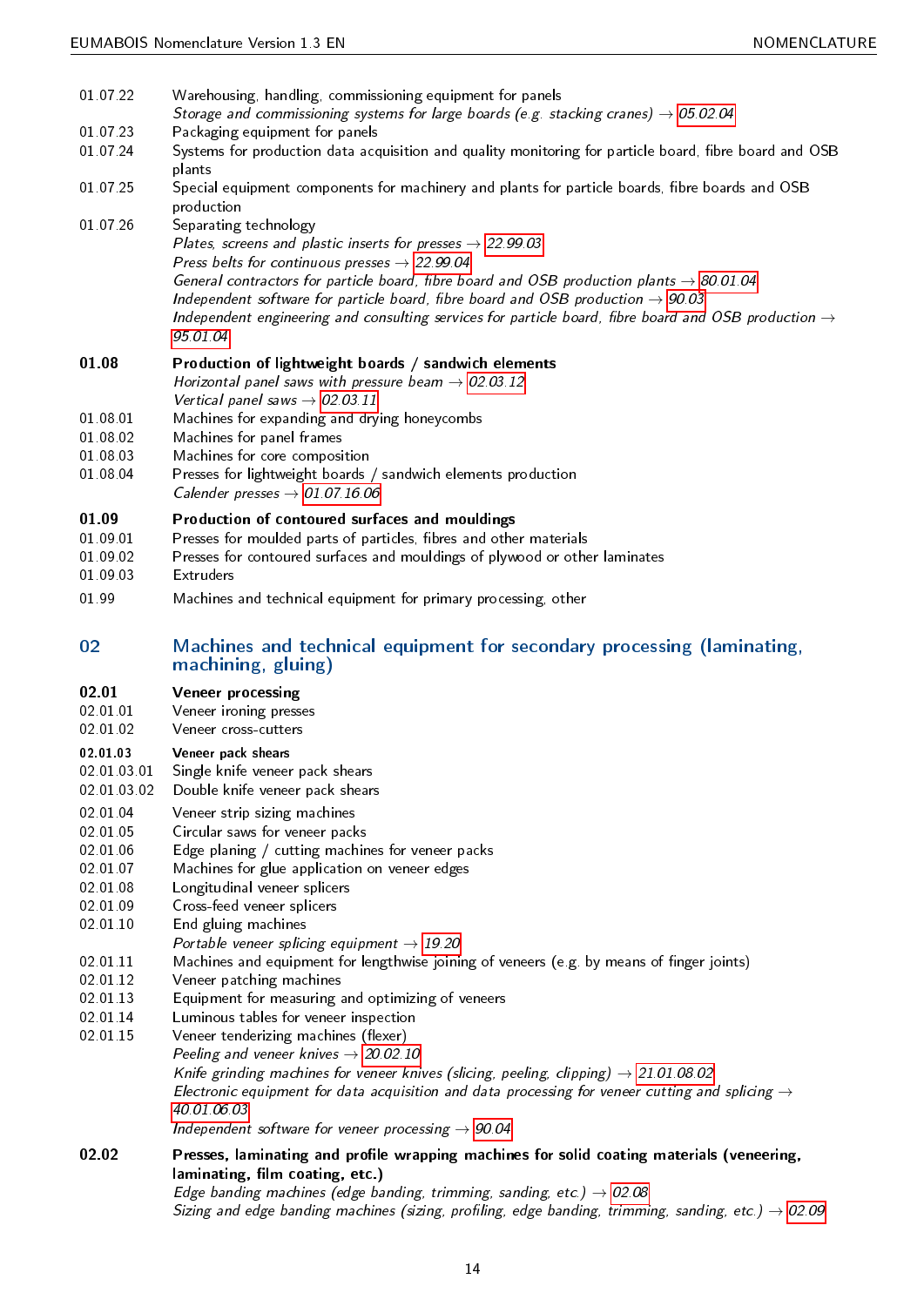01.07.22 Warehousing, handling, commissioning equipment for panels
*Storage and commissioning systems for large boards (e.g. stacking cranes) → 05.02.04*

01.07.23 Packaging equipment for panels

01.07.24 Systems for production data acquisition and quality monitoring for particle board, fibre board and OSB plants

01.07.25 Special equipment components for machinery and plants for particle boards, fibre boards and OSB production

01.07.26 Separating technology
*Plates, screens and plastic inserts for presses → 22.99.03*
*Press belts for continuous presses → 22.99.04*
*General contractors for particle board, fibre board and OSB production plants → 80.01.04*
*Independent software for particle board, fibre board and OSB production → 90.03*
*Independent engineering and consulting services for particle board, fibre board and OSB production → 95.01.04*

**01.08 Production of lightweight boards / sandwich elements**
*Horizontal panel saws with pressure beam → 02.03.12*
*Vertical panel saws → 02.03.11*

01.08.01 Machines for expanding and drying honeycombs

01.08.02 Machines for panel frames

01.08.03 Machines for core composition

01.08.04 Presses for lightweight boards / sandwich elements production
*Calender presses → 01.07.16.06*

**01.09 Production of contoured surfaces and mouldings**

01.09.01 Presses for moulded parts of particles, fibres and other materials

01.09.02 Presses for contoured surfaces and mouldings of plywood or other laminates

01.09.03 Extruders

01.99 Machines and technical equipment for primary processing, other

## 02 Machines and technical equipment for secondary processing (laminating, machining, gluing)

**02.01 Veneer processing**

02.01.01 Veneer ironing presses

02.01.02 Veneer cross-cutters

**02.01.03 Veneer pack shears**

02.01.03.01 Single knife veneer pack shears

02.01.03.02 Double knife veneer pack shears

02.01.04 Veneer strip sizing machines

02.01.05 Circular saws for veneer packs

02.01.06 Edge planing / cutting machines for veneer packs

02.01.07 Machines for glue application on veneer edges

02.01.08 Longitudinal veneer splicers

02.01.09 Cross-feed veneer splicers

02.01.10 End gluing machines
*Portable veneer splicing equipment → 19.20*

02.01.11 Machines and equipment for lengthwise joining of veneers (e.g. by means of finger joints)

02.01.12 Veneer patching machines

02.01.13 Equipment for measuring and optimizing of veneers

02.01.14 Luminous tables for veneer inspection

02.01.15 Veneer tenderizing machines (flexer)
*Peeling and veneer knives → 20.02.10*
*Knife grinding machines for veneer knives (slicing, peeling, clipping) → 21.01.08.02*
*Electronic equipment for data acquisition and data processing for veneer cutting and splicing → 40.01.06.03*
*Independent software for veneer processing → 90.04*

**02.02 Presses, laminating and profile wrapping machines for solid coating materials (veneering, laminating, film coating, etc.)**
*Edge banding machines (edge banding, trimming, sanding, etc.) → 02.08*
*Sizing and edge banding machines (sizing, profiling, edge banding, trimming, sanding, etc.) → 02.09*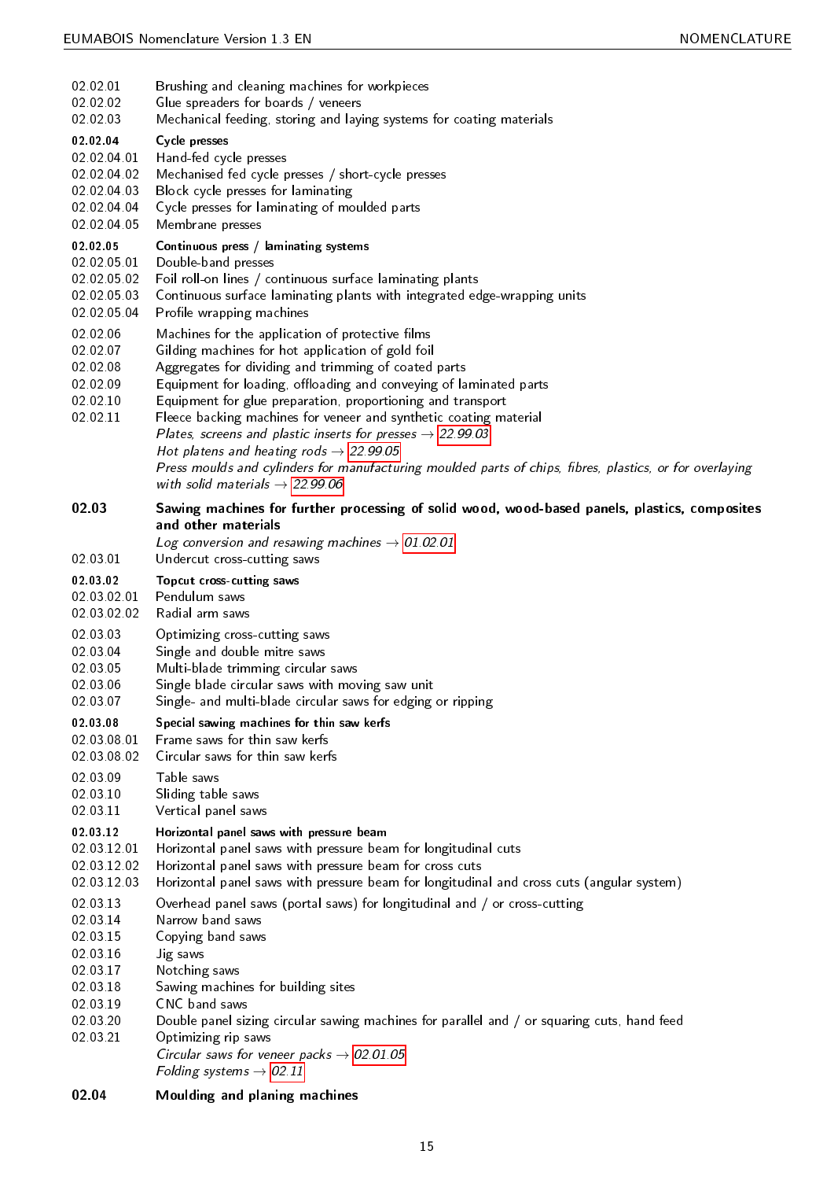02.02.01 Brushing and cleaning machines for workpieces
02.02.02 Glue spreaders for boards / veneers
02.02.03 Mechanical feeding, storing and laying systems for coating materials

**02.02.04 Cycle presses**
02.02.04.01 Hand-fed cycle presses
02.02.04.02 Mechanised fed cycle presses / short-cycle presses
02.02.04.03 Block cycle presses for laminating
02.02.04.04 Cycle presses for laminating of moulded parts
02.02.04.05 Membrane presses

**02.02.05 Continuous press / laminating systems**
02.02.05.01 Double-band presses
02.02.05.02 Foil roll-on lines / continuous surface laminating plants
02.02.05.03 Continuous surface laminating plants with integrated edge-wrapping units
02.02.05.04 Profile wrapping machines

02.02.06 Machines for the application of protective films
02.02.07 Gilding machines for hot application of gold foil
02.02.08 Aggregates for dividing and trimming of coated parts
02.02.09 Equipment for loading, offloading and conveying of laminated parts
02.02.10 Equipment for glue preparation, proportioning and transport
02.02.11 Fleece backing machines for veneer and synthetic coating material
*Plates, screens and plastic inserts for presses* → 22.99.03
*Hot platens and heating rods* → 22.99.05
*Press moulds and cylinders for manufacturing moulded parts of chips, fibres, plastics, or for overlaying with solid materials* → 22.99.06

## 02.03 Sawing machines for further processing of solid wood, wood-based panels, plastics, composites and other materials

*Log conversion and resawing machines* → 01.02.01
02.03.01 Undercut cross-cutting saws

**02.03.02 Topcut cross-cutting saws**
02.03.02.01 Pendulum saws
02.03.02.02 Radial arm saws

02.03.03 Optimizing cross-cutting saws
02.03.04 Single and double mitre saws
02.03.05 Multi-blade trimming circular saws
02.03.06 Single blade circular saws with moving saw unit
02.03.07 Single- and multi-blade circular saws for edging or ripping

**02.03.08 Special sawing machines for thin saw kerfs**
02.03.08.01 Frame saws for thin saw kerfs
02.03.08.02 Circular saws for thin saw kerfs

02.03.09 Table saws
02.03.10 Sliding table saws
02.03.11 Vertical panel saws

**02.03.12 Horizontal panel saws with pressure beam**
02.03.12.01 Horizontal panel saws with pressure beam for longitudinal cuts
02.03.12.02 Horizontal panel saws with pressure beam for cross cuts
02.03.12.03 Horizontal panel saws with pressure beam for longitudinal and cross cuts (angular system)

02.03.13 Overhead panel saws (portal saws) for longitudinal and / or cross-cutting
02.03.14 Narrow band saws
02.03.15 Copying band saws
02.03.16 Jig saws
02.03.17 Notching saws
02.03.18 Sawing machines for building sites
02.03.19 CNC band saws
02.03.20 Double panel sizing circular sawing machines for parallel and / or squaring cuts, hand feed
02.03.21 Optimizing rip saws
*Circular saws for veneer packs* → 02.01.05
*Folding systems* → 02.11

## 02.04 Moulding and planing machines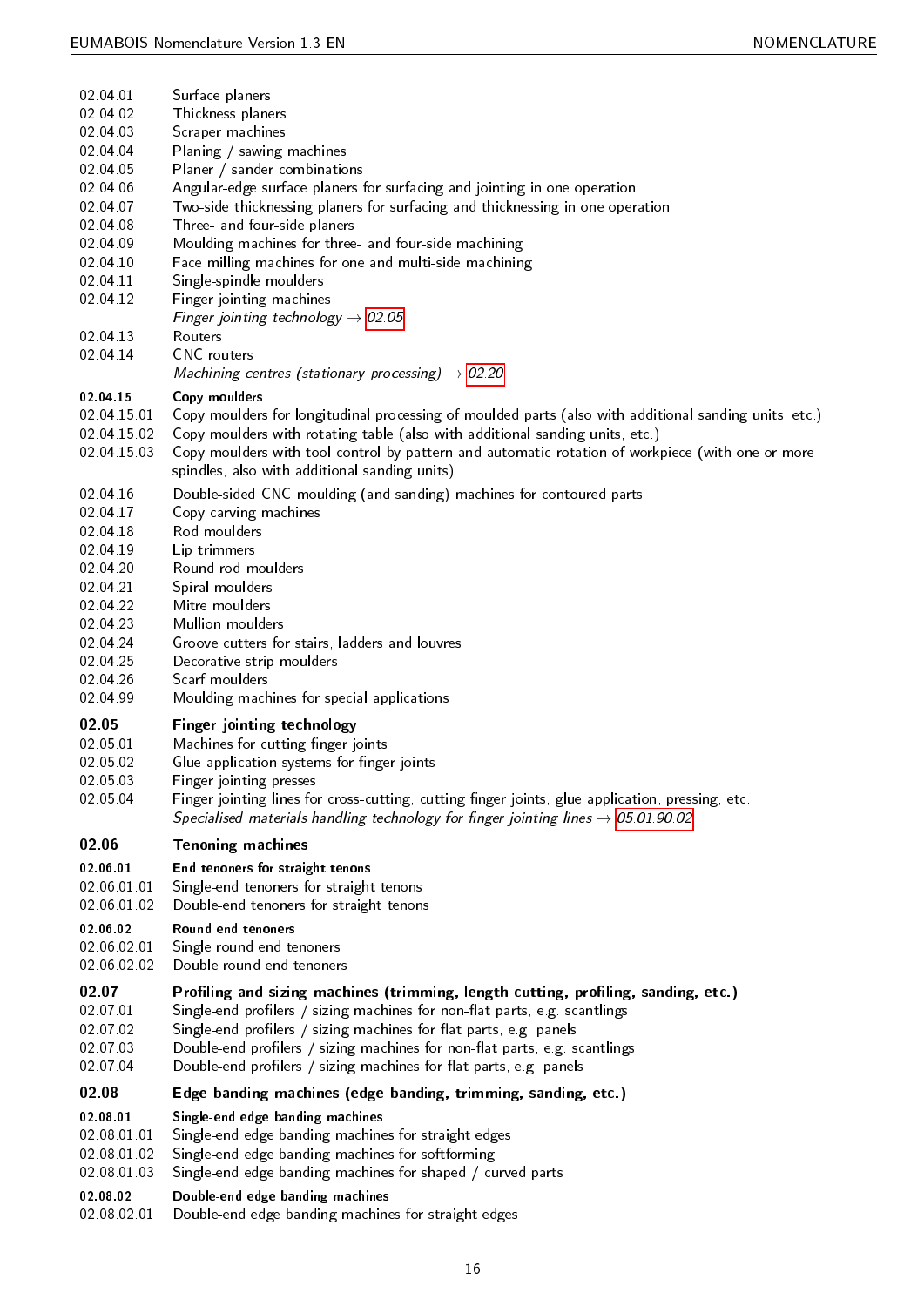02.04.01 Surface planers
02.04.02 Thickness planers
02.04.03 Scraper machines
02.04.04 Planing / sawing machines
02.04.05 Planer / sander combinations
02.04.06 Angular-edge surface planers for surfacing and jointing in one operation
02.04.07 Two-side thicknessing planers for surfacing and thicknessing in one operation
02.04.08 Three- and four-side planers
02.04.09 Moulding machines for three- and four-side machining
02.04.10 Face milling machines for one and multi-side machining
02.04.11 Single-spindle moulders
02.04.12 Finger jointing machines
*Finger jointing technology* → 02.05
02.04.13 Routers
02.04.14 CNC routers
*Machining centres (stationary processing)* → 02.20

**02.04.15 Copy moulders**
02.04.15.01 Copy moulders for longitudinal processing of moulded parts (also with additional sanding units, etc.)
02.04.15.02 Copy moulders with rotating table (also with additional sanding units, etc.)
02.04.15.03 Copy moulders with tool control by pattern and automatic rotation of workpiece (with one or more spindles, also with additional sanding units)

02.04.16 Double-sided CNC moulding (and sanding) machines for contoured parts
02.04.17 Copy carving machines
02.04.18 Rod moulders
02.04.19 Lip trimmers
02.04.20 Round rod moulders
02.04.21 Spiral moulders
02.04.22 Mitre moulders
02.04.23 Mullion moulders
02.04.24 Groove cutters for stairs, ladders and louvres
02.04.25 Decorative strip moulders
02.04.26 Scarf moulders
02.04.99 Moulding machines for special applications

## 02.05 Finger jointing technology

02.05.01 Machines for cutting finger joints
02.05.02 Glue application systems for finger joints
02.05.03 Finger jointing presses
02.05.04 Finger jointing lines for cross-cutting, cutting finger joints, glue application, pressing, etc.
*Specialised materials handling technology for finger jointing lines* → 05.01.90.02

## 02.06 Tenoning machines

**02.06.01 End tenoners for straight tenons**
02.06.01.01 Single-end tenoners for straight tenons
02.06.01.02 Double-end tenoners for straight tenons

**02.06.02 Round end tenoners**
02.06.02.01 Single round end tenoners
02.06.02.02 Double round end tenoners

## 02.07 Profiling and sizing machines (trimming, length cutting, profiling, sanding, etc.)

02.07.01 Single-end profilers / sizing machines for non-flat parts, e.g. scantlings
02.07.02 Single-end profilers / sizing machines for flat parts, e.g. panels
02.07.03 Double-end profilers / sizing machines for non-flat parts, e.g. scantlings
02.07.04 Double-end profilers / sizing machines for flat parts, e.g. panels

## 02.08 Edge banding machines (edge banding, trimming, sanding, etc.)

**02.08.01 Single-end edge banding machines**
02.08.01.01 Single-end edge banding machines for straight edges
02.08.01.02 Single-end edge banding machines for softforming
02.08.01.03 Single-end edge banding machines for shaped / curved parts

**02.08.02 Double-end edge banding machines**
02.08.02.01 Double-end edge banding machines for straight edges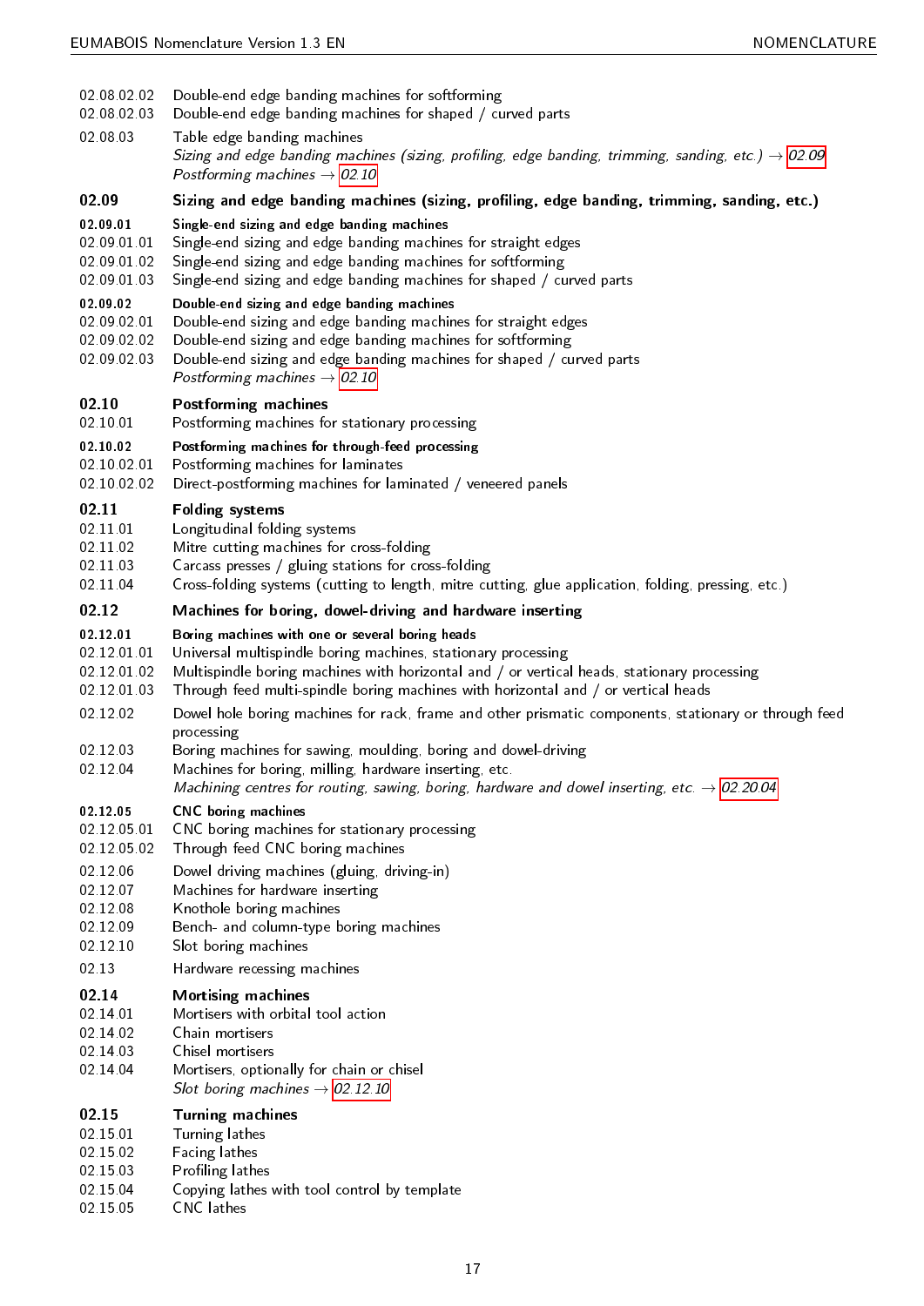02.08.02.02 Double-end edge banding machines for softforming
02.08.02.03 Double-end edge banding machines for shaped / curved parts

02.08.03 Table edge banding machines
*Sizing and edge banding machines (sizing, profiling, edge banding, trimming, sanding, etc.) → 02.09*
*Postforming machines → 02.10*

## 02.09 Sizing and edge banding machines (sizing, profiling, edge banding, trimming, sanding, etc.)

**02.09.01 Single-end sizing and edge banding machines**
02.09.01.01 Single-end sizing and edge banding machines for straight edges
02.09.01.02 Single-end sizing and edge banding machines for softforming
02.09.01.03 Single-end sizing and edge banding machines for shaped / curved parts

**02.09.02 Double-end sizing and edge banding machines**
02.09.02.01 Double-end sizing and edge banding machines for straight edges
02.09.02.02 Double-end sizing and edge banding machines for softforming
02.09.02.03 Double-end sizing and edge banding machines for shaped / curved parts
*Postforming machines → 02.10*

## 02.10 Postforming machines

02.10.01 Postforming machines for stationary processing

**02.10.02 Postforming machines for through-feed processing**
02.10.02.01 Postforming machines for laminates
02.10.02.02 Direct-postforming machines for laminated / veneered panels

## 02.11 Folding systems

02.11.01 Longitudinal folding systems
02.11.02 Mitre cutting machines for cross-folding
02.11.03 Carcass presses / gluing stations for cross-folding
02.11.04 Cross-folding systems (cutting to length, mitre cutting, glue application, folding, pressing, etc.)

## 02.12 Machines for boring, dowel-driving and hardware inserting

**02.12.01 Boring machines with one or several boring heads**
02.12.01.01 Universal multispindle boring machines, stationary processing
02.12.01.02 Multispindle boring machines with horizontal and / or vertical heads, stationary processing
02.12.01.03 Through feed multi-spindle boring machines with horizontal and / or vertical heads

02.12.02 Dowel hole boring machines for rack, frame and other prismatic components, stationary or through feed processing
02.12.03 Boring machines for sawing, moulding, boring and dowel-driving
02.12.04 Machines for boring, milling, hardware inserting, etc.
*Machining centres for routing, sawing, boring, hardware and dowel inserting, etc. → 02.20.04*

**02.12.05 CNC boring machines**
02.12.05.01 CNC boring machines for stationary processing
02.12.05.02 Through feed CNC boring machines

02.12.06 Dowel driving machines (gluing, driving-in)
02.12.07 Machines for hardware inserting
02.12.08 Knothole boring machines
02.12.09 Bench- and column-type boring machines
02.12.10 Slot boring machines

02.13 Hardware recessing machines

## 02.14 Mortising machines

02.14.01 Mortisers with orbital tool action
02.14.02 Chain mortisers
02.14.03 Chisel mortisers
02.14.04 Mortisers, optionally for chain or chisel
*Slot boring machines → 02.12.10*

## 02.15 Turning machines

02.15.01 Turning lathes
02.15.02 Facing lathes
02.15.03 Profiling lathes
02.15.04 Copying lathes with tool control by template
02.15.05 CNC lathes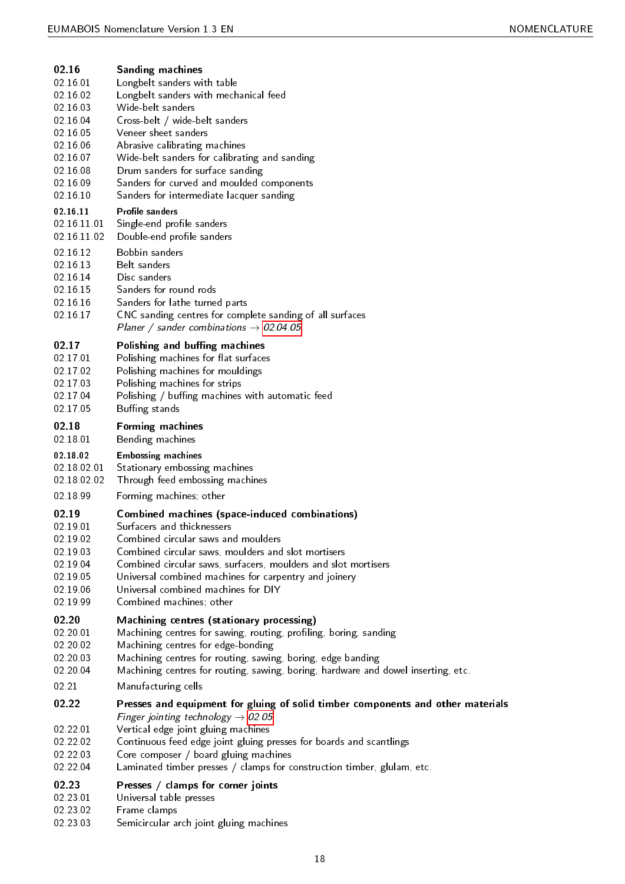**02.16 Sanding machines**

02.16.01 Longbelt sanders with table
02.16.02 Longbelt sanders with mechanical feed
02.16.03 Wide-belt sanders
02.16.04 Cross-belt / wide-belt sanders
02.16.05 Veneer sheet sanders
02.16.06 Abrasive calibrating machines
02.16.07 Wide-belt sanders for calibrating and sanding
02.16.08 Drum sanders for surface sanding
02.16.09 Sanders for curved and moulded components
02.16.10 Sanders for intermediate lacquer sanding

**02.16.11 Profile sanders**

02.16.11.01 Single-end profile sanders
02.16.11.02 Double-end profile sanders

02.16.12 Bobbin sanders
02.16.13 Belt sanders
02.16.14 Disc sanders
02.16.15 Sanders for round rods
02.16.16 Sanders for lathe turned parts
02.16.17 CNC sanding centres for complete sanding of all surfaces
*Planer / sander combinations → 02.04.05*

**02.17 Polishing and buffing machines**

02.17.01 Polishing machines for flat surfaces
02.17.02 Polishing machines for mouldings
02.17.03 Polishing machines for strips
02.17.04 Polishing / buffing machines with automatic feed
02.17.05 Buffing stands

**02.18 Forming machines**

02.18.01 Bending machines

**02.18.02 Embossing machines**

02.18.02.01 Stationary embossing machines
02.18.02.02 Through feed embossing machines

02.18.99 Forming machines; other

**02.19 Combined machines (space-induced combinations)**

02.19.01 Surfacers and thicknessers
02.19.02 Combined circular saws and moulders
02.19.03 Combined circular saws, moulders and slot mortisers
02.19.04 Combined circular saws, surfacers, moulders and slot mortisers
02.19.05 Universal combined machines for carpentry and joinery
02.19.06 Universal combined machines for DIY
02.19.99 Combined machines; other

**02.20 Machining centres (stationary processing)**

02.20.01 Machining centres for sawing, routing, profiling, boring, sanding
02.20.02 Machining centres for edge-bonding
02.20.03 Machining centres for routing, sawing, boring, edge banding
02.20.04 Machining centres for routing, sawing, boring, hardware and dowel inserting, etc.

02.21 Manufacturing cells

**02.22 Presses and equipment for gluing of solid timber components and other materials**

*Finger jointing technology → 02.05*

02.22.01 Vertical edge joint gluing machines
02.22.02 Continuous feed edge joint gluing presses for boards and scantlings
02.22.03 Core composer / board gluing machines
02.22.04 Laminated timber presses / clamps for construction timber, glulam, etc.

**02.23 Presses / clamps for corner joints**

02.23.01 Universal table presses
02.23.02 Frame clamps
02.23.03 Semicircular arch joint gluing machines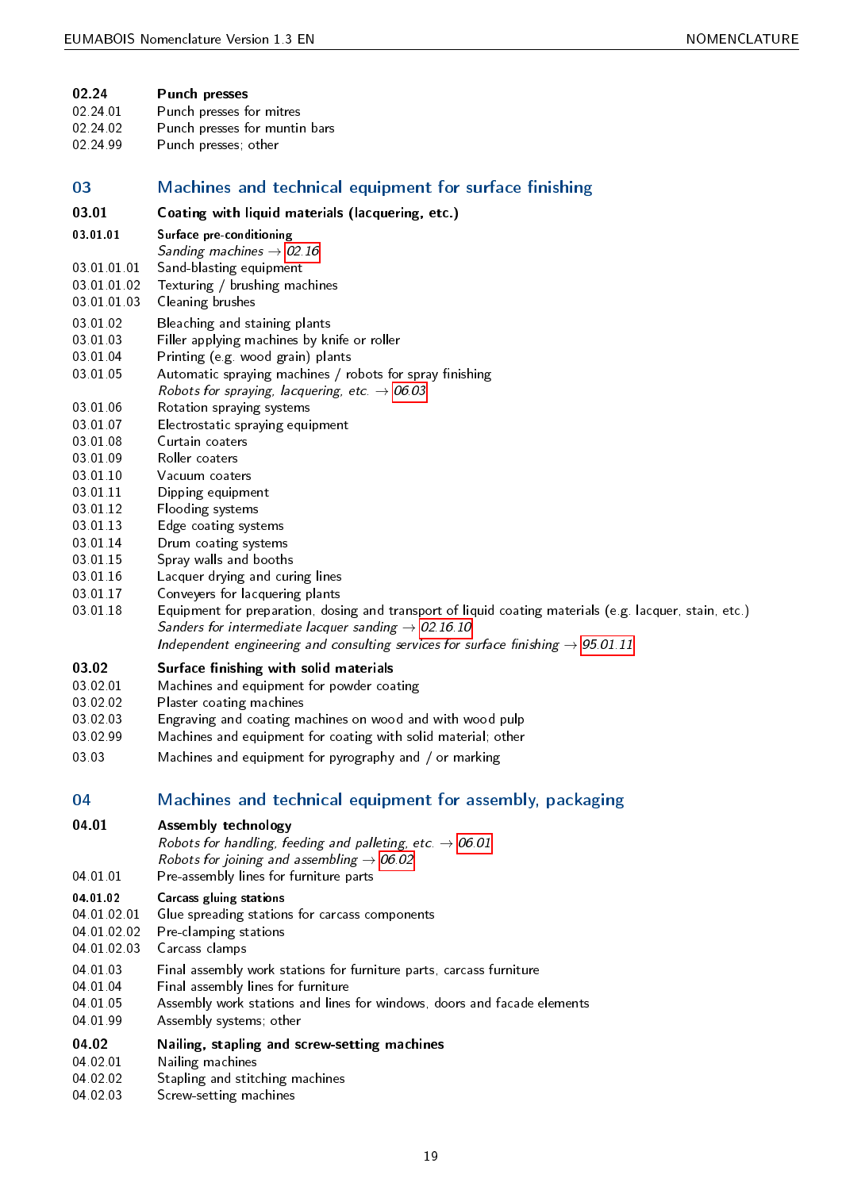**02.24** **Punch presses**
02.24.01 Punch presses for mitres
02.24.02 Punch presses for muntin bars
02.24.99 Punch presses; other

## 03 Machines and technical equipment for surface finishing

**03.01** **Coating with liquid materials (lacquering, etc.)**

**03.01.01** **Surface pre-conditioning**
*Sanding machines → 02.16*
03.01.01.01 Sand-blasting equipment
03.01.01.02 Texturing / brushing machines
03.01.01.03 Cleaning brushes

03.01.02 Bleaching and staining plants
03.01.03 Filler applying machines by knife or roller
03.01.04 Printing (e.g. wood grain) plants
03.01.05 Automatic spraying machines / robots for spray finishing
*Robots for spraying, lacquering, etc. → 06.03*
03.01.06 Rotation spraying systems
03.01.07 Electrostatic spraying equipment
03.01.08 Curtain coaters
03.01.09 Roller coaters
03.01.10 Vacuum coaters
03.01.11 Dipping equipment
03.01.12 Flooding systems
03.01.13 Edge coating systems
03.01.14 Drum coating systems
03.01.15 Spray walls and booths
03.01.16 Lacquer drying and curing lines
03.01.17 Conveyers for lacquering plants
03.01.18 Equipment for preparation, dosing and transport of liquid coating materials (e.g. lacquer, stain, etc.)
*Sanders for intermediate lacquer sanding → 02.16.10*
*Independent engineering and consulting services for surface finishing → 95.01.11*

**03.02** **Surface finishing with solid materials**
03.02.01 Machines and equipment for powder coating
03.02.02 Plaster coating machines
03.02.03 Engraving and coating machines on wood and with wood pulp
03.02.99 Machines and equipment for coating with solid material; other

03.03 Machines and equipment for pyrography and / or marking

## 04 Machines and technical equipment for assembly, packaging

**04.01** **Assembly technology**
*Robots for handling, feeding and palleting, etc. → 06.01*
*Robots for joining and assembling → 06.02*
04.01.01 Pre-assembly lines for furniture parts

**04.01.02** **Carcass gluing stations**
04.01.02.01 Glue spreading stations for carcass components
04.01.02.02 Pre-clamping stations
04.01.02.03 Carcass clamps

04.01.03 Final assembly work stations for furniture parts, carcass furniture
04.01.04 Final assembly lines for furniture
04.01.05 Assembly work stations and lines for windows, doors and facade elements
04.01.99 Assembly systems; other

**04.02** **Nailing, stapling and screw-setting machines**
04.02.01 Nailing machines
04.02.02 Stapling and stitching machines
04.02.03 Screw-setting machines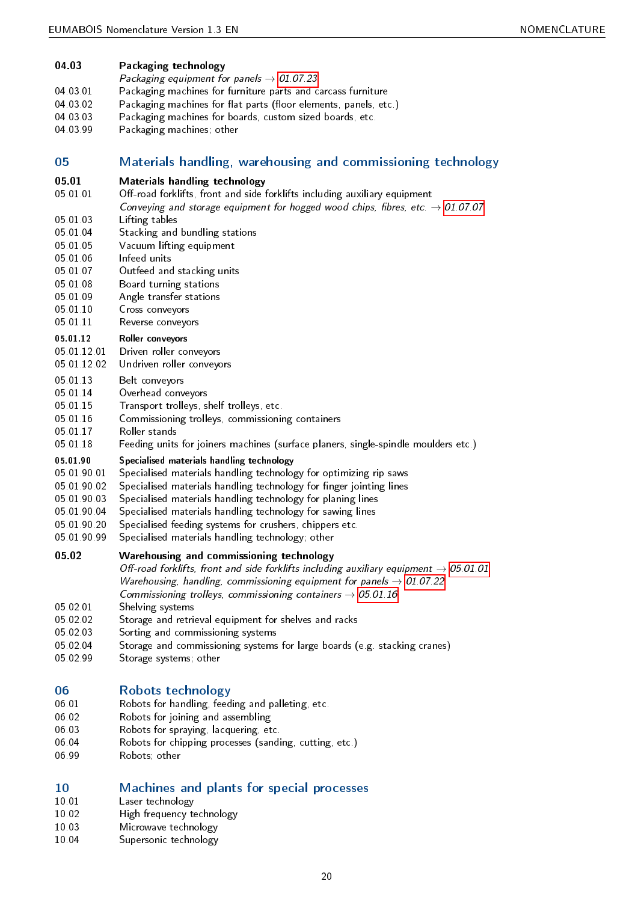**04.03 Packaging technology**

*Packaging equipment for panels* → 01.07.23

04.03.01 Packaging machines for furniture parts and carcass furniture
04.03.02 Packaging machines for flat parts (floor elements, panels, etc.)
04.03.03 Packaging machines for boards, custom sized boards, etc.
04.03.99 Packaging machines; other

## 05 Materials handling, warehousing and commissioning technology

**05.01 Materials handling technology**

05.01.01 Off-road forklifts, front and side forklifts including auxiliary equipment

*Conveying and storage equipment for hogged wood chips, fibres, etc.* → 01.07.07

05.01.03 Lifting tables
05.01.04 Stacking and bundling stations
05.01.05 Vacuum lifting equipment
05.01.06 Infeed units
05.01.07 Outfeed and stacking units
05.01.08 Board turning stations
05.01.09 Angle transfer stations
05.01.10 Cross conveyors
05.01.11 Reverse conveyors

**05.01.12 Roller conveyors**

05.01.12.01 Driven roller conveyors
05.01.12.02 Undriven roller conveyors

05.01.13 Belt conveyors
05.01.14 Overhead conveyors
05.01.15 Transport trolleys, shelf trolleys, etc.
05.01.16 Commissioning trolleys, commissioning containers
05.01.17 Roller stands
05.01.18 Feeding units for joiners machines (surface planers, single-spindle moulders etc.)

**05.01.90 Specialised materials handling technology**

05.01.90.01 Specialised materials handling technology for optimizing rip saws
05.01.90.02 Specialised materials handling technology for finger jointing lines
05.01.90.03 Specialised materials handling technology for planing lines
05.01.90.04 Specialised materials handling technology for sawing lines
05.01.90.20 Specialised feeding systems for crushers, chippers etc.
05.01.90.99 Specialised materials handling technology; other

**05.02 Warehousing and commissioning technology**

*Off-road forklifts, front and side forklifts including auxiliary equipment* → 05.01.01
*Warehousing, handling, commissioning equipment for panels* → 01.07.22
*Commissioning trolleys, commissioning containers* → 05.01.16

05.02.01 Shelving systems
05.02.02 Storage and retrieval equipment for shelves and racks
05.02.03 Sorting and commissioning systems
05.02.04 Storage and commissioning systems for large boards (e.g. stacking cranes)
05.02.99 Storage systems; other

## 06 Robots technology

06.01 Robots for handling, feeding and palleting, etc.
06.02 Robots for joining and assembling
06.03 Robots for spraying, lacquering, etc.
06.04 Robots for chipping processes (sanding, cutting, etc.)
06.99 Robots; other

## 10 Machines and plants for special processes

10.01 Laser technology
10.02 High frequency technology
10.03 Microwave technology
10.04 Supersonic technology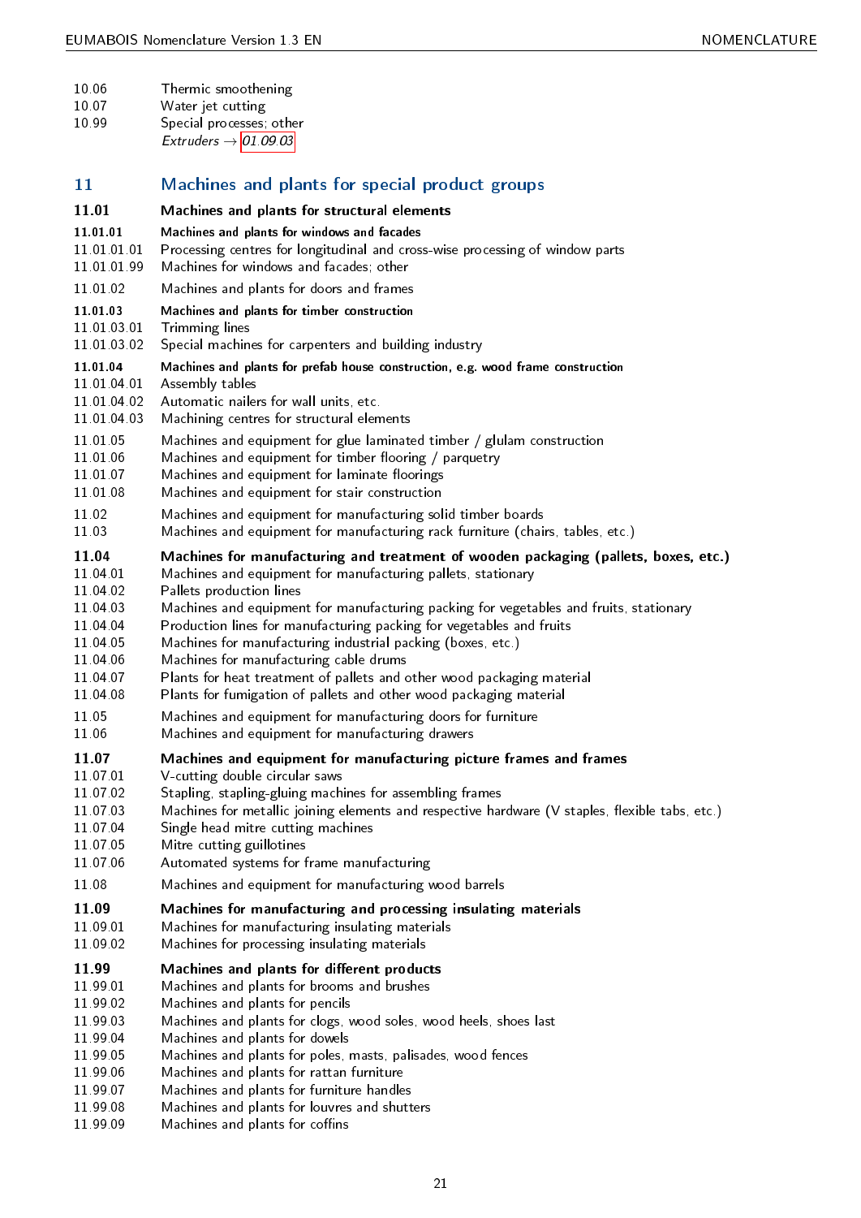10.06 Thermic smoothening
10.07 Water jet cutting
10.99 Special processes; other
*Extruders* → 01.09.03

## 11 Machines and plants for special product groups

### 11.01 Machines and plants for structural elements

**11.01.01 Machines and plants for windows and facades**
11.01.01.01 Processing centres for longitudinal and cross-wise processing of window parts
11.01.01.99 Machines for windows and facades; other

11.01.02 Machines and plants for doors and frames

**11.01.03 Machines and plants for timber construction**
11.01.03.01 Trimming lines
11.01.03.02 Special machines for carpenters and building industry

**11.01.04 Machines and plants for prefab house construction, e.g. wood frame construction**
11.01.04.01 Assembly tables
11.01.04.02 Automatic nailers for wall units, etc.
11.01.04.03 Machining centres for structural elements

11.01.05 Machines and equipment for glue laminated timber / glulam construction
11.01.06 Machines and equipment for timber flooring / parquetry
11.01.07 Machines and equipment for laminate floorings
11.01.08 Machines and equipment for stair construction

11.02 Machines and equipment for manufacturing solid timber boards
11.03 Machines and equipment for manufacturing rack furniture (chairs, tables, etc.)

### 11.04 Machines for manufacturing and treatment of wooden packaging (pallets, boxes, etc.)
11.04.01 Machines and equipment for manufacturing pallets, stationary
11.04.02 Pallets production lines
11.04.03 Machines and equipment for manufacturing packing for vegetables and fruits, stationary
11.04.04 Production lines for manufacturing packing for vegetables and fruits
11.04.05 Machines for manufacturing industrial packing (boxes, etc.)
11.04.06 Machines for manufacturing cable drums
11.04.07 Plants for heat treatment of pallets and other wood packaging material
11.04.08 Plants for fumigation of pallets and other wood packaging material

11.05 Machines and equipment for manufacturing doors for furniture
11.06 Machines and equipment for manufacturing drawers

### 11.07 Machines and equipment for manufacturing picture frames and frames
11.07.01 V-cutting double circular saws
11.07.02 Stapling, stapling-gluing machines for assembling frames
11.07.03 Machines for metallic joining elements and respective hardware (V staples, flexible tabs, etc.)
11.07.04 Single head mitre cutting machines
11.07.05 Mitre cutting guillotines
11.07.06 Automated systems for frame manufacturing

11.08 Machines and equipment for manufacturing wood barrels

### 11.09 Machines for manufacturing and processing insulating materials
11.09.01 Machines for manufacturing insulating materials
11.09.02 Machines for processing insulating materials

### 11.99 Machines and plants for different products
11.99.01 Machines and plants for brooms and brushes
11.99.02 Machines and plants for pencils
11.99.03 Machines and plants for clogs, wood soles, wood heels, shoes last
11.99.04 Machines and plants for dowels
11.99.05 Machines and plants for poles, masts, palisades, wood fences
11.99.06 Machines and plants for rattan furniture
11.99.07 Machines and plants for furniture handles
11.99.08 Machines and plants for louvres and shutters
11.99.09 Machines and plants for coffins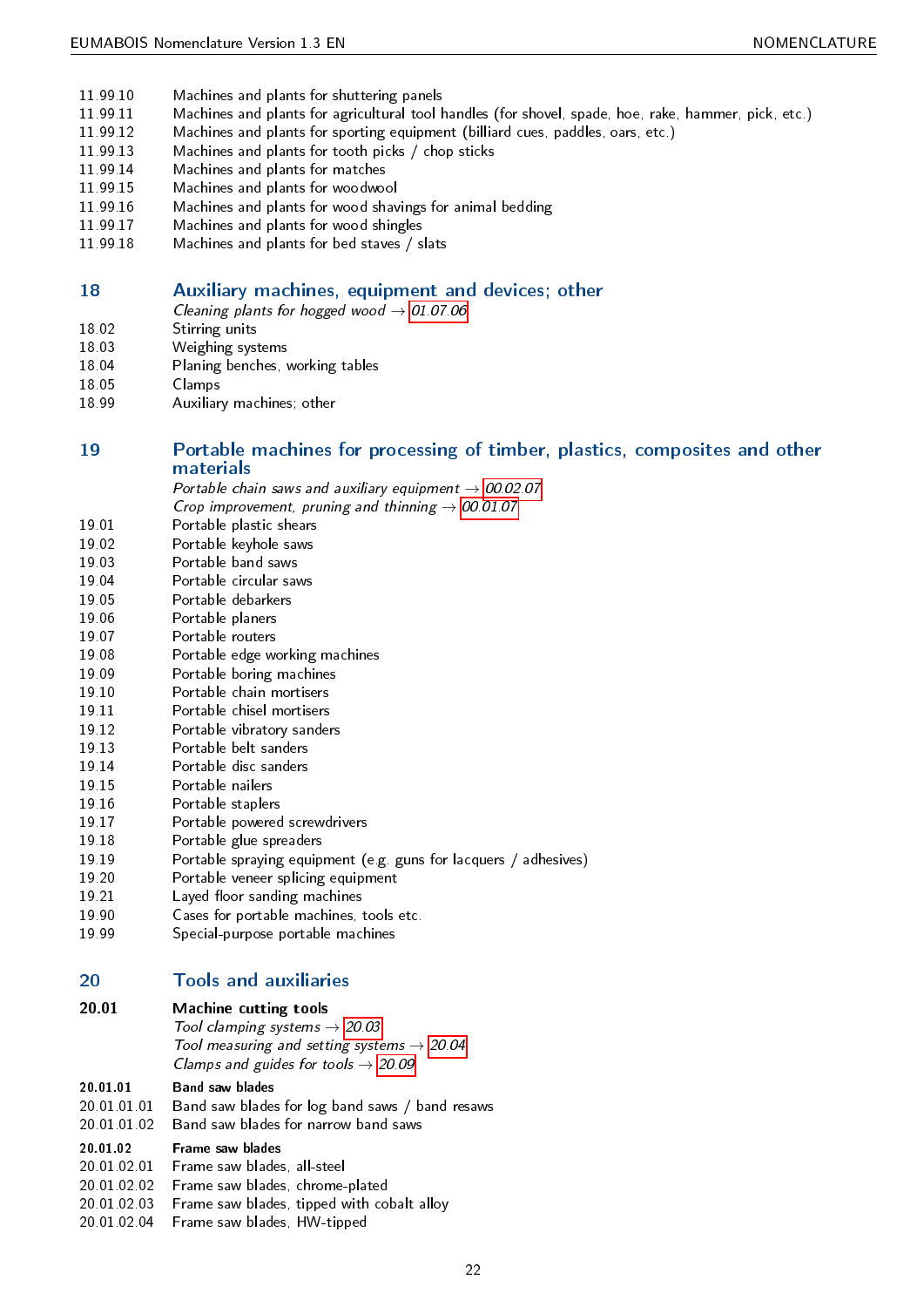11.99.10 Machines and plants for shuttering panels
11.99.11 Machines and plants for agricultural tool handles (for shovel, spade, hoe, rake, hammer, pick, etc.)
11.99.12 Machines and plants for sporting equipment (billiard cues, paddles, oars, etc.)
11.99.13 Machines and plants for tooth picks / chop sticks
11.99.14 Machines and plants for matches
11.99.15 Machines and plants for woodwool
11.99.16 Machines and plants for wood shavings for animal bedding
11.99.17 Machines and plants for wood shingles
11.99.18 Machines and plants for bed staves / slats

## 18 Auxiliary machines, equipment and devices; other

*Cleaning plants for hogged wood → 01.07.06*

18.02 Stirring units
18.03 Weighing systems
18.04 Planing benches, working tables
18.05 Clamps
18.99 Auxiliary machines; other

## 19 Portable machines for processing of timber, plastics, composites and other materials

*Portable chain saws and auxiliary equipment → 00.02.07*
*Crop improvement, pruning and thinning → 00.01.07*

19.01 Portable plastic shears
19.02 Portable keyhole saws
19.03 Portable band saws
19.04 Portable circular saws
19.05 Portable debarkers
19.06 Portable planers
19.07 Portable routers
19.08 Portable edge working machines
19.09 Portable boring machines
19.10 Portable chain mortisers
19.11 Portable chisel mortisers
19.12 Portable vibratory sanders
19.13 Portable belt sanders
19.14 Portable disc sanders
19.15 Portable nailers
19.16 Portable staplers
19.17 Portable powered screwdrivers
19.18 Portable glue spreaders
19.19 Portable spraying equipment (e.g. guns for lacquers / adhesives)
19.20 Portable veneer splicing equipment
19.21 Layed floor sanding machines
19.90 Cases for portable machines, tools etc.
19.99 Special-purpose portable machines

## 20 Tools and auxiliaries

### 20.01 Machine cutting tools

*Tool clamping systems → 20.03*
*Tool measuring and setting systems → 20.04*
*Clamps and guides for tools → 20.09*

**20.01.01 Band saw blades**

20.01.01.01 Band saw blades for log band saws / band resaws
20.01.01.02 Band saw blades for narrow band saws

**20.01.02 Frame saw blades**

20.01.02.01 Frame saw blades, all-steel
20.01.02.02 Frame saw blades, chrome-plated
20.01.02.03 Frame saw blades, tipped with cobalt alloy
20.01.02.04 Frame saw blades, HW-tipped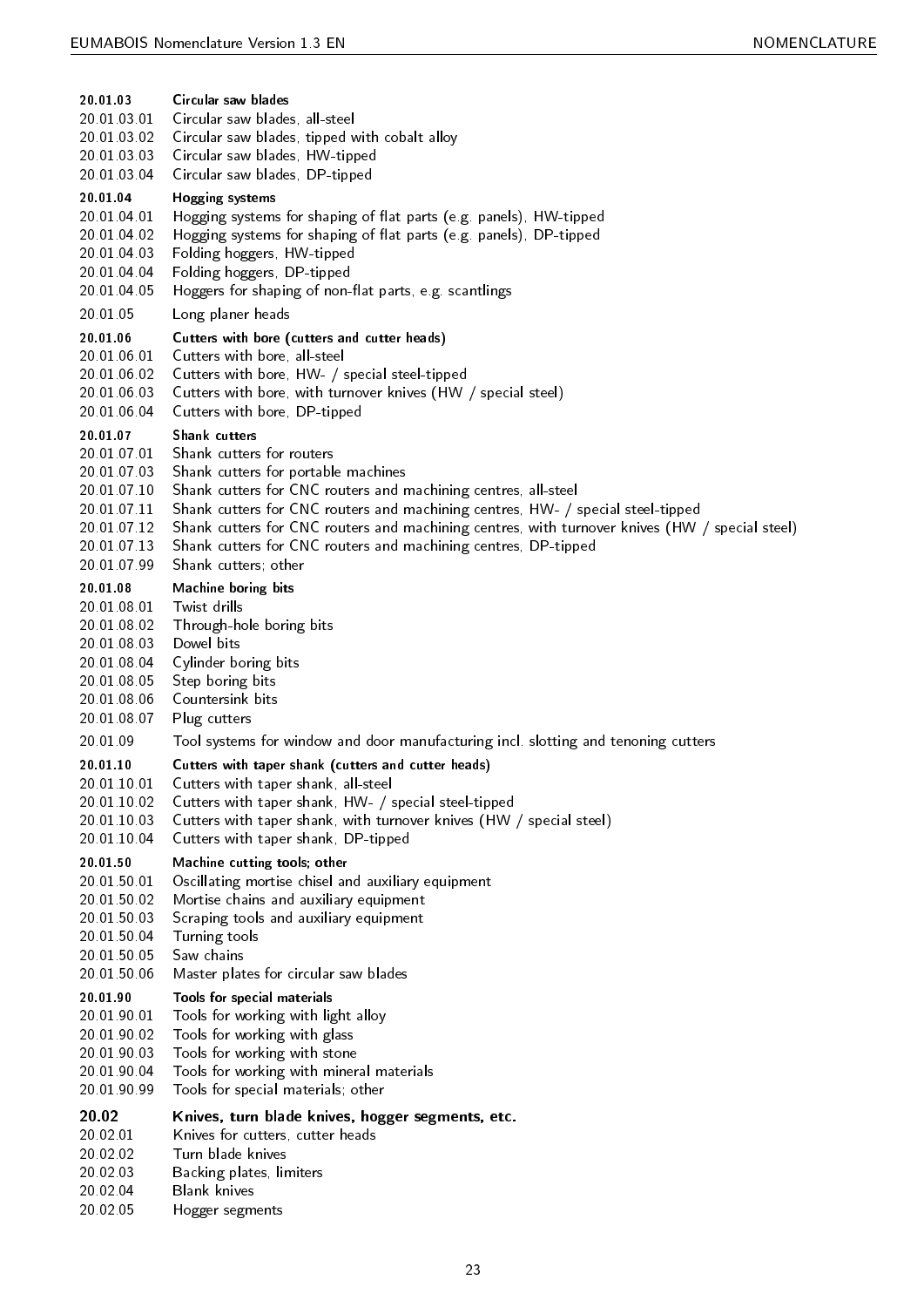**20.01.03** **Circular saw blades**
20.01.03.01 Circular saw blades, all-steel
20.01.03.02 Circular saw blades, tipped with cobalt alloy
20.01.03.03 Circular saw blades, HW-tipped
20.01.03.04 Circular saw blades, DP-tipped

**20.01.04** **Hogging systems**
20.01.04.01 Hogging systems for shaping of flat parts (e.g. panels), HW-tipped
20.01.04.02 Hogging systems for shaping of flat parts (e.g. panels), DP-tipped
20.01.04.03 Folding hoggers, HW-tipped
20.01.04.04 Folding hoggers, DP-tipped
20.01.04.05 Hoggers for shaping of non-flat parts, e.g. scantlings

20.01.05 Long planer heads

**20.01.06** **Cutters with bore (cutters and cutter heads)**
20.01.06.01 Cutters with bore, all-steel
20.01.06.02 Cutters with bore, HW- / special steel-tipped
20.01.06.03 Cutters with bore, with turnover knives (HW / special steel)
20.01.06.04 Cutters with bore, DP-tipped

**20.01.07** **Shank cutters**
20.01.07.01 Shank cutters for routers
20.01.07.03 Shank cutters for portable machines
20.01.07.10 Shank cutters for CNC routers and machining centres, all-steel
20.01.07.11 Shank cutters for CNC routers and machining centres, HW- / special steel-tipped
20.01.07.12 Shank cutters for CNC routers and machining centres, with turnover knives (HW / special steel)
20.01.07.13 Shank cutters for CNC routers and machining centres, DP-tipped
20.01.07.99 Shank cutters; other

**20.01.08** **Machine boring bits**
20.01.08.01 Twist drills
20.01.08.02 Through-hole boring bits
20.01.08.03 Dowel bits
20.01.08.04 Cylinder boring bits
20.01.08.05 Step boring bits
20.01.08.06 Countersink bits
20.01.08.07 Plug cutters

20.01.09 Tool systems for window and door manufacturing incl. slotting and tenoning cutters

**20.01.10** **Cutters with taper shank (cutters and cutter heads)**
20.01.10.01 Cutters with taper shank, all-steel
20.01.10.02 Cutters with taper shank, HW- / special steel-tipped
20.01.10.03 Cutters with taper shank, with turnover knives (HW / special steel)
20.01.10.04 Cutters with taper shank, DP-tipped

**20.01.50** **Machine cutting tools; other**
20.01.50.01 Oscillating mortise chisel and auxiliary equipment
20.01.50.02 Mortise chains and auxiliary equipment
20.01.50.03 Scraping tools and auxiliary equipment
20.01.50.04 Turning tools
20.01.50.05 Saw chains
20.01.50.06 Master plates for circular saw blades

**20.01.90** **Tools for special materials**
20.01.90.01 Tools for working with light alloy
20.01.90.02 Tools for working with glass
20.01.90.03 Tools for working with stone
20.01.90.04 Tools for working with mineral materials
20.01.90.99 Tools for special materials; other

### 20.02 Knives, turn blade knives, hogger segments, etc.
20.02.01 Knives for cutters, cutter heads
20.02.02 Turn blade knives
20.02.03 Backing plates, limiters
20.02.04 Blank knives
20.02.05 Hogger segments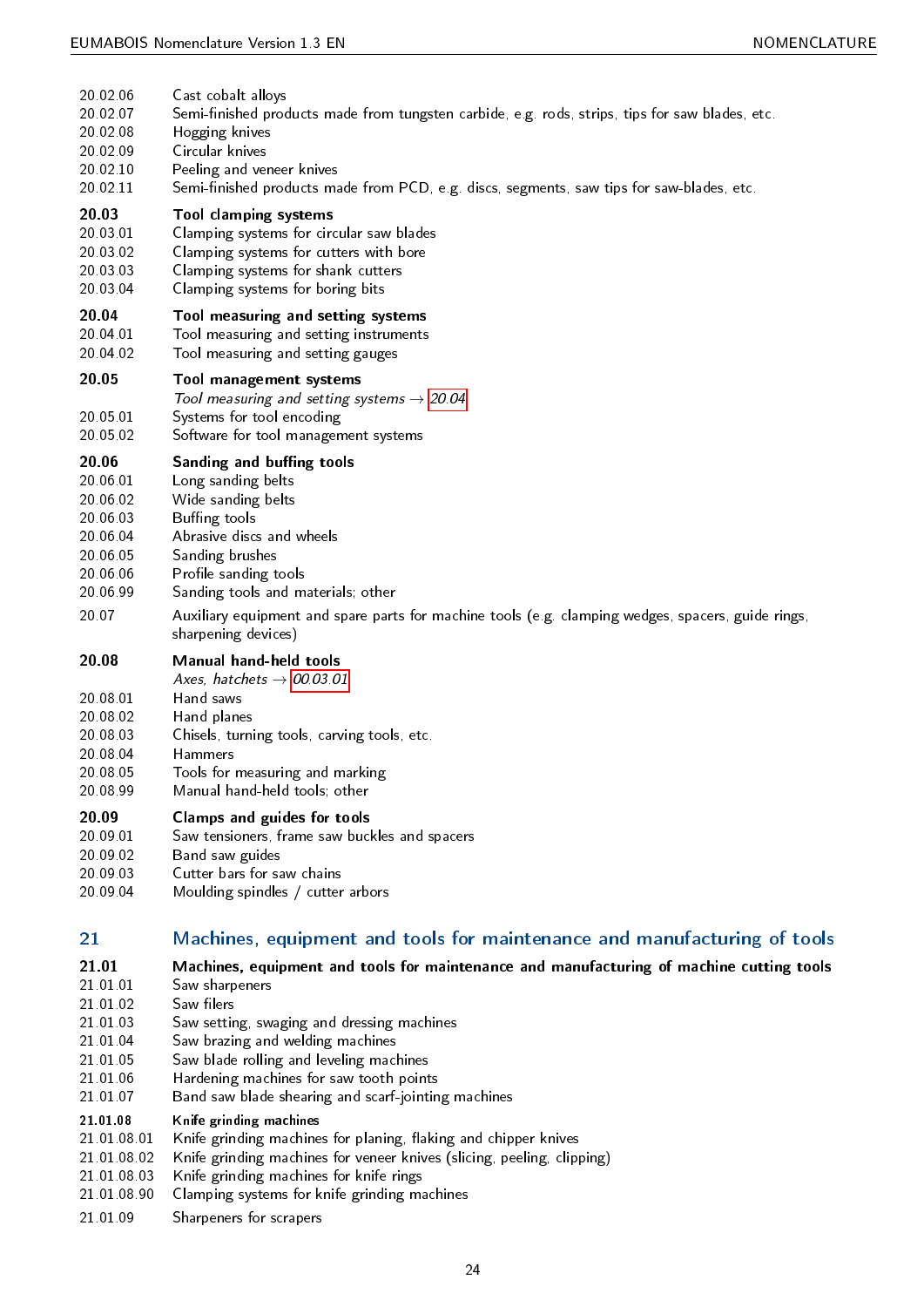20.02.06 Cast cobalt alloys
20.02.07 Semi-finished products made from tungsten carbide, e.g. rods, strips, tips for saw blades, etc.
20.02.08 Hogging knives
20.02.09 Circular knives
20.02.10 Peeling and veneer knives
20.02.11 Semi-finished products made from PCD, e.g. discs, segments, saw tips for saw-blades, etc.

**20.03 Tool clamping systems**
20.03.01 Clamping systems for circular saw blades
20.03.02 Clamping systems for cutters with bore
20.03.03 Clamping systems for shank cutters
20.03.04 Clamping systems for boring bits

**20.04 Tool measuring and setting systems**
20.04.01 Tool measuring and setting instruments
20.04.02 Tool measuring and setting gauges

**20.05 Tool management systems**
*Tool measuring and setting systems → 20.04*
20.05.01 Systems for tool encoding
20.05.02 Software for tool management systems

**20.06 Sanding and buffing tools**
20.06.01 Long sanding belts
20.06.02 Wide sanding belts
20.06.03 Buffing tools
20.06.04 Abrasive discs and wheels
20.06.05 Sanding brushes
20.06.06 Profile sanding tools
20.06.99 Sanding tools and materials; other

20.07 Auxiliary equipment and spare parts for machine tools (e.g. clamping wedges, spacers, guide rings, sharpening devices)

**20.08 Manual hand-held tools**
*Axes, hatchets → 00.03.01*
20.08.01 Hand saws
20.08.02 Hand planes
20.08.03 Chisels, turning tools, carving tools, etc.
20.08.04 Hammers
20.08.05 Tools for measuring and marking
20.08.99 Manual hand-held tools; other

**20.09 Clamps and guides for tools**
20.09.01 Saw tensioners, frame saw buckles and spacers
20.09.02 Band saw guides
20.09.03 Cutter bars for saw chains
20.09.04 Moulding spindles / cutter arbors

## 21 Machines, equipment and tools for maintenance and manufacturing of tools

**21.01 Machines, equipment and tools for maintenance and manufacturing of machine cutting tools**
21.01.01 Saw sharpeners
21.01.02 Saw filers
21.01.03 Saw setting, swaging and dressing machines
21.01.04 Saw brazing and welding machines
21.01.05 Saw blade rolling and leveling machines
21.01.06 Hardening machines for saw tooth points
21.01.07 Band saw blade shearing and scarf-jointing machines

**21.01.08 Knife grinding machines**
21.01.08.01 Knife grinding machines for planing, flaking and chipper knives
21.01.08.02 Knife grinding machines for veneer knives (slicing, peeling, clipping)
21.01.08.03 Knife grinding machines for knife rings
21.01.08.90 Clamping systems for knife grinding machines

21.01.09 Sharpeners for scrapers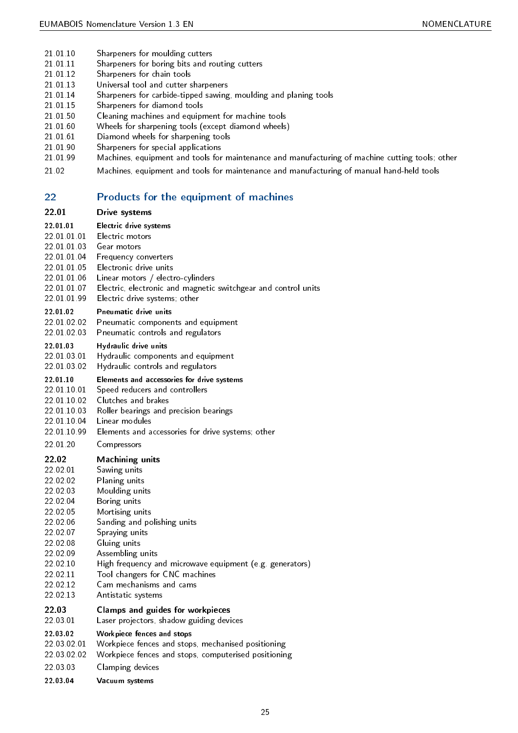21.01.10 Sharpeners for moulding cutters
21.01.11 Sharpeners for boring bits and routing cutters
21.01.12 Sharpeners for chain tools
21.01.13 Universal tool and cutter sharpeners
21.01.14 Sharpeners for carbide-tipped sawing, moulding and planing tools
21.01.15 Sharpeners for diamond tools
21.01.50 Cleaning machines and equipment for machine tools
21.01.60 Wheels for sharpening tools (except diamond wheels)
21.01.61 Diamond wheels for sharpening tools
21.01.90 Sharpeners for special applications
21.01.99 Machines, equipment and tools for maintenance and manufacturing of machine cutting tools; other

21.02 Machines, equipment and tools for maintenance and manufacturing of manual hand-held tools

## 22 Products for the equipment of machines

### 22.01 Drive systems

#### 22.01.01 Electric drive systems

22.01.01.01 Electric motors
22.01.01.03 Gear motors
22.01.01.04 Frequency converters
22.01.01.05 Electronic drive units
22.01.01.06 Linear motors / electro-cylinders
22.01.01.07 Electric, electronic and magnetic switchgear and control units
22.01.01.99 Electric drive systems; other

#### 22.01.02 Pneumatic drive units

22.01.02.02 Pneumatic components and equipment
22.01.02.03 Pneumatic controls and regulators

#### 22.01.03 Hydraulic drive units

22.01.03.01 Hydraulic components and equipment
22.01.03.02 Hydraulic controls and regulators

#### 22.01.10 Elements and accessories for drive systems

22.01.10.01 Speed reducers and controllers
22.01.10.02 Clutches and brakes
22.01.10.03 Roller bearings and precision bearings
22.01.10.04 Linear modules
22.01.10.99 Elements and accessories for drive systems; other

22.01.20 Compressors

### 22.02 Machining units

22.02.01 Sawing units
22.02.02 Planing units
22.02.03 Moulding units
22.02.04 Boring units
22.02.05 Mortising units
22.02.06 Sanding and polishing units
22.02.07 Spraying units
22.02.08 Gluing units
22.02.09 Assembling units
22.02.10 High frequency and microwave equipment (e.g. generators)
22.02.11 Tool changers for CNC machines
22.02.12 Cam mechanisms and cams
22.02.13 Antistatic systems

### 22.03 Clamps and guides for workpieces

22.03.01 Laser projectors, shadow guiding devices

#### 22.03.02 Workpiece fences and stops

22.03.02.01 Workpiece fences and stops, mechanised positioning
22.03.02.02 Workpiece fences and stops, computerised positioning

22.03.03 Clamping devices

#### 22.03.04 Vacuum systems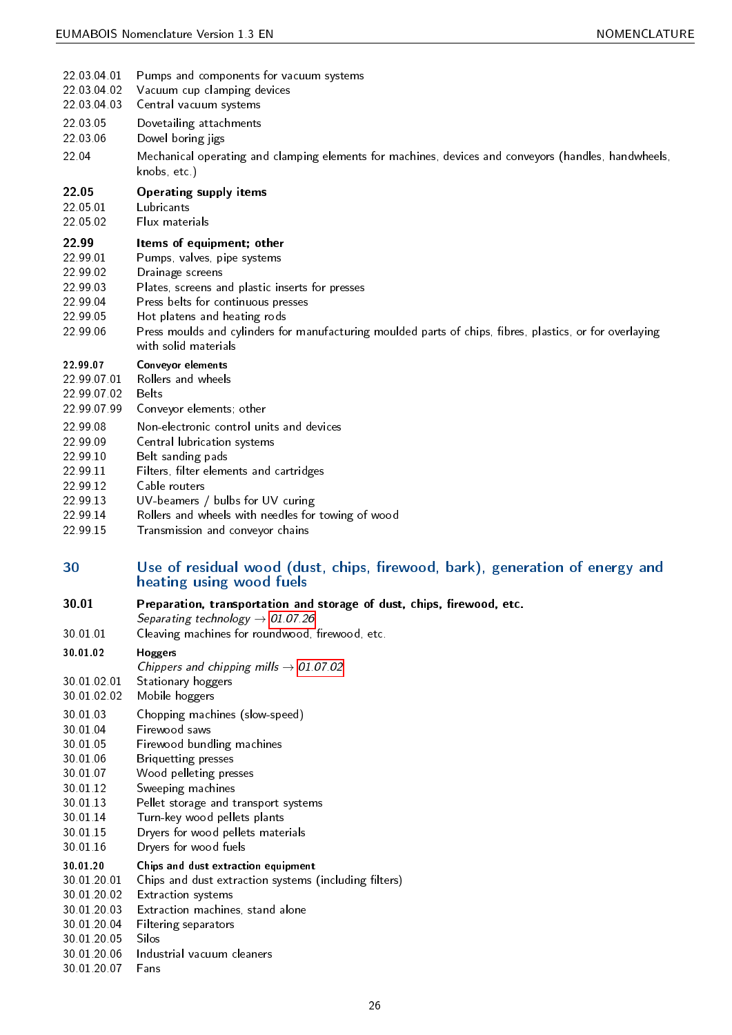| | |
|---|---|
| 22.03.04.01 | Pumps and components for vacuum systems |
| 22.03.04.02 | Vacuum cup clamping devices |
| 22.03.04.03 | Central vacuum systems |
| 22.03.05 | Dovetailing attachments |
| 22.03.06 | Dowel boring jigs |
| 22.04 | Mechanical operating and clamping elements for machines, devices and conveyors (handles, handwheels, knobs, etc.) |

**22.05 Operating supply items**

| | |
|---|---|
| 22.05.01 | Lubricants |
| 22.05.02 | Flux materials |

**22.99 Items of equipment; other**

| | |
|---|---|
| 22.99.01 | Pumps, valves, pipe systems |
| 22.99.02 | Drainage screens |
| 22.99.03 | Plates, screens and plastic inserts for presses |
| 22.99.04 | Press belts for continuous presses |
| 22.99.05 | Hot platens and heating rods |
| 22.99.06 | Press moulds and cylinders for manufacturing moulded parts of chips, fibres, plastics, or for overlaying with solid materials |

**22.99.07 Conveyor elements**

| | |
|---|---|
| 22.99.07.01 | Rollers and wheels |
| 22.99.07.02 | Belts |
| 22.99.07.99 | Conveyor elements; other |
| 22.99.08 | Non-electronic control units and devices |
| 22.99.09 | Central lubrication systems |
| 22.99.10 | Belt sanding pads |
| 22.99.11 | Filters, filter elements and cartridges |
| 22.99.12 | Cable routers |
| 22.99.13 | UV-beamers / bulbs for UV curing |
| 22.99.14 | Rollers and wheels with needles for towing of wood |
| 22.99.15 | Transmission and conveyor chains |

## 30 Use of residual wood (dust, chips, firewood, bark), generation of energy and heating using wood fuels

**30.01 Preparation, transportation and storage of dust, chips, firewood, etc.**

*Separating technology* → *01.07.26*

| | |
|---|---|
| 30.01.01 | Cleaving machines for roundwood, firewood, etc. |

**30.01.02 Hoggers**

*Chippers and chipping mills* → *01.07.02*

| | |
|---|---|
| 30.01.02.01 | Stationary hoggers |
| 30.01.02.02 | Mobile hoggers |
| 30.01.03 | Chopping machines (slow-speed) |
| 30.01.04 | Firewood saws |
| 30.01.05 | Firewood bundling machines |
| 30.01.06 | Briquetting presses |
| 30.01.07 | Wood pelleting presses |
| 30.01.12 | Sweeping machines |
| 30.01.13 | Pellet storage and transport systems |
| 30.01.14 | Turn-key wood pellets plants |
| 30.01.15 | Dryers for wood pellets materials |
| 30.01.16 | Dryers for wood fuels |

**30.01.20 Chips and dust extraction equipment**

| | |
|---|---|
| 30.01.20.01 | Chips and dust extraction systems (including filters) |
| 30.01.20.02 | Extraction systems |
| 30.01.20.03 | Extraction machines, stand alone |
| 30.01.20.04 | Filtering separators |
| 30.01.20.05 | Silos |
| 30.01.20.06 | Industrial vacuum cleaners |
| 30.01.20.07 | Fans |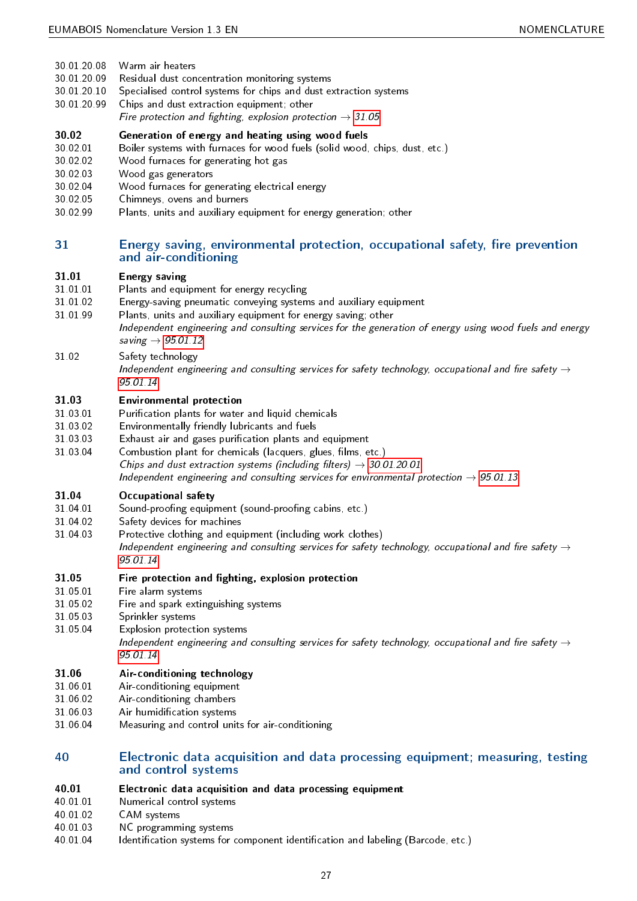30.01.20.08 Warm air heaters
30.01.20.09 Residual dust concentration monitoring systems
30.01.20.10 Specialised control systems for chips and dust extraction systems
30.01.20.99 Chips and dust extraction equipment; other
*Fire protection and fighting, explosion protection → 31.05*

**30.02 Generation of energy and heating using wood fuels**
30.02.01 Boiler systems with furnaces for wood fuels (solid wood, chips, dust, etc.)
30.02.02 Wood furnaces for generating hot gas
30.02.03 Wood gas generators
30.02.04 Wood furnaces for generating electrical energy
30.02.05 Chimneys, ovens and burners
30.02.99 Plants, units and auxiliary equipment for energy generation; other

## 31 Energy saving, environmental protection, occupational safety, fire prevention and air-conditioning

**31.01 Energy saving**
31.01.01 Plants and equipment for energy recycling
31.01.02 Energy-saving pneumatic conveying systems and auxiliary equipment
31.01.99 Plants, units and auxiliary equipment for energy saving; other
*Independent engineering and consulting services for the generation of energy using wood fuels and energy saving → 95.01.12*

31.02 Safety technology
*Independent engineering and consulting services for safety technology, occupational and fire safety → 95.01.14*

**31.03 Environmental protection**
31.03.01 Purification plants for water and liquid chemicals
31.03.02 Environmentally friendly lubricants and fuels
31.03.03 Exhaust air and gases purification plants and equipment
31.03.04 Combustion plant for chemicals (lacquers, glues, films, etc.)
*Chips and dust extraction systems (including filters) → 30.01.20.01*
*Independent engineering and consulting services for environmental protection → 95.01.13*

**31.04 Occupational safety**
31.04.01 Sound-proofing equipment (sound-proofing cabins, etc.)
31.04.02 Safety devices for machines
31.04.03 Protective clothing and equipment (including work clothes)
*Independent engineering and consulting services for safety technology, occupational and fire safety → 95.01.14*

**31.05 Fire protection and fighting, explosion protection**
31.05.01 Fire alarm systems
31.05.02 Fire and spark extinguishing systems
31.05.03 Sprinkler systems
31.05.04 Explosion protection systems
*Independent engineering and consulting services for safety technology, occupational and fire safety → 95.01.14*

**31.06 Air-conditioning technology**
31.06.01 Air-conditioning equipment
31.06.02 Air-conditioning chambers
31.06.03 Air humidification systems
31.06.04 Measuring and control units for air-conditioning

## 40 Electronic data acquisition and data processing equipment; measuring, testing and control systems

**40.01 Electronic data acquisition and data processing equipment**
40.01.01 Numerical control systems
40.01.02 CAM systems
40.01.03 NC programming systems
40.01.04 Identification systems for component identification and labeling (Barcode, etc.)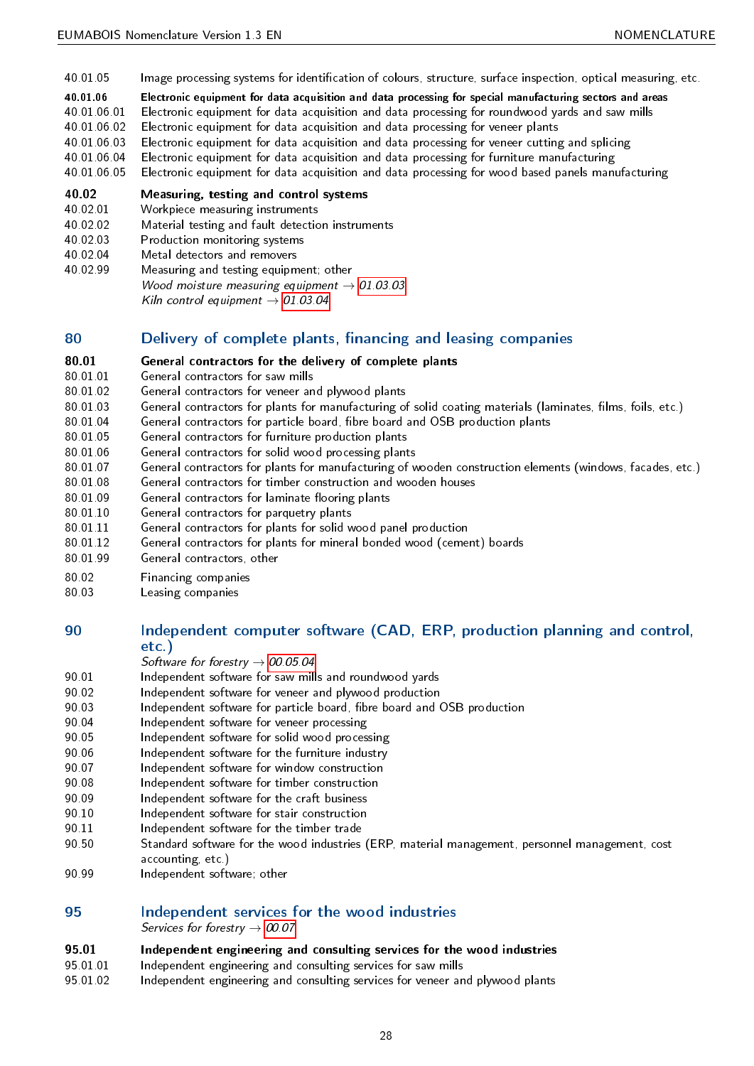40.01.05 Image processing systems for identification of colours, structure, surface inspection, optical measuring, etc.

**40.01.06 Electronic equipment for data acquisition and data processing for special manufacturing sectors and areas**

40.01.06.01 Electronic equipment for data acquisition and data processing for roundwood yards and saw mills
40.01.06.02 Electronic equipment for data acquisition and data processing for veneer plants
40.01.06.03 Electronic equipment for data acquisition and data processing for veneer cutting and splicing
40.01.06.04 Electronic equipment for data acquisition and data processing for furniture manufacturing
40.01.06.05 Electronic equipment for data acquisition and data processing for wood based panels manufacturing

**40.02 Measuring, testing and control systems**

40.02.01 Workpiece measuring instruments
40.02.02 Material testing and fault detection instruments
40.02.03 Production monitoring systems
40.02.04 Metal detectors and removers
40.02.99 Measuring and testing equipment; other
*Wood moisture measuring equipment* → *01.03.03*
*Kiln control equipment* → *01.03.04*

## 80 Delivery of complete plants, financing and leasing companies

**80.01 General contractors for the delivery of complete plants**

80.01.01 General contractors for saw mills
80.01.02 General contractors for veneer and plywood plants
80.01.03 General contractors for plants for manufacturing of solid coating materials (laminates, films, foils, etc.)
80.01.04 General contractors for particle board, fibre board and OSB production plants
80.01.05 General contractors for furniture production plants
80.01.06 General contractors for solid wood processing plants
80.01.07 General contractors for plants for manufacturing of wooden construction elements (windows, facades, etc.)
80.01.08 General contractors for timber construction and wooden houses
80.01.09 General contractors for laminate flooring plants
80.01.10 General contractors for parquetry plants
80.01.11 General contractors for plants for solid wood panel production
80.01.12 General contractors for plants for mineral bonded wood (cement) boards
80.01.99 General contractors, other

80.02 Financing companies
80.03 Leasing companies

## 90 Independent computer software (CAD, ERP, production planning and control, etc.)

*Software for forestry* → *00.05.04*

90.01 Independent software for saw mills and roundwood yards
90.02 Independent software for veneer and plywood production
90.03 Independent software for particle board, fibre board and OSB production
90.04 Independent software for veneer processing
90.05 Independent software for solid wood processing
90.06 Independent software for the furniture industry
90.07 Independent software for window construction
90.08 Independent software for timber construction
90.09 Independent software for the craft business
90.10 Independent software for stair construction
90.11 Independent software for the timber trade
90.50 Standard software for the wood industries (ERP, material management, personnel management, cost accounting, etc.)
90.99 Independent software; other

## 95 Independent services for the wood industries

*Services for forestry* → *00.07*

**95.01 Independent engineering and consulting services for the wood industries**

95.01.01 Independent engineering and consulting services for saw mills
95.01.02 Independent engineering and consulting services for veneer and plywood plants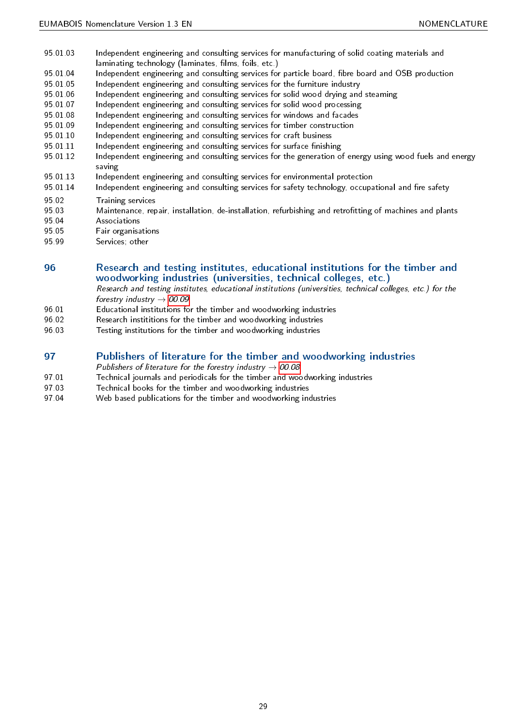95.01.03 Independent engineering and consulting services for manufacturing of solid coating materials and laminating technology (laminates, films, foils, etc.)
95.01.04 Independent engineering and consulting services for particle board, fibre board and OSB production
95.01.05 Independent engineering and consulting services for the furniture industry
95.01.06 Independent engineering and consulting services for solid wood drying and steaming
95.01.07 Independent engineering and consulting services for solid wood processing
95.01.08 Independent engineering and consulting services for windows and facades
95.01.09 Independent engineering and consulting services for timber construction
95.01.10 Independent engineering and consulting services for craft business
95.01.11 Independent engineering and consulting services for surface finishing
95.01.12 Independent engineering and consulting services for the generation of energy using wood fuels and energy saving
95.01.13 Independent engineering and consulting services for environmental protection
95.01.14 Independent engineering and consulting services for safety technology, occupational and fire safety

95.02 Training services
95.03 Maintenance, repair, installation, de-installation, refurbishing and retrofitting of machines and plants
95.04 Associations
95.05 Fair organisations
95.99 Services; other

## 96 Research and testing institutes, educational institutions for the timber and woodworking industries (universities, technical colleges, etc.)

*Research and testing institutes, educational institutions (universities, technical colleges, etc.) for the forestry industry → 00.09*

96.01 Educational institutions for the timber and woodworking industries
96.02 Research institutions for the timber and woodworking industries
96.03 Testing institutions for the timber and woodworking industries

## 97 Publishers of literature for the timber and woodworking industries

*Publishers of literature for the forestry industry → 00.08*

97.01 Technical journals and periodicals for the timber and woodworking industries
97.03 Technical books for the timber and woodworking industries
97.04 Web based publications for the timber and woodworking industries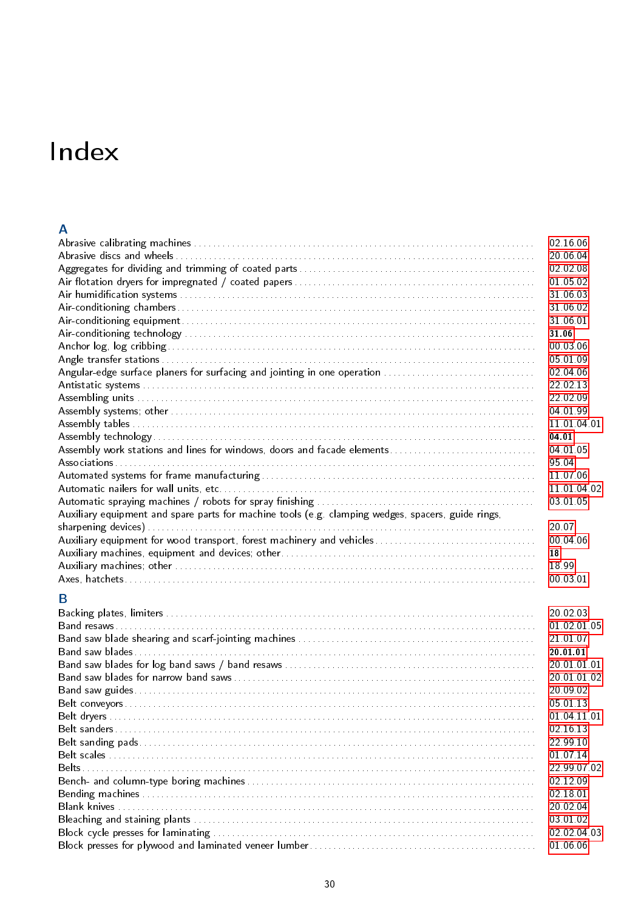# Index

## A

| | |
|---|---|
| Abrasive calibrating machines | 02.16.06 |
| Abrasive discs and wheels | 20.06.04 |
| Aggregates for dividing and trimming of coated parts | 02.02.08 |
| Air flotation dryers for impregnated / coated papers | 01.05.02 |
| Air humidification systems | 31.06.03 |
| Air-conditioning chambers | 31.06.02 |
| Air-conditioning equipment | 31.06.01 |
| Air-conditioning technology | **31.06** |
| Anchor log, log cribbing | 00.03.06 |
| Angle transfer stations | 05.01.09 |
| Angular-edge surface planers for surfacing and jointing in one operation | 02.04.06 |
| Antistatic systems | 22.02.13 |
| Assembling units | 22.02.09 |
| Assembly systems; other | 04.01.99 |
| Assembly tables | 11.01.04.01 |
| Assembly technology | **04.01** |
| Assembly work stations and lines for windows, doors and facade elements | 04.01.05 |
| Associations | 95.04 |
| Automated systems for frame manufacturing | 11.07.06 |
| Automatic nailers for wall units, etc. | 11.01.04.02 |
| Automatic spraying machines / robots for spray finishing | 03.01.05 |
| Auxiliary equipment and spare parts for machine tools (e.g. clamping wedges, spacers, guide rings, sharpening devices) | 20.07 |
| Auxiliary equipment for wood transport, forest machinery and vehicles | 00.04.06 |
| Auxiliary machines, equipment and devices; other | **18** |
| Auxiliary machines; other | 18.99 |
| Axes, hatchets | 00.03.01 |

## B

| | |
|---|---|
| Backing plates, limiters | 20.02.03 |
| Band resaws | 01.02.01.05 |
| Band saw blade shearing and scarf-jointing machines | 21.01.07 |
| Band saw blades | **20.01.01** |
| Band saw blades for log band saws / band resaws | 20.01.01.01 |
| Band saw blades for narrow band saws | 20.01.01.02 |
| Band saw guides | 20.09.02 |
| Belt conveyors | 05.01.13 |
| Belt dryers | 01.04.11.01 |
| Belt sanders | 02.16.13 |
| Belt sanding pads | 22.99.10 |
| Belt scales | 01.07.14 |
| Belts | 22.99.07.02 |
| Bench- and column-type boring machines | 02.12.09 |
| Bending machines | 02.18.01 |
| Blank knives | 20.02.04 |
| Bleaching and staining plants | 03.01.02 |
| Block cycle presses for laminating | 02.02.04.03 |
| Block presses for plywood and laminated veneer lumber | 01.06.06 |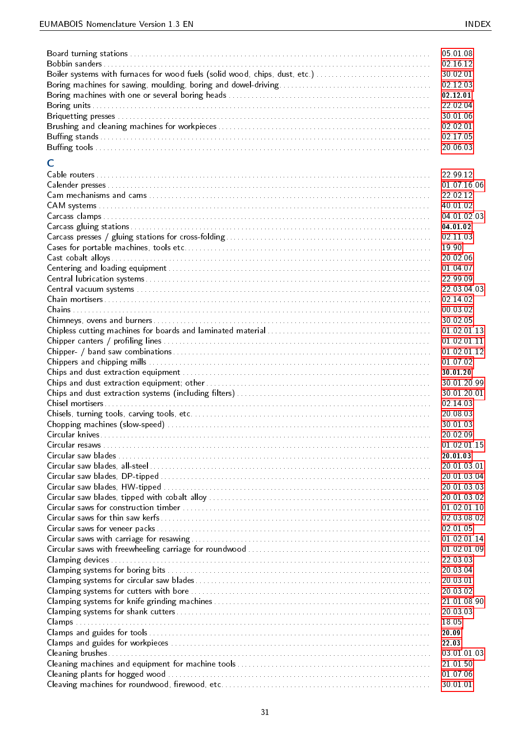Board turning stations ........ 05.01.08
Bobbin sanders ........ 02.16.12
Boiler systems with furnaces for wood fuels (solid wood, chips, dust, etc.) ........ 30.02.01
Boring machines for sawing, moulding, boring and dowel-driving ........ 02.12.03
Boring machines with one or several boring heads ........ **02.12.01**
Boring units ........ 22.02.04
Briquetting presses ........ 30.01.06
Brushing and cleaning machines for workpieces ........ 02.02.01
Buffing stands ........ 02.17.05
Buffing tools ........ 20.06.03

## C

Cable routers ........ 22.99.12
Calender presses ........ 01.07.16.06
Cam mechanisms and cams ........ 22.02.12
CAM systems ........ 40.01.02
Carcass clamps ........ 04.01.02.03
Carcass gluing stations ........ **04.01.02**
Carcass presses / gluing stations for cross-folding ........ 02.11.03
Cases for portable machines, tools etc. ........ 19.90
Cast cobalt alloys ........ 20.02.06
Centering and loading equipment ........ 01.04.07
Central lubrication systems ........ 22.99.09
Central vacuum systems ........ 22.03.04.03
Chain mortisers ........ 02.14.02
Chains ........ 00.03.02
Chimneys, ovens and burners ........ 30.02.05
Chipless cutting machines for boards and laminated material ........ 01.02.01.13
Chipper canters / profiling lines ........ 01.02.01.11
Chipper- / band saw combinations ........ 01.02.01.12
Chippers and chipping mills ........ 01.07.02
Chips and dust extraction equipment ........ **30.01.20**
Chips and dust extraction equipment; other ........ 30.01.20.99
Chips and dust extraction systems (including filters) ........ 30.01.20.01
Chisel mortisers ........ 02.14.03
Chisels, turning tools, carving tools, etc. ........ 20.08.03
Chopping machines (slow-speed) ........ 30.01.03
Circular knives ........ 20.02.09
Circular resaws ........ 01.02.01.15
Circular saw blades ........ **20.01.03**
Circular saw blades, all-steel ........ 20.01.03.01
Circular saw blades, DP-tipped ........ 20.01.03.04
Circular saw blades, HW-tipped ........ 20.01.03.03
Circular saw blades, tipped with cobalt alloy ........ 20.01.03.02
Circular saws for construction timber ........ 01.02.01.10
Circular saws for thin saw kerfs ........ 02.03.08.02
Circular saws for veneer packs ........ 02.01.05
Circular saws with carriage for resawing ........ 01.02.01.14
Circular saws with freewheeling carriage for roundwood ........ 01.02.01.09
Clamping devices ........ 22.03.03
Clamping systems for boring bits ........ 20.03.04
Clamping systems for circular saw blades ........ 20.03.01
Clamping systems for cutters with bore ........ 20.03.02
Clamping systems for knife grinding machines ........ 21.01.08.90
Clamping systems for shank cutters ........ 20.03.03
Clamps ........ 18.05
Clamps and guides for tools ........ **20.09**
Clamps and guides for workpieces ........ **22.03**
Cleaning brushes ........ 03.01.01.03
Cleaning machines and equipment for machine tools ........ 21.01.50
Cleaning plants for hogged wood ........ 01.07.06
Cleaving machines for roundwood, firewood, etc. ........ 30.01.01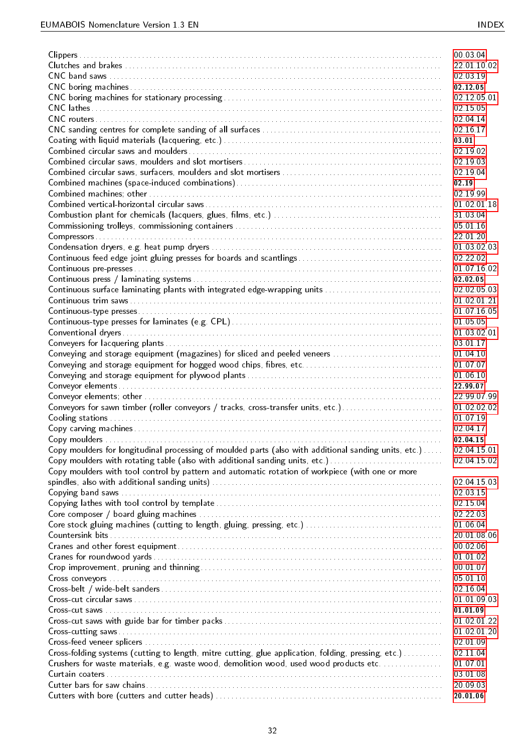Clippers ... 00.03.04
Clutches and brakes ... 22.01.10.02
CNC band saws ... 02.03.19
CNC boring machines ... **02.12.05**
CNC boring machines for stationary processing ... 02.12.05.01
CNC lathes ... 02.15.05
CNC routers ... 02.04.14
CNC sanding centres for complete sanding of all surfaces ... 02.16.17
Coating with liquid materials (lacquering, etc.) ... **03.01**
Combined circular saws and moulders ... 02.19.02
Combined circular saws, moulders and slot mortisers ... 02.19.03
Combined circular saws, surfacers, moulders and slot mortisers ... 02.19.04
Combined machines (space-induced combinations) ... **02.19**
Combined machines; other ... 02.19.99
Combined vertical-horizontal circular saws ... 01.02.01.18
Combustion plant for chemicals (lacquers, glues, films, etc.) ... 31.03.04
Commissioning trolleys, commissioning containers ... 05.01.16
Compressors ... 22.01.20
Condensation dryers, e.g. heat pump dryers ... 01.03.02.03
Continuous feed edge joint gluing presses for boards and scantlings ... 02.22.02
Continuous pre-presses ... 01.07.16.02
Continuous press / laminating systems ... **02.02.05**
Continuous surface laminating plants with integrated edge-wrapping units ... 02.02.05.03
Continuous trim saws ... 01.02.01.21
Continuous-type presses ... 01.07.16.05
Continuous-type presses for laminates (e.g. CPL) ... 01.05.05
Conventional dryers ... 01.03.02.01
Conveyers for lacquering plants ... 03.01.17
Conveying and storage equipment (magazines) for sliced and peeled veneers ... 01.04.10
Conveying and storage equipment for hogged wood chips, fibres, etc. ... 01.07.07
Conveying and storage equipment for plywood plants ... 01.06.10
Conveyor elements ... **22.99.07**
Conveyor elements; other ... 22.99.07.99
Conveyors for sawn timber (roller conveyors / tracks, cross-transfer units, etc.) ... 01.02.02.02
Cooling stations ... 01.07.19
Copy carving machines ... 02.04.17
Copy moulders ... **02.04.15**
Copy moulders for longitudinal processing of moulded parts (also with additional sanding units, etc.) ... 02.04.15.01
Copy moulders with rotating table (also with additional sanding units, etc.) ... 02.04.15.02
Copy moulders with tool control by pattern and automatic rotation of workpiece (with one or more spindles, also with additional sanding units) ... 02.04.15.03
Copying band saws ... 02.03.15
Copying lathes with tool control by template ... 02.15.04
Core composer / board gluing machines ... 02.22.03
Core stock gluing machines (cutting to length, gluing, pressing, etc.) ... 01.06.04
Countersink bits ... 20.01.08.06
Cranes and other forest equipment ... 00.02.06
Cranes for roundwood yards ... 01.01.02
Crop improvement, pruning and thinning ... 00.01.07
Cross conveyors ... 05.01.10
Cross-belt / wide-belt sanders ... 02.16.04
Cross-cut circular saws ... 01.01.09.03
Cross-cut saws ... **01.01.09**
Cross-cut saws with guide bar for timber packs ... 01.02.01.22
Cross-cutting saws ... 01.02.01.20
Cross-feed veneer splicers ... 02.01.09
Cross-folding systems (cutting to length, mitre cutting, glue application, folding, pressing, etc.) ... 02.11.04
Crushers for waste materials, e.g. waste wood, demolition wood, used wood products etc. ... 01.07.01
Curtain coaters ... 03.01.08
Cutter bars for saw chains ... 20.09.03
Cutters with bore (cutters and cutter heads) ... **20.01.06**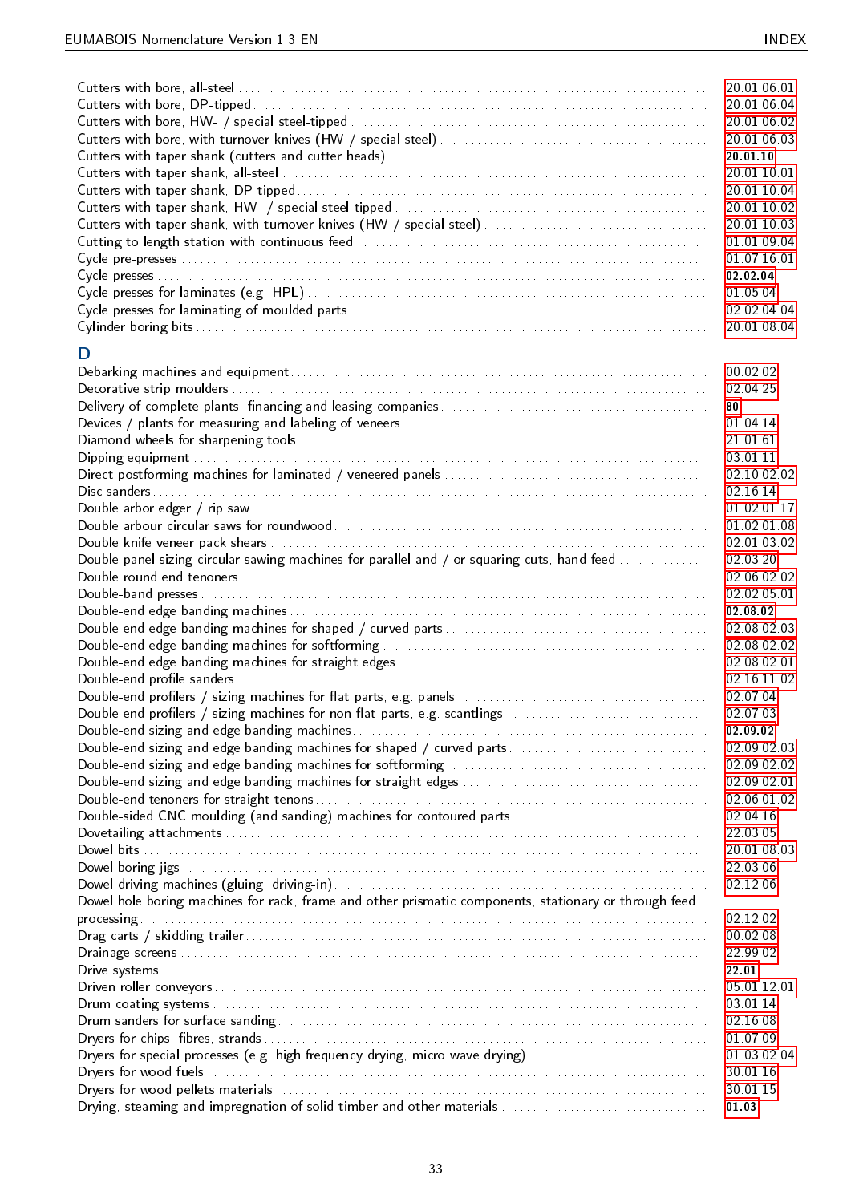Cutters with bore, all-steel ........ 20.01.06.01
Cutters with bore, DP-tipped ........ 20.01.06.04
Cutters with bore, HW- / special steel-tipped ........ 20.01.06.02
Cutters with bore, with turnover knives (HW / special steel) ........ 20.01.06.03
Cutters with taper shank (cutters and cutter heads) ........ **20.01.10**
Cutters with taper shank, all-steel ........ 20.01.10.01
Cutters with taper shank, DP-tipped ........ 20.01.10.04
Cutters with taper shank, HW- / special steel-tipped ........ 20.01.10.02
Cutters with taper shank, with turnover knives (HW / special steel) ........ 20.01.10.03
Cutting to length station with continuous feed ........ 01.01.09.04
Cycle pre-presses ........ 01.07.16.01
Cycle presses ........ **02.02.04**
Cycle presses for laminates (e.g. HPL) ........ 01.05.04
Cycle presses for laminating of moulded parts ........ 02.02.04.04
Cylinder boring bits ........ 20.01.08.04

## D

Debarking machines and equipment ........ 00.02.02
Decorative strip moulders ........ 02.04.25
Delivery of complete plants, financing and leasing companies ........ **80**
Devices / plants for measuring and labeling of veneers ........ 01.04.14
Diamond wheels for sharpening tools ........ 21.01.61
Dipping equipment ........ 03.01.11
Direct-postforming machines for laminated / veneered panels ........ 02.10.02.02
Disc sanders ........ 02.16.14
Double arbor edger / rip saw ........ 01.02.01.17
Double arbour circular saws for roundwood ........ 01.02.01.08
Double knife veneer pack shears ........ 02.01.03.02
Double panel sizing circular sawing machines for parallel and / or squaring cuts, hand feed ........ 02.03.20
Double round end tenoners ........ 02.06.02.02
Double-band presses ........ 02.02.05.01
Double-end edge banding machines ........ **02.08.02**
Double-end edge banding machines for shaped / curved parts ........ 02.08.02.03
Double-end edge banding machines for softforming ........ 02.08.02.02
Double-end edge banding machines for straight edges ........ 02.08.02.01
Double-end profile sanders ........ 02.16.11.02
Double-end profilers / sizing machines for flat parts, e.g. panels ........ 02.07.04
Double-end profilers / sizing machines for non-flat parts, e.g. scantlings ........ 02.07.03
Double-end sizing and edge banding machines ........ **02.09.02**
Double-end sizing and edge banding machines for shaped / curved parts ........ 02.09.02.03
Double-end sizing and edge banding machines for softforming ........ 02.09.02.02
Double-end sizing and edge banding machines for straight edges ........ 02.09.02.01
Double-end tenoners for straight tenons ........ 02.06.01.02
Double-sided CNC moulding (and sanding) machines for contoured parts ........ 02.04.16
Dovetailing attachments ........ 22.03.05
Dowel bits ........ 20.01.08.03
Dowel boring jigs ........ 22.03.06
Dowel driving machines (gluing, driving-in) ........ 02.12.06
Dowel hole boring machines for rack, frame and other prismatic components, stationary or through feed processing ........ 02.12.02
Drag carts / skidding trailer ........ 00.02.08
Drainage screens ........ 22.99.02
Drive systems ........ **22.01**
Driven roller conveyors ........ 05.01.12.01
Drum coating systems ........ 03.01.14
Drum sanders for surface sanding ........ 02.16.08
Dryers for chips, fibres, strands ........ 01.07.09
Dryers for special processes (e.g. high frequency drying, micro wave drying) ........ 01.03.02.04
Dryers for wood fuels ........ 30.01.16
Dryers for wood pellets materials ........ 30.01.15
Drying, steaming and impregnation of solid timber and other materials ........ **01.03**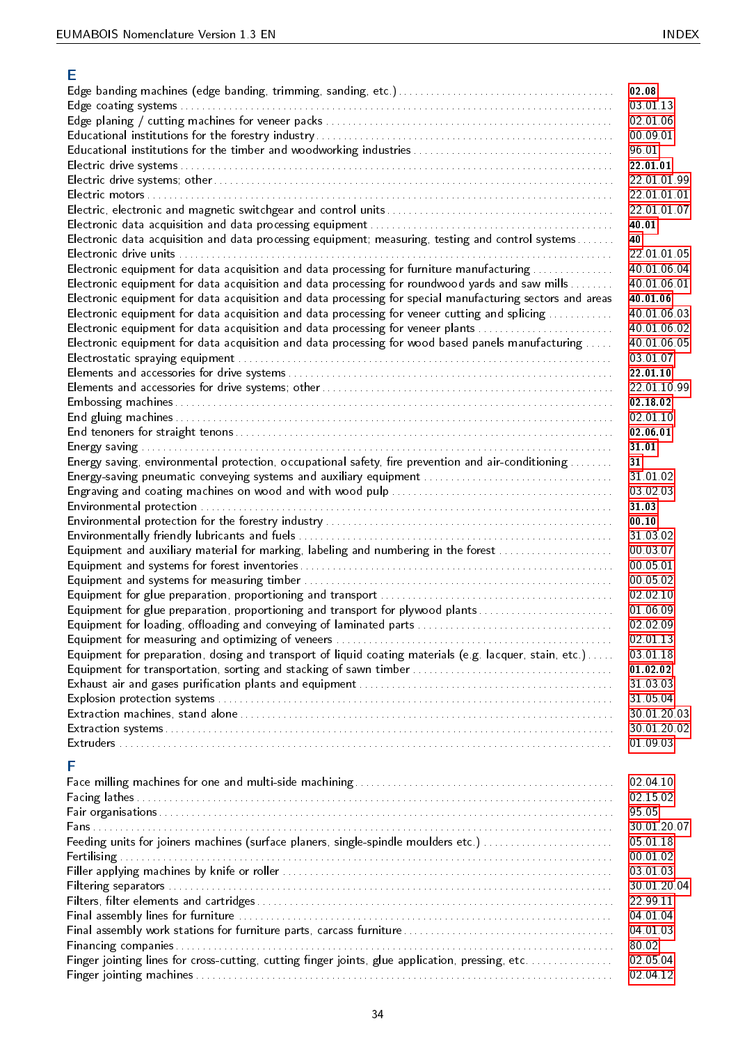## E

Edge banding machines (edge banding, trimming, sanding, etc.) ........ **02.08**
Edge coating systems ........ 03.01.13
Edge planing / cutting machines for veneer packs ........ 02.01.06
Educational institutions for the forestry industry ........ 00.09.01
Educational institutions for the timber and woodworking industries ........ 96.01
Electric drive systems ........ **22.01.01**
Electric drive systems; other ........ 22.01.01.99
Electric motors ........ 22.01.01.01
Electric, electronic and magnetic switchgear and control units ........ 22.01.01.07
Electronic data acquisition and data processing equipment ........ **40.01**
Electronic data acquisition and data processing equipment; measuring, testing and control systems ........ **40**
Electronic drive units ........ 22.01.01.05
Electronic equipment for data acquisition and data processing for furniture manufacturing ........ 40.01.06.04
Electronic equipment for data acquisition and data processing for roundwood yards and saw mills ........ 40.01.06.01
Electronic equipment for data acquisition and data processing for special manufacturing sectors and areas ........ **40.01.06**
Electronic equipment for data acquisition and data processing for veneer cutting and splicing ........ 40.01.06.03
Electronic equipment for data acquisition and data processing for veneer plants ........ 40.01.06.02
Electronic equipment for data acquisition and data processing for wood based panels manufacturing ........ 40.01.06.05
Electrostatic spraying equipment ........ 03.01.07
Elements and accessories for drive systems ........ **22.01.10**
Elements and accessories for drive systems; other ........ 22.01.10.99
Embossing machines ........ **02.18.02**
End gluing machines ........ 02.01.10
End tenoners for straight tenons ........ **02.06.01**
Energy saving ........ **31.01**
Energy saving, environmental protection, occupational safety, fire prevention and air-conditioning ........ **31**
Energy-saving pneumatic conveying systems and auxiliary equipment ........ 31.01.02
Engraving and coating machines on wood and with wood pulp ........ 03.02.03
Environmental protection ........ **31.03**
Environmental protection for the forestry industry ........ **00.10**
Environmentally friendly lubricants and fuels ........ 31.03.02
Equipment and auxiliary material for marking, labeling and numbering in the forest ........ 00.03.07
Equipment and systems for forest inventories ........ 00.05.01
Equipment and systems for measuring timber ........ 00.05.02
Equipment for glue preparation, proportioning and transport ........ 02.02.10
Equipment for glue preparation, proportioning and transport for plywood plants ........ 01.06.09
Equipment for loading, offloading and conveying of laminated parts ........ 02.02.09
Equipment for measuring and optimizing of veneers ........ 02.01.13
Equipment for preparation, dosing and transport of liquid coating materials (e.g. lacquer, stain, etc.) ........ 03.01.18
Equipment for transportation, sorting and stacking of sawn timber ........ **01.02.02**
Exhaust air and gases purification plants and equipment ........ 31.03.03
Explosion protection systems ........ 31.05.04
Extraction machines, stand alone ........ 30.01.20.03
Extraction systems ........ 30.01.20.02
Extruders ........ 01.09.03

## F

Face milling machines for one and multi-side machining ........ 02.04.10
Facing lathes ........ 02.15.02
Fair organisations ........ 95.05
Fans ........ 30.01.20.07
Feeding units for joiners machines (surface planers, single-spindle moulders etc.) ........ 05.01.18
Fertilising ........ 00.01.02
Filler applying machines by knife or roller ........ 03.01.03
Filtering separators ........ 30.01.20.04
Filters, filter elements and cartridges ........ 22.99.11
Final assembly lines for furniture ........ 04.01.04
Final assembly work stations for furniture parts, carcass furniture ........ 04.01.03
Financing companies ........ 80.02
Finger jointing lines for cross-cutting, cutting finger joints, glue application, pressing, etc. ........ 02.05.04
Finger jointing machines ........ 02.04.12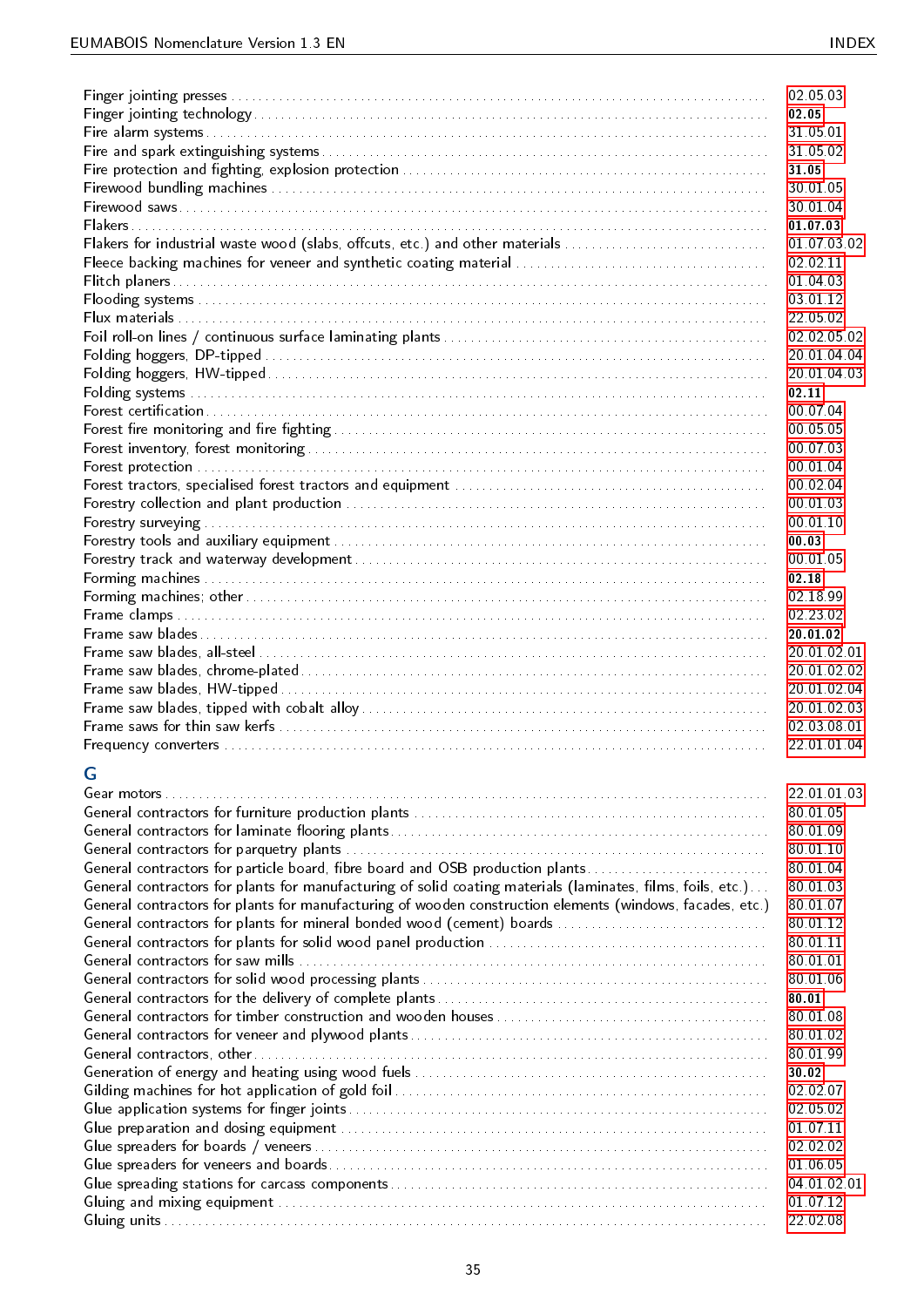Finger jointing presses ........ 02.05.03
Finger jointing technology ........ **02.05**
Fire alarm systems ........ 31.05.01
Fire and spark extinguishing systems ........ 31.05.02
Fire protection and fighting, explosion protection ........ **31.05**
Firewood bundling machines ........ 30.01.05
Firewood saws ........ 30.01.04
Flakers ........ **01.07.03**
Flakers for industrial waste wood (slabs, offcuts, etc.) and other materials ........ 01.07.03.02
Fleece backing machines for veneer and synthetic coating material ........ 02.02.11
Flitch planers ........ 01.04.03
Flooding systems ........ 03.01.12
Flux materials ........ 22.05.02
Foil roll-on lines / continuous surface laminating plants ........ 02.02.05.02
Folding hoggers, DP-tipped ........ 20.01.04.04
Folding hoggers, HW-tipped ........ 20.01.04.03
Folding systems ........ **02.11**
Forest certification ........ 00.07.04
Forest fire monitoring and fire fighting ........ 00.05.05
Forest inventory, forest monitoring ........ 00.07.03
Forest protection ........ 00.01.04
Forest tractors, specialised forest tractors and equipment ........ 00.02.04
Forestry collection and plant production ........ 00.01.03
Forestry surveying ........ 00.01.10
Forestry tools and auxiliary equipment ........ **00.03**
Forestry track and waterway development ........ 00.01.05
Forming machines ........ **02.18**
Forming machines; other ........ 02.18.99
Frame clamps ........ 02.23.02
Frame saw blades ........ **20.01.02**
Frame saw blades, all-steel ........ 20.01.02.01
Frame saw blades, chrome-plated ........ 20.01.02.02
Frame saw blades, HW-tipped ........ 20.01.02.04
Frame saw blades, tipped with cobalt alloy ........ 20.01.02.03
Frame saws for thin saw kerfs ........ 02.03.08.01
Frequency converters ........ 22.01.01.04

## G

Gear motors ........ 22.01.01.03
General contractors for furniture production plants ........ 80.01.05
General contractors for laminate flooring plants ........ 80.01.09
General contractors for parquetry plants ........ 80.01.10
General contractors for particle board, fibre board and OSB production plants ........ 80.01.04
General contractors for plants for manufacturing of solid coating materials (laminates, films, foils, etc.) ........ 80.01.03
General contractors for plants for manufacturing of wooden construction elements (windows, facades, etc.) ........ 80.01.07
General contractors for plants for mineral bonded wood (cement) boards ........ 80.01.12
General contractors for plants for solid wood panel production ........ 80.01.11
General contractors for saw mills ........ 80.01.01
General contractors for solid wood processing plants ........ 80.01.06
General contractors for the delivery of complete plants ........ **80.01**
General contractors for timber construction and wooden houses ........ 80.01.08
General contractors for veneer and plywood plants ........ 80.01.02
General contractors, other ........ 80.01.99
Generation of energy and heating using wood fuels ........ **30.02**
Gilding machines for hot application of gold foil ........ 02.02.07
Glue application systems for finger joints ........ 02.05.02
Glue preparation and dosing equipment ........ 01.07.11
Glue spreaders for boards / veneers ........ 02.02.02
Glue spreaders for veneers and boards ........ 01.06.05
Glue spreading stations for carcass components ........ 04.01.02.01
Gluing and mixing equipment ........ 01.07.12
Gluing units ........ 22.02.08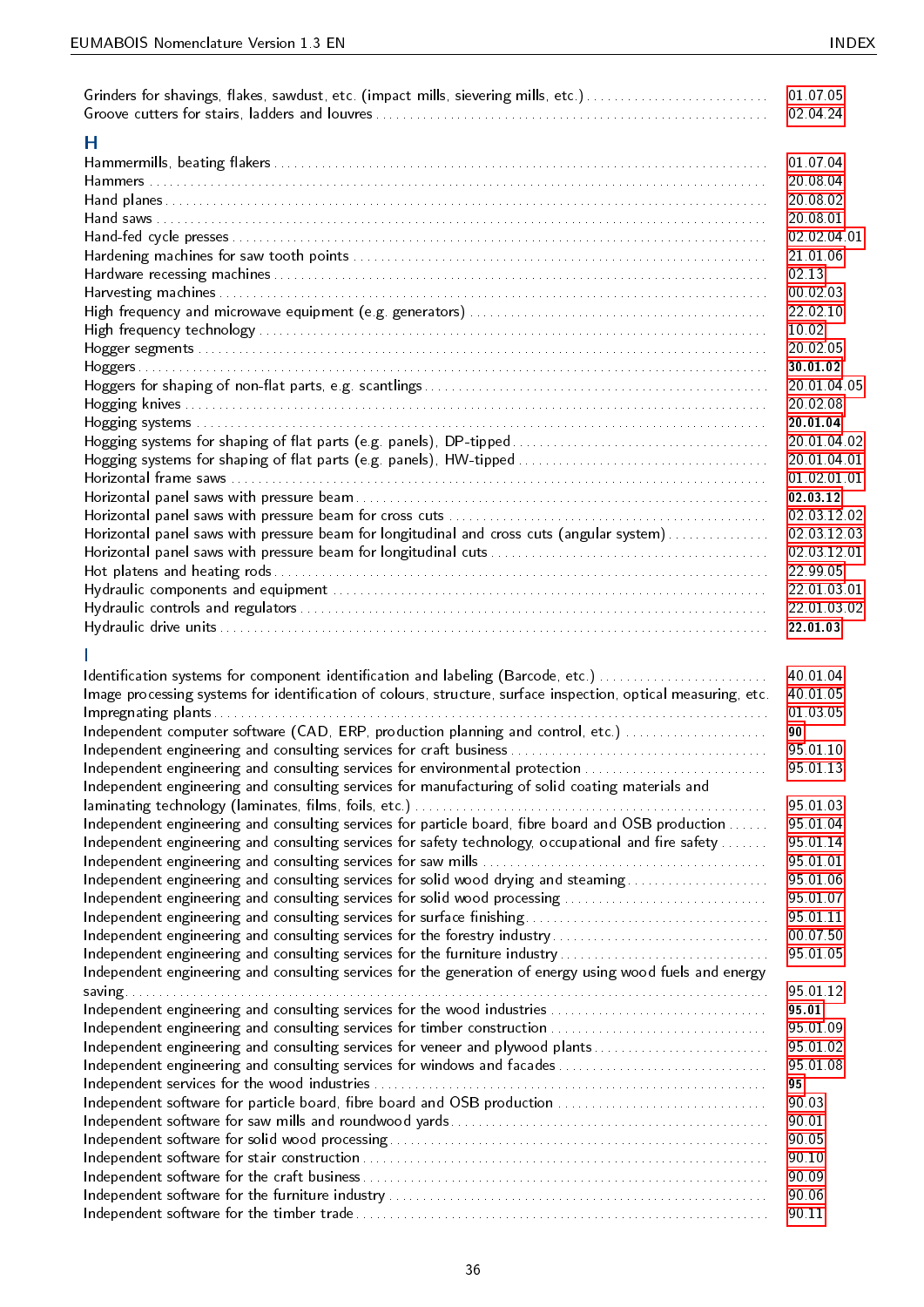Grinders for shavings, flakes, sawdust, etc. (impact mills, sievering mills, etc.) ........ 01.07.05
Groove cutters for stairs, ladders and louvres ........ 02.04.24

## H

Hammermills, beating flakers ........ 01.07.04
Hammers ........ 20.08.04
Hand planes ........ 20.08.02
Hand saws ........ 20.08.01
Hand-fed cycle presses ........ 02.02.04.01
Hardening machines for saw tooth points ........ 21.01.06
Hardware recessing machines ........ 02.13
Harvesting machines ........ 00.02.03
High frequency and microwave equipment (e.g. generators) ........ 22.02.10
High frequency technology ........ 10.02
Hogger segments ........ 20.02.05
Hoggers ........ **30.01.02**
Hoggers for shaping of non-flat parts, e.g. scantlings ........ 20.01.04.05
Hogging knives ........ 20.02.08
Hogging systems ........ **20.01.04**
Hogging systems for shaping of flat parts (e.g. panels), DP-tipped ........ 20.01.04.02
Hogging systems for shaping of flat parts (e.g. panels), HW-tipped ........ 20.01.04.01
Horizontal frame saws ........ 01.02.01.01
Horizontal panel saws with pressure beam ........ **02.03.12**
Horizontal panel saws with pressure beam for cross cuts ........ 02.03.12.02
Horizontal panel saws with pressure beam for longitudinal and cross cuts (angular system) ........ 02.03.12.03
Horizontal panel saws with pressure beam for longitudinal cuts ........ 02.03.12.01
Hot platens and heating rods ........ 22.99.05
Hydraulic components and equipment ........ 22.01.03.01
Hydraulic controls and regulators ........ 22.01.03.02
Hydraulic drive units ........ **22.01.03**

## I

Identification systems for component identification and labeling (Barcode, etc.) ........ 40.01.04
Image processing systems for identification of colours, structure, surface inspection, optical measuring, etc. 40.01.05
Impregnating plants ........ 01.03.05
Independent computer software (CAD, ERP, production planning and control, etc.) ........ **90**
Independent engineering and consulting services for craft business ........ 95.01.10
Independent engineering and consulting services for environmental protection ........ 95.01.13
Independent engineering and consulting services for manufacturing of solid coating materials and laminating technology (laminates, films, foils, etc.) ........ 95.01.03
Independent engineering and consulting services for particle board, fibre board and OSB production ........ 95.01.04
Independent engineering and consulting services for safety technology, occupational and fire safety ........ 95.01.14
Independent engineering and consulting services for saw mills ........ 95.01.01
Independent engineering and consulting services for solid wood drying and steaming ........ 95.01.06
Independent engineering and consulting services for solid wood processing ........ 95.01.07
Independent engineering and consulting services for surface finishing ........ 95.01.11
Independent engineering and consulting services for the forestry industry ........ 00.07.50
Independent engineering and consulting services for the furniture industry ........ 95.01.05
Independent engineering and consulting services for the generation of energy using wood fuels and energy saving ........ 95.01.12
Independent engineering and consulting services for the wood industries ........ **95.01**
Independent engineering and consulting services for timber construction ........ 95.01.09
Independent engineering and consulting services for veneer and plywood plants ........ 95.01.02
Independent engineering and consulting services for windows and facades ........ 95.01.08
Independent services for the wood industries ........ **95**
Independent software for particle board, fibre board and OSB production ........ 90.03
Independent software for saw mills and roundwood yards ........ 90.01
Independent software for solid wood processing ........ 90.05
Independent software for stair construction ........ 90.10
Independent software for the craft business ........ 90.09
Independent software for the furniture industry ........ 90.06
Independent software for the timber trade ........ 90.11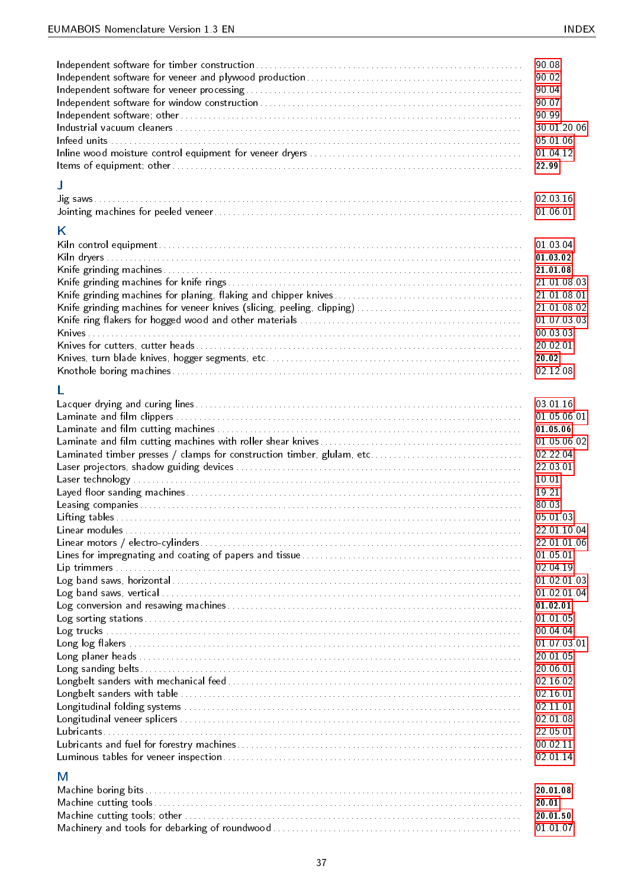Independent software for timber construction ........ 90.08
Independent software for veneer and plywood production ........ 90.02
Independent software for veneer processing ........ 90.04
Independent software for window construction ........ 90.07
Independent software; other ........ 90.99
Industrial vacuum cleaners ........ 30.01.20.06
Infeed units ........ 05.01.06
Inline wood moisture control equipment for veneer dryers ........ 01.04.12
Items of equipment; other ........ **22.99**

## J

Jig saws ........ 02.03.16
Jointing machines for peeled veneer ........ 01.06.01

## K

Kiln control equipment ........ 01.03.04
Kiln dryers ........ **01.03.02**
Knife grinding machines ........ **21.01.08**
Knife grinding machines for knife rings ........ 21.01.08.03
Knife grinding machines for planing, flaking and chipper knives ........ 21.01.08.01
Knife grinding machines for veneer knives (slicing, peeling, clipping) ........ 21.01.08.02
Knife ring flakers for hogged wood and other materials ........ 01.07.03.03
Knives ........ 00.03.03
Knives for cutters, cutter heads ........ 20.02.01
Knives, turn blade knives, hogger segments, etc. ........ **20.02**
Knothole boring machines ........ 02.12.08

## L

Lacquer drying and curing lines ........ 03.01.16
Laminate and film clippers ........ 01.05.06.01
Laminate and film cutting machines ........ **01.05.06**
Laminate and film cutting machines with roller shear knives ........ 01.05.06.02
Laminated timber presses / clamps for construction timber, glulam, etc. ........ 02.22.04
Laser projectors, shadow guiding devices ........ 22.03.01
Laser technology ........ 10.01
Layed floor sanding machines ........ 19.21
Leasing companies ........ 80.03
Lifting tables ........ 05.01.03
Linear modules ........ 22.01.10.04
Linear motors / electro-cylinders ........ 22.01.01.06
Lines for impregnating and coating of papers and tissue ........ 01.05.01
Lip trimmers ........ 02.04.19
Log band saws, horizontal ........ 01.02.01.03
Log band saws, vertical ........ 01.02.01.04
Log conversion and resawing machines ........ **01.02.01**
Log sorting stations ........ 01.01.05
Log trucks ........ 00.04.04
Long log flakers ........ 01.07.03.01
Long planer heads ........ 20.01.05
Long sanding belts ........ 20.06.01
Longbelt sanders with mechanical feed ........ 02.16.02
Longbelt sanders with table ........ 02.16.01
Longitudinal folding systems ........ 02.11.01
Longitudinal veneer splicers ........ 02.01.08
Lubricants ........ 22.05.01
Lubricants and fuel for forestry machines ........ 00.02.11
Luminous tables for veneer inspection ........ 02.01.14

## M

Machine boring bits ........ **20.01.08**
Machine cutting tools ........ **20.01**
Machine cutting tools; other ........ **20.01.50**
Machinery and tools for debarking of roundwood ........ 01.01.07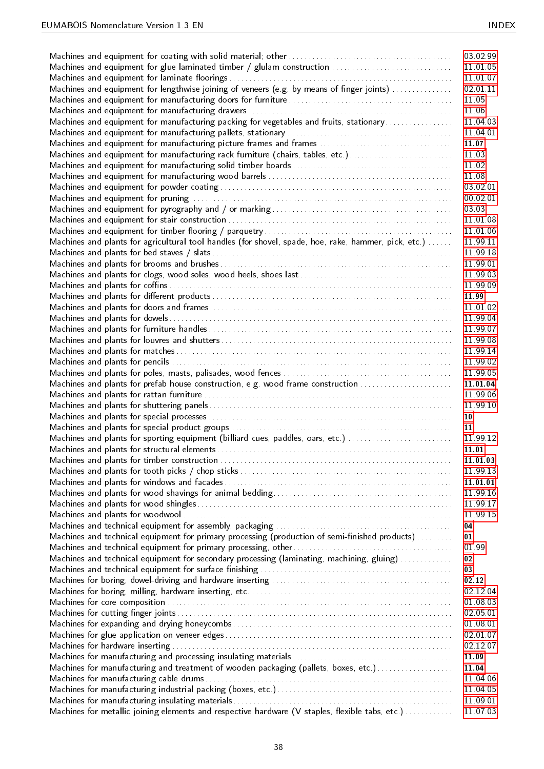Machines and equipment for coating with solid material; other ........ 03.02.99
Machines and equipment for glue laminated timber / glulam construction ........ 11.01.05
Machines and equipment for laminate floorings ........ 11.01.07
Machines and equipment for lengthwise joining of veneers (e.g. by means of finger joints) ........ 02.01.11
Machines and equipment for manufacturing doors for furniture ........ 11.05
Machines and equipment for manufacturing drawers ........ 11.06
Machines and equipment for manufacturing packing for vegetables and fruits, stationary ........ 11.04.03
Machines and equipment for manufacturing pallets, stationary ........ 11.04.01
Machines and equipment for manufacturing picture frames and frames ........ **11.07**
Machines and equipment for manufacturing rack furniture (chairs, tables, etc.) ........ 11.03
Machines and equipment for manufacturing solid timber boards ........ 11.02
Machines and equipment for manufacturing wood barrels ........ 11.08
Machines and equipment for powder coating ........ 03.02.01
Machines and equipment for pruning ........ 00.02.01
Machines and equipment for pyrography and / or marking ........ 03.03
Machines and equipment for stair construction ........ 11.01.08
Machines and equipment for timber flooring / parquetry ........ 11.01.06
Machines and plants for agricultural tool handles (for shovel, spade, hoe, rake, hammer, pick, etc.) ........ 11.99.11
Machines and plants for bed staves / slats ........ 11.99.18
Machines and plants for brooms and brushes ........ 11.99.01
Machines and plants for clogs, wood soles, wood heels, shoes last ........ 11.99.03
Machines and plants for coffins ........ 11.99.09
Machines and plants for different products ........ **11.99**
Machines and plants for doors and frames ........ 11.01.02
Machines and plants for dowels ........ 11.99.04
Machines and plants for furniture handles ........ 11.99.07
Machines and plants for louvres and shutters ........ 11.99.08
Machines and plants for matches ........ 11.99.14
Machines and plants for pencils ........ 11.99.02
Machines and plants for poles, masts, palisades, wood fences ........ 11.99.05
Machines and plants for prefab house construction, e.g. wood frame construction ........ **11.01.04**
Machines and plants for rattan furniture ........ 11.99.06
Machines and plants for shuttering panels ........ 11.99.10
Machines and plants for special processes ........ **10**
Machines and plants for special product groups ........ **11**
Machines and plants for sporting equipment (billiard cues, paddles, oars, etc.) ........ 11.99.12
Machines and plants for structural elements ........ **11.01**
Machines and plants for timber construction ........ **11.01.03**
Machines and plants for tooth picks / chop sticks ........ 11.99.13
Machines and plants for windows and facades ........ **11.01.01**
Machines and plants for wood shavings for animal bedding ........ 11.99.16
Machines and plants for wood shingles ........ 11.99.17
Machines and plants for woodwool ........ 11.99.15
Machines and technical equipment for assembly, packaging ........ **04**
Machines and technical equipment for primary processing (production of semi-finished products) ........ **01**
Machines and technical equipment for primary processing, other ........ 01.99
Machines and technical equipment for secondary processing (laminating, machining, gluing) ........ **02**
Machines and technical equipment for surface finishing ........ **03**
Machines for boring, dowel-driving and hardware inserting ........ **02.12**
Machines for boring, milling, hardware inserting, etc. ........ 02.12.04
Machines for core composition ........ 01.08.03
Machines for cutting finger joints ........ 02.05.01
Machines for expanding and drying honeycombs ........ 01.08.01
Machines for glue application on veneer edges ........ 02.01.07
Machines for hardware inserting ........ 02.12.07
Machines for manufacturing and processing insulating materials ........ **11.09**
Machines for manufacturing and treatment of wooden packaging (pallets, boxes, etc.) ........ **11.04**
Machines for manufacturing cable drums ........ 11.04.06
Machines for manufacturing industrial packing (boxes, etc.) ........ 11.04.05
Machines for manufacturing insulating materials ........ 11.09.01
Machines for metallic joining elements and respective hardware (V staples, flexible tabs, etc.) ........ 11.07.03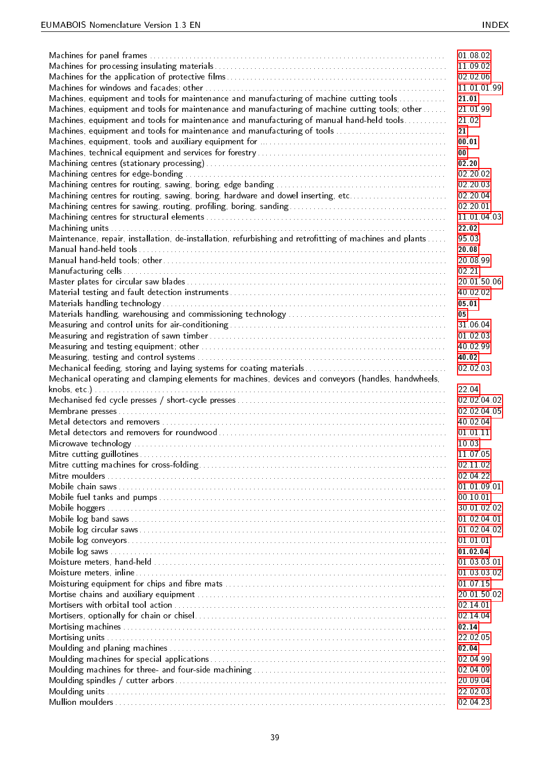Machines for panel frames .......... 01.08.02
Machines for processing insulating materials .......... 11.09.02
Machines for the application of protective films .......... 02.02.06
Machines for windows and facades; other .......... 11.01.01.99
Machines, equipment and tools for maintenance and manufacturing of machine cutting tools .......... **21.01**
Machines, equipment and tools for maintenance and manufacturing of machine cutting tools; other .......... 21.01.99
Machines, equipment and tools for maintenance and manufacturing of manual hand-held tools .......... 21.02
Machines, equipment and tools for maintenance and manufacturing of tools .......... **21**
Machines, equipment, tools and auxiliary equipment for .......... **00.01**
Machines, technical equipment and services for forestry .......... **00**
Machining centres (stationary processing) .......... **02.20**
Machining centres for edge-bonding .......... 02.20.02
Machining centres for routing, sawing, boring, edge banding .......... 02.20.03
Machining centres for routing, sawing, boring, hardware and dowel inserting, etc. .......... 02.20.04
Machining centres for sawing, routing, profiling, boring, sanding .......... 02.20.01
Machining centres for structural elements .......... 11.01.04.03
Machining units .......... **22.02**
Maintenance, repair, installation, de-installation, refurbishing and retrofitting of machines and plants .......... 95.03
Manual hand-held tools .......... **20.08**
Manual hand-held tools; other .......... 20.08.99
Manufacturing cells .......... 02.21
Master plates for circular saw blades .......... 20.01.50.06
Material testing and fault detection instruments .......... 40.02.02
Materials handling technology .......... **05.01**
Materials handling, warehousing and commissioning technology .......... **05**
Measuring and control units for air-conditioning .......... 31.06.04
Measuring and registration of sawn timber .......... 01.02.03
Measuring and testing equipment; other .......... 40.02.99
Measuring, testing and control systems .......... **40.02**
Mechanical feeding, storing and laying systems for coating materials .......... 02.02.03
Mechanical operating and clamping elements for machines, devices and conveyors (handles, handwheels, knobs, etc.) .......... 22.04
Mechanised fed cycle presses / short-cycle presses .......... 02.02.04.02
Membrane presses .......... 02.02.04.05
Metal detectors and removers .......... 40.02.04
Metal detectors and removers for roundwood .......... 01.01.11
Microwave technology .......... 10.03
Mitre cutting guillotines .......... 11.07.05
Mitre cutting machines for cross-folding .......... 02.11.02
Mitre moulders .......... 02.04.22
Mobile chain saws .......... 01.01.09.01
Mobile fuel tanks and pumps .......... 00.10.01
Mobile hoggers .......... 30.01.02.02
Mobile log band saws .......... 01.02.04.01
Mobile log circular saws .......... 01.02.04.02
Mobile log conveyors .......... 01.01.01
Mobile log saws .......... **01.02.04**
Moisture meters, hand-held .......... 01.03.03.01
Moisture meters, inline .......... 01.03.03.02
Moisturing equipment for chips and fibre mats .......... 01.07.15
Mortise chains and auxiliary equipment .......... 20.01.50.02
Mortisers with orbital tool action .......... 02.14.01
Mortisers, optionally for chain or chisel .......... 02.14.04
Mortising machines .......... **02.14**
Mortising units .......... 22.02.05
Moulding and planing machines .......... **02.04**
Moulding machines for special applications .......... 02.04.99
Moulding machines for three- and four-side machining .......... 02.04.09
Moulding spindles / cutter arbors .......... 20.09.04
Moulding units .......... 22.02.03
Mullion moulders .......... 02.04.23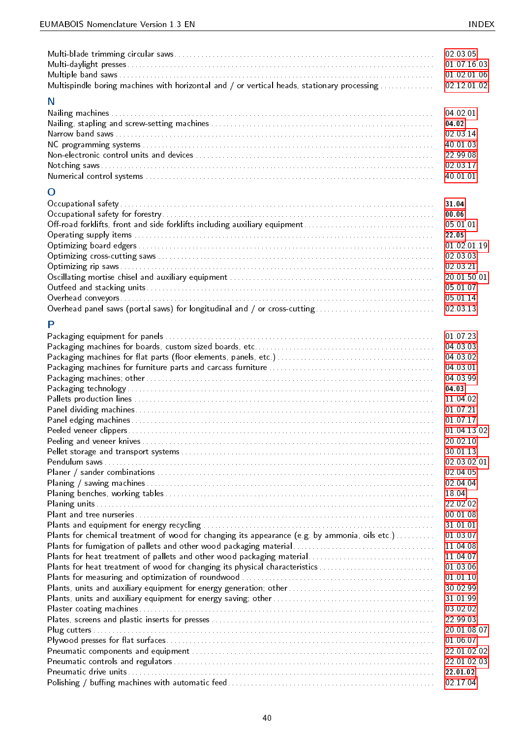Multi-blade trimming circular saws . . . . . 02.03.05
Multi-daylight presses . . . . . 01.07.16.03
Multiple band saws . . . . . 01.02.01.06
Multispindle boring machines with horizontal and / or vertical heads, stationary processing . . . . . 02.12.01.02

## N

Nailing machines . . . . . 04.02.01
Nailing, stapling and screw-setting machines . . . . . **04.02**
Narrow band saws . . . . . 02.03.14
NC programming systems . . . . . 40.01.03
Non-electronic control units and devices . . . . . 22.99.08
Notching saws . . . . . 02.03.17
Numerical control systems . . . . . 40.01.01

## O

Occupational safety . . . . . **31.04**
Occupational safety for forestry . . . . . **00.06**
Off-road forklifts, front and side forklifts including auxiliary equipment . . . . . 05.01.01
Operating supply items . . . . . **22.05**
Optimizing board edgers . . . . . 01.02.01.19
Optimizing cross-cutting saws . . . . . 02.03.03
Optimizing rip saws . . . . . 02.03.21
Oscillating mortise chisel and auxiliary equipment . . . . . 20.01.50.01
Outfeed and stacking units . . . . . 05.01.07
Overhead conveyors . . . . . 05.01.14
Overhead panel saws (portal saws) for longitudinal and / or cross-cutting . . . . . 02.03.13

## P

Packaging equipment for panels . . . . . 01.07.23
Packaging machines for boards, custom sized boards, etc. . . . . . 04.03.03
Packaging machines for flat parts (floor elements, panels, etc.) . . . . . 04.03.02
Packaging machines for furniture parts and carcass furniture . . . . . 04.03.01
Packaging machines; other . . . . . 04.03.99
Packaging technology . . . . . **04.03**
Pallets production lines . . . . . 11.04.02
Panel dividing machines . . . . . 01.07.21
Panel edging machines . . . . . 01.07.17
Peeled veneer clippers . . . . . 01.04.13.02
Peeling and veneer knives . . . . . 20.02.10
Pellet storage and transport systems . . . . . 30.01.13
Pendulum saws . . . . . 02.03.02.01
Planer / sander combinations . . . . . 02.04.05
Planing / sawing machines . . . . . 02.04.04
Planing benches, working tables . . . . . 18.04
Planing units . . . . . 22.02.02
Plant and tree nurseries . . . . . 00.01.08
Plants and equipment for energy recycling . . . . . 31.01.01
Plants for chemical treatment of wood for changing its appearance (e.g. by ammonia, oils etc.) . . . . . 01.03.07
Plants for fumigation of pallets and other wood packaging material . . . . . 11.04.08
Plants for heat treatment of pallets and other wood packaging material . . . . . 11.04.07
Plants for heat treatment of wood for changing its physical characteristics . . . . . 01.03.06
Plants for measuring and optimization of roundwood . . . . . 01.01.10
Plants, units and auxiliary equipment for energy generation; other . . . . . 30.02.99
Plants, units and auxiliary equipment for energy saving; other . . . . . 31.01.99
Plaster coating machines . . . . . 03.02.02
Plates, screens and plastic inserts for presses . . . . . 22.99.03
Plug cutters . . . . . 20.01.08.07
Plywood presses for flat surfaces . . . . . 01.06.07
Pneumatic components and equipment . . . . . 22.01.02.02
Pneumatic controls and regulators . . . . . 22.01.02.03
Pneumatic drive units . . . . . **22.01.02**
Polishing / buffing machines with automatic feed . . . . . 02.17.04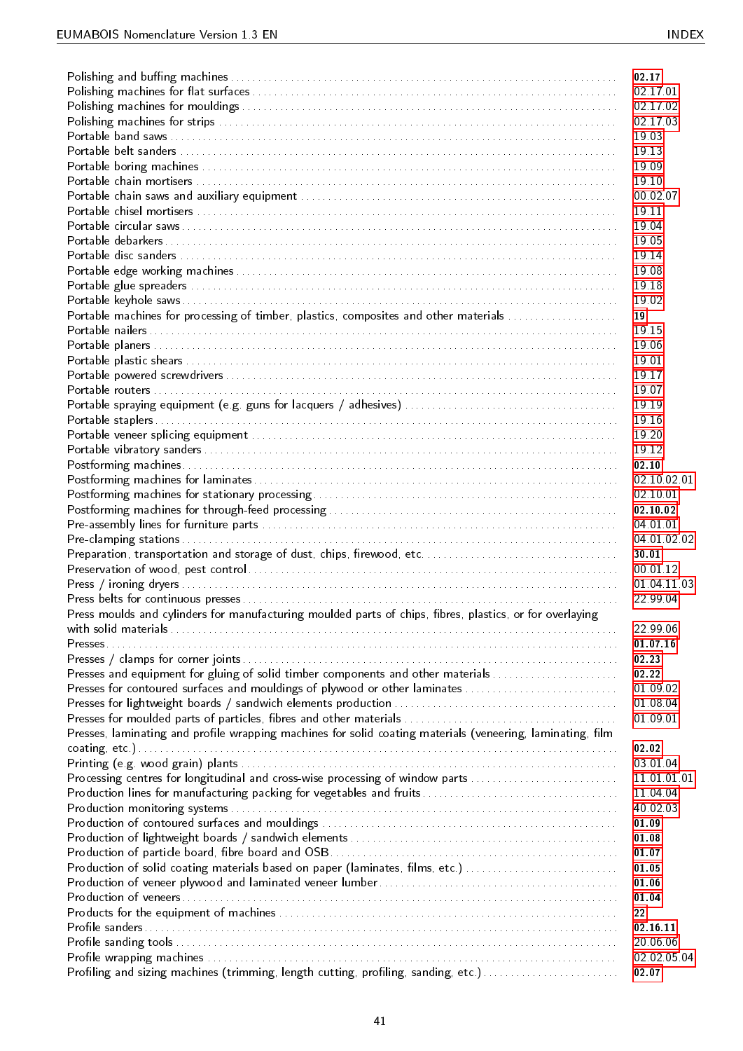Polishing and buffing machines . . . **02.17**
Polishing machines for flat surfaces . . . 02.17.01
Polishing machines for mouldings . . . 02.17.02
Polishing machines for strips . . . 02.17.03
Portable band saws . . . 19.03
Portable belt sanders . . . 19.13
Portable boring machines . . . 19.09
Portable chain mortisers . . . 19.10
Portable chain saws and auxiliary equipment . . . 00.02.07
Portable chisel mortisers . . . 19.11
Portable circular saws . . . 19.04
Portable debarkers . . . 19.05
Portable disc sanders . . . 19.14
Portable edge working machines . . . 19.08
Portable glue spreaders . . . 19.18
Portable keyhole saws . . . 19.02
Portable machines for processing of timber, plastics, composites and other materials . . . **19**
Portable nailers . . . 19.15
Portable planers . . . 19.06
Portable plastic shears . . . 19.01
Portable powered screwdrivers . . . 19.17
Portable routers . . . 19.07
Portable spraying equipment (e.g. guns for lacquers / adhesives) . . . 19.19
Portable staplers . . . 19.16
Portable veneer splicing equipment . . . 19.20
Portable vibratory sanders . . . 19.12
Postforming machines . . . **02.10**
Postforming machines for laminates . . . 02.10.02.01
Postforming machines for stationary processing . . . 02.10.01
Postforming machines for through-feed processing . . . **02.10.02**
Pre-assembly lines for furniture parts . . . 04.01.01
Pre-clamping stations . . . 04.01.02.02
Preparation, transportation and storage of dust, chips, firewood, etc. . . . **30.01**
Preservation of wood, pest control . . . 00.01.12
Press / ironing dryers . . . 01.04.11.03
Press belts for continuous presses . . . 22.99.04
Press moulds and cylinders for manufacturing moulded parts of chips, fibres, plastics, or for overlaying with solid materials . . . 22.99.06
Presses . . . **01.07.16**
Presses / clamps for corner joints . . . **02.23**
Presses and equipment for gluing of solid timber components and other materials . . . **02.22**
Presses for contoured surfaces and mouldings of plywood or other laminates . . . 01.09.02
Presses for lightweight boards / sandwich elements production . . . 01.08.04
Presses for moulded parts of particles, fibres and other materials . . . 01.09.01
Presses, laminating and profile wrapping machines for solid coating materials (veneering, laminating, film coating, etc.) . . . **02.02**
Printing (e.g. wood grain) plants . . . 03.01.04
Processing centres for longitudinal and cross-wise processing of window parts . . . 11.01.01.01
Production lines for manufacturing packing for vegetables and fruits . . . 11.04.04
Production monitoring systems . . . 40.02.03
Production of contoured surfaces and mouldings . . . **01.09**
Production of lightweight boards / sandwich elements . . . **01.08**
Production of particle board, fibre board and OSB . . . **01.07**
Production of solid coating materials based on paper (laminates, films, etc.) . . . **01.05**
Production of veneer plywood and laminated veneer lumber . . . **01.06**
Production of veneers . . . **01.04**
Products for the equipment of machines . . . **22**
Profile sanders . . . **02.16.11**
Profile sanding tools . . . 20.06.06
Profile wrapping machines . . . 02.02.05.04
Profiling and sizing machines (trimming, length cutting, profiling, sanding, etc.) . . . **02.07**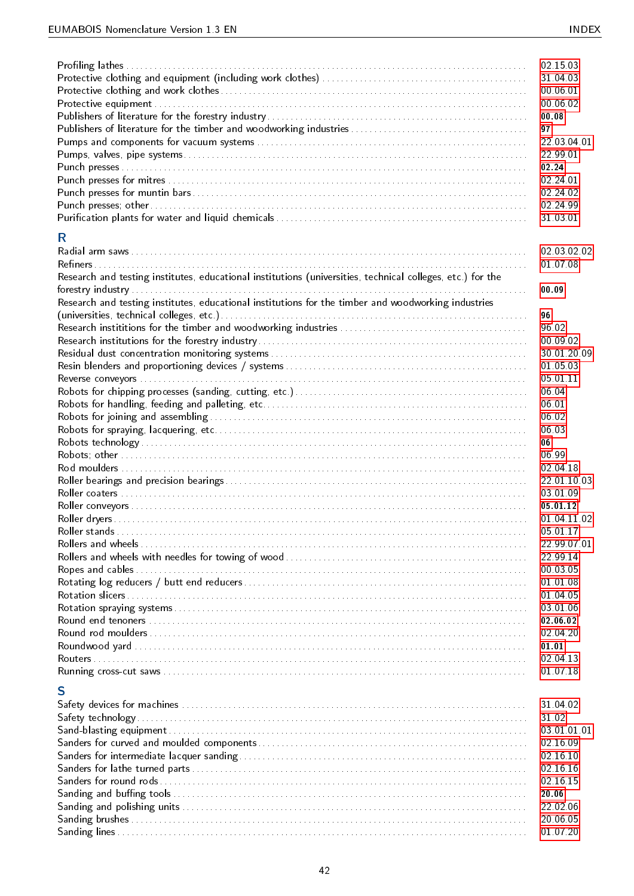Profiling lathes ........ 02.15.03
Protective clothing and equipment (including work clothes) ........ 31.04.03
Protective clothing and work clothes ........ 00.06.01
Protective equipment ........ 00.06.02
Publishers of literature for the forestry industry ........ **00.08**
Publishers of literature for the timber and woodworking industries ........ **97**
Pumps and components for vacuum systems ........ 22.03.04.01
Pumps, valves, pipe systems ........ 22.99.01
Punch presses ........ **02.24**
Punch presses for mitres ........ 02.24.01
Punch presses for muntin bars ........ 02.24.02
Punch presses; other ........ 02.24.99
Purification plants for water and liquid chemicals ........ 31.03.01

## R

Radial arm saws ........ 02.03.02.02
Refiners ........ 01.07.08
Research and testing institutes, educational institutions (universities, technical colleges, etc.) for the forestry industry ........ **00.09**
Research and testing institutes, educational institutions for the timber and woodworking industries (universities, technical colleges, etc.) ........ **96**
Research institutions for the timber and woodworking industries ........ 96.02
Research institutions for the forestry industry ........ 00.09.02
Residual dust concentration monitoring systems ........ 30.01.20.09
Resin blenders and proportioning devices / systems ........ 01.05.03
Reverse conveyors ........ 05.01.11
Robots for chipping processes (sanding, cutting, etc.) ........ 06.04
Robots for handling, feeding and palleting, etc. ........ 06.01
Robots for joining and assembling ........ 06.02
Robots for spraying, lacquering, etc. ........ 06.03
Robots technology ........ **06**
Robots; other ........ 06.99
Rod moulders ........ 02.04.18
Roller bearings and precision bearings ........ 22.01.10.03
Roller coaters ........ 03.01.09
Roller conveyors ........ **05.01.12**
Roller dryers ........ 01.04.11.02
Roller stands ........ 05.01.17
Rollers and wheels ........ 22.99.07.01
Rollers and wheels with needles for towing of wood ........ 22.99.14
Ropes and cables ........ 00.03.05
Rotating log reducers / butt end reducers ........ 01.01.08
Rotation slicers ........ 01.04.05
Rotation spraying systems ........ 03.01.06
Round end tenoners ........ **02.06.02**
Round rod moulders ........ 02.04.20
Roundwood yard ........ **01.01**
Routers ........ 02.04.13
Running cross-cut saws ........ 01.07.18

## S

Safety devices for machines ........ 31.04.02
Safety technology ........ 31.02
Sand-blasting equipment ........ 03.01.01.01
Sanders for curved and moulded components ........ 02.16.09
Sanders for intermediate lacquer sanding ........ 02.16.10
Sanders for lathe turned parts ........ 02.16.16
Sanders for round rods ........ 02.16.15
Sanding and buffing tools ........ **20.06**
Sanding and polishing units ........ 22.02.06
Sanding brushes ........ 20.06.05
Sanding lines ........ 01.07.20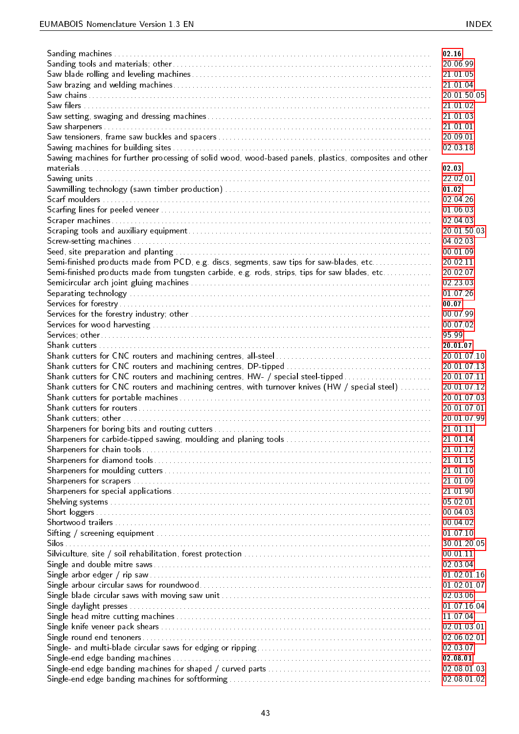| Term | Code |
|---|---|
| Sanding machines | **02.16** |
| Sanding tools and materials; other | 20.06.99 |
| Saw blade rolling and leveling machines | 21.01.05 |
| Saw brazing and welding machines | 21.01.04 |
| Saw chains | 20.01.50.05 |
| Saw filers | 21.01.02 |
| Saw setting, swaging and dressing machines | 21.01.03 |
| Saw sharpeners | 21.01.01 |
| Saw tensioners, frame saw buckles and spacers | 20.09.01 |
| Sawing machines for building sites | 02.03.18 |
| Sawing machines for further processing of solid wood, wood-based panels, plastics, composites and other materials | **02.03** |
| Sawing units | 22.02.01 |
| Sawmilling technology (sawn timber production) | **01.02** |
| Scarf moulders | 02.04.26 |
| Scarfing lines for peeled veneer | 01.06.03 |
| Scraper machines | 02.04.03 |
| Scraping tools and auxiliary equipment | 20.01.50.03 |
| Screw-setting machines | 04.02.03 |
| Seed, site preparation and planting | 00.01.09 |
| Semi-finished products made from PCD, e.g. discs, segments, saw tips for saw-blades, etc. | 20.02.11 |
| Semi-finished products made from tungsten carbide, e.g. rods, strips, tips for saw blades, etc. | 20.02.07 |
| Semicircular arch joint gluing machines | 02.23.03 |
| Separating technology | 01.07.26 |
| Services for forestry | **00.07** |
| Services for the forestry industry; other | 00.07.99 |
| Services for wood harvesting | 00.07.02 |
| Services; other | 95.99 |
| Shank cutters | **20.01.07** |
| Shank cutters for CNC routers and machining centres, all-steel | 20.01.07.10 |
| Shank cutters for CNC routers and machining centres, DP-tipped | 20.01.07.13 |
| Shank cutters for CNC routers and machining centres, HW- / special steel-tipped | 20.01.07.11 |
| Shank cutters for CNC routers and machining centres, with turnover knives (HW / special steel) | 20.01.07.12 |
| Shank cutters for portable machines | 20.01.07.03 |
| Shank cutters for routers | 20.01.07.01 |
| Shank cutters; other | 20.01.07.99 |
| Sharpeners for boring bits and routing cutters | 21.01.11 |
| Sharpeners for carbide-tipped sawing, moulding and planing tools | 21.01.14 |
| Sharpeners for chain tools | 21.01.12 |
| Sharpeners for diamond tools | 21.01.15 |
| Sharpeners for moulding cutters | 21.01.10 |
| Sharpeners for scrapers | 21.01.09 |
| Sharpeners for special applications | 21.01.90 |
| Shelving systems | 05.02.01 |
| Short loggers | 00.04.03 |
| Shortwood trailers | 00.04.02 |
| Sifting / screening equipment | 01.07.10 |
| Silos | 30.01.20.05 |
| Silviculture, site / soil rehabilitation, forest protection | 00.01.11 |
| Single and double mitre saws | 02.03.04 |
| Single arbor edger / rip saw | 01.02.01.16 |
| Single arbour circular saws for roundwood | 01.02.01.07 |
| Single blade circular saws with moving saw unit | 02.03.06 |
| Single daylight presses | 01.07.16.04 |
| Single head mitre cutting machines | 11.07.04 |
| Single knife veneer pack shears | 02.01.03.01 |
| Single round end tenoners | 02.06.02.01 |
| Single- and multi-blade circular saws for edging or ripping | 02.03.07 |
| Single-end edge banding machines | **02.08.01** |
| Single-end edge banding machines for shaped / curved parts | 02.08.01.03 |
| Single-end edge banding machines for softforming | 02.08.01.02 |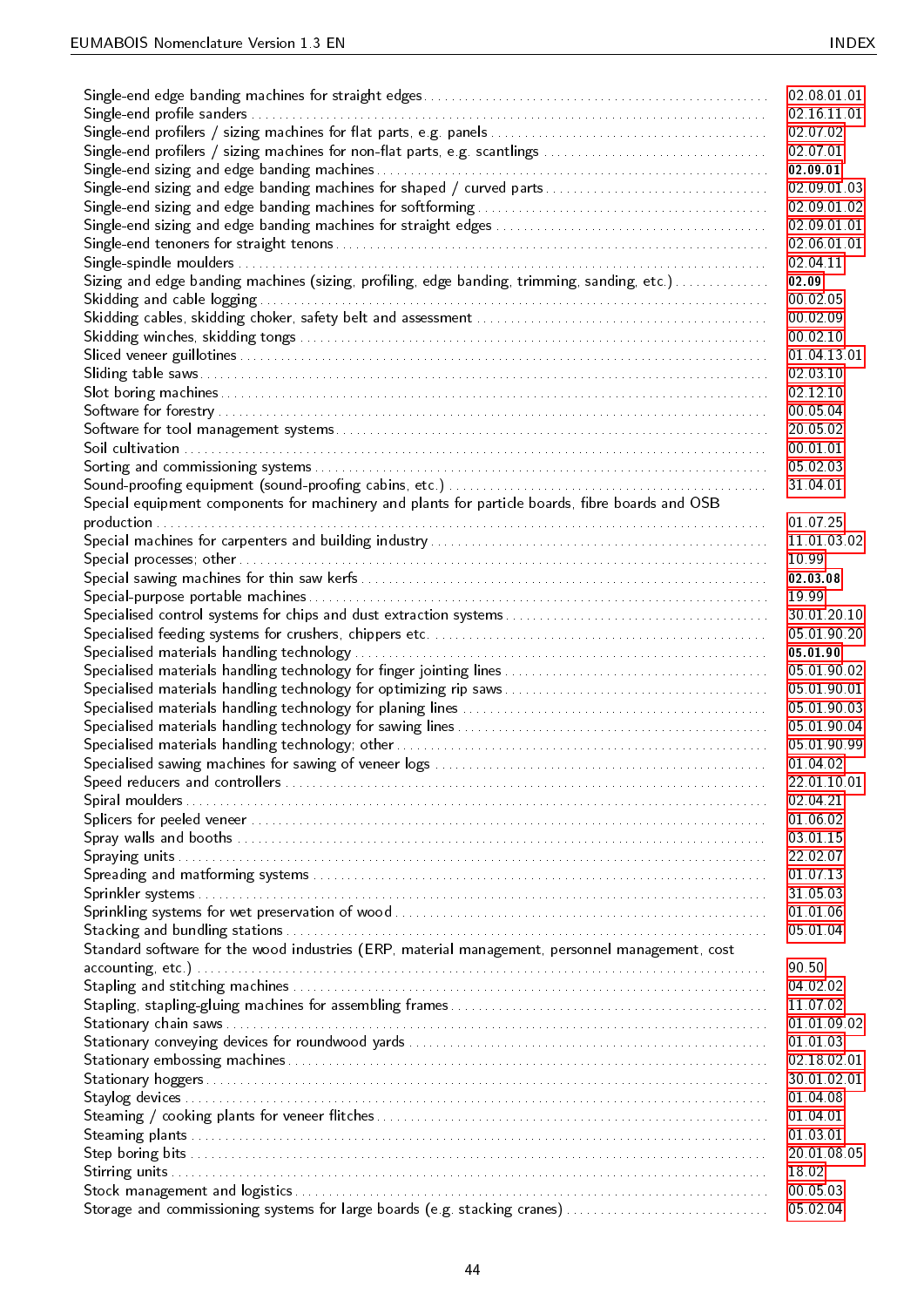Single-end edge banding machines for straight edges ........ 02.08.01.01
Single-end profile sanders ........ 02.16.11.01
Single-end profilers / sizing machines for flat parts, e.g. panels ........ 02.07.02
Single-end profilers / sizing machines for non-flat parts, e.g. scantlings ........ 02.07.01
Single-end sizing and edge banding machines ........ **02.09.01**
Single-end sizing and edge banding machines for shaped / curved parts ........ 02.09.01.03
Single-end sizing and edge banding machines for softforming ........ 02.09.01.02
Single-end sizing and edge banding machines for straight edges ........ 02.09.01.01
Single-end tenoners for straight tenons ........ 02.06.01.01
Single-spindle moulders ........ 02.04.11
Sizing and edge banding machines (sizing, profiling, edge banding, trimming, sanding, etc.) ........ **02.09**
Skidding and cable logging ........ 00.02.05
Skidding cables, skidding choker, safety belt and assessment ........ 00.02.09
Skidding winches, skidding tongs ........ 00.02.10
Sliced veneer guillotines ........ 01.04.13.01
Sliding table saws ........ 02.03.10
Slot boring machines ........ 02.12.10
Software for forestry ........ 00.05.04
Software for tool management systems ........ 20.05.02
Soil cultivation ........ 00.01.01
Sorting and commissioning systems ........ 05.02.03
Sound-proofing equipment (sound-proofing cabins, etc.) ........ 31.04.01
Special equipment components for machinery and plants for particle boards, fibre boards and OSB production ........ 01.07.25
Special machines for carpenters and building industry ........ 11.01.03.02
Special processes; other ........ 10.99
Special sawing machines for thin saw kerfs ........ **02.03.08**
Special-purpose portable machines ........ 19.99
Specialised control systems for chips and dust extraction systems ........ 30.01.20.10
Specialised feeding systems for crushers, chippers etc. ........ 05.01.90.20
Specialised materials handling technology ........ **05.01.90**
Specialised materials handling technology for finger jointing lines ........ 05.01.90.02
Specialised materials handling technology for optimizing rip saws ........ 05.01.90.01
Specialised materials handling technology for planing lines ........ 05.01.90.03
Specialised materials handling technology for sawing lines ........ 05.01.90.04
Specialised materials handling technology; other ........ 05.01.90.99
Specialised sawing machines for sawing of veneer logs ........ 01.04.02
Speed reducers and controllers ........ 22.01.10.01
Spiral moulders ........ 02.04.21
Splicers for peeled veneer ........ 01.06.02
Spray walls and booths ........ 03.01.15
Spraying units ........ 22.02.07
Spreading and matforming systems ........ 01.07.13
Sprinkler systems ........ 31.05.03
Sprinkling systems for wet preservation of wood ........ 01.01.06
Stacking and bundling stations ........ 05.01.04
Standard software for the wood industries (ERP, material management, personnel management, cost accounting, etc.) ........ 90.50
Stapling and stitching machines ........ 04.02.02
Stapling, stapling-gluing machines for assembling frames ........ 11.07.02
Stationary chain saws ........ 01.01.09.02
Stationary conveying devices for roundwood yards ........ 01.01.03
Stationary embossing machines ........ 02.18.02.01
Stationary hoggers ........ 30.01.02.01
Staylog devices ........ 01.04.08
Steaming / cooking plants for veneer flitches ........ 01.04.01
Steaming plants ........ 01.03.01
Step boring bits ........ 20.01.08.05
Stirring units ........ 18.02
Stock management and logistics ........ 00.05.03
Storage and commissioning systems for large boards (e.g. stacking cranes) ........ 05.02.04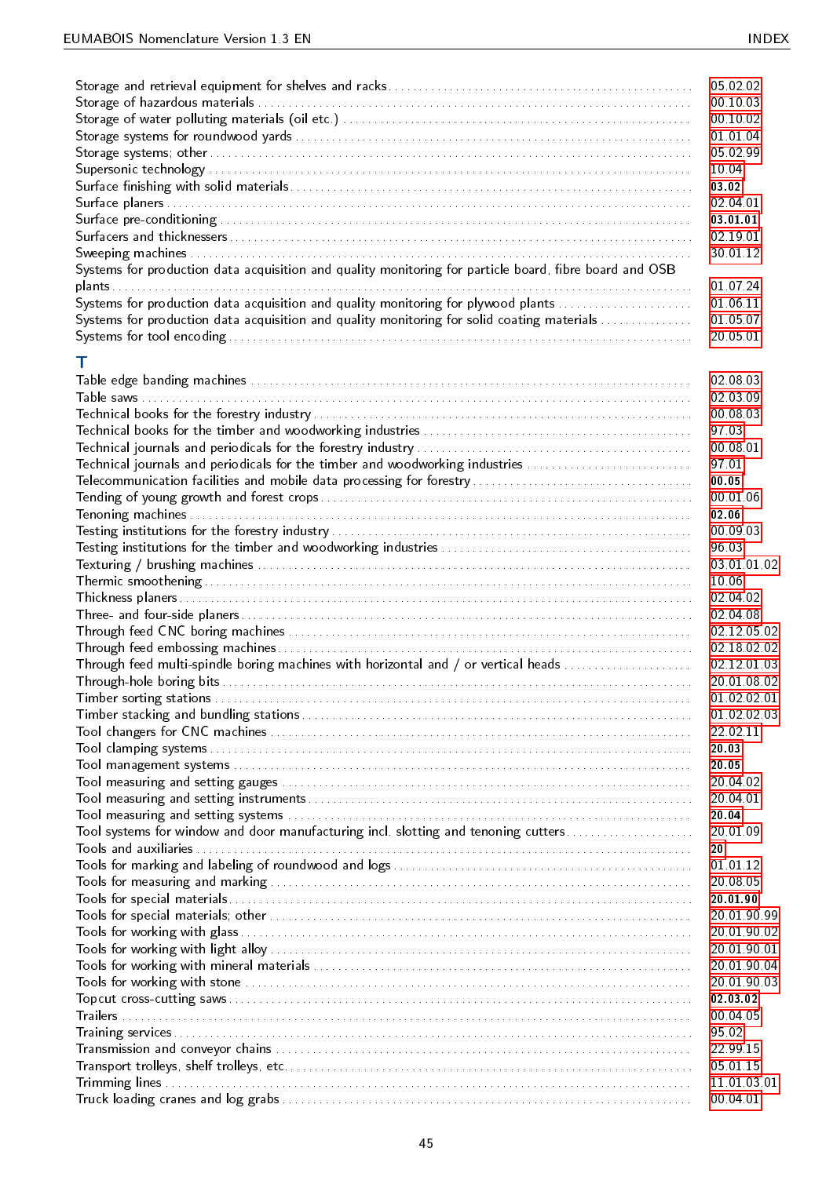Storage and retrieval equipment for shelves and racks ........ 05.02.02
Storage of hazardous materials ........ 00.10.03
Storage of water polluting materials (oil etc.) ........ 00.10.02
Storage systems for roundwood yards ........ 01.01.04
Storage systems; other ........ 05.02.99
Supersonic technology ........ 10.04
Surface finishing with solid materials ........ **03.02**
Surface planers ........ 02.04.01
Surface pre-conditioning ........ **03.01.01**
Surfacers and thicknessers ........ 02.19.01
Sweeping machines ........ 30.01.12
Systems for production data acquisition and quality monitoring for particle board, fibre board and OSB plants ........ 01.07.24
Systems for production data acquisition and quality monitoring for plywood plants ........ 01.06.11
Systems for production data acquisition and quality monitoring for solid coating materials ........ 01.05.07
Systems for tool encoding ........ 20.05.01

## T

Table edge banding machines ........ 02.08.03
Table saws ........ 02.03.09
Technical books for the forestry industry ........ 00.08.03
Technical books for the timber and woodworking industries ........ 97.03
Technical journals and periodicals for the forestry industry ........ 00.08.01
Technical journals and periodicals for the timber and woodworking industries ........ 97.01
Telecommunication facilities and mobile data processing for forestry ........ **00.05**
Tending of young growth and forest crops ........ 00.01.06
Tenoning machines ........ **02.06**
Testing institutions for the forestry industry ........ 00.09.03
Testing institutions for the timber and woodworking industries ........ 96.03
Texturing / brushing machines ........ 03.01.01.02
Thermic smoothening ........ 10.06
Thickness planers ........ 02.04.02
Three- and four-side planers ........ 02.04.08
Through feed CNC boring machines ........ 02.12.05.02
Through feed embossing machines ........ 02.18.02.02
Through feed multi-spindle boring machines with horizontal and / or vertical heads ........ 02.12.01.03
Through-hole boring bits ........ 20.01.08.02
Timber sorting stations ........ 01.02.02.01
Timber stacking and bundling stations ........ 01.02.02.03
Tool changers for CNC machines ........ 22.02.11
Tool clamping systems ........ **20.03**
Tool management systems ........ **20.05**
Tool measuring and setting gauges ........ 20.04.02
Tool measuring and setting instruments ........ 20.04.01
Tool measuring and setting systems ........ **20.04**
Tool systems for window and door manufacturing incl. slotting and tenoning cutters ........ 20.01.09
Tools and auxiliaries ........ **20**
Tools for marking and labeling of roundwood and logs ........ 01.01.12
Tools for measuring and marking ........ 20.08.05
Tools for special materials ........ **20.01.90**
Tools for special materials; other ........ 20.01.90.99
Tools for working with glass ........ 20.01.90.02
Tools for working with light alloy ........ 20.01.90.01
Tools for working with mineral materials ........ 20.01.90.04
Tools for working with stone ........ 20.01.90.03
Topcut cross-cutting saws ........ **02.03.02**
Trailers ........ 00.04.05
Training services ........ 95.02
Transmission and conveyor chains ........ 22.99.15
Transport trolleys, shelf trolleys, etc. ........ 05.01.15
Trimming lines ........ 11.01.03.01
Truck loading cranes and log grabs ........ 00.04.01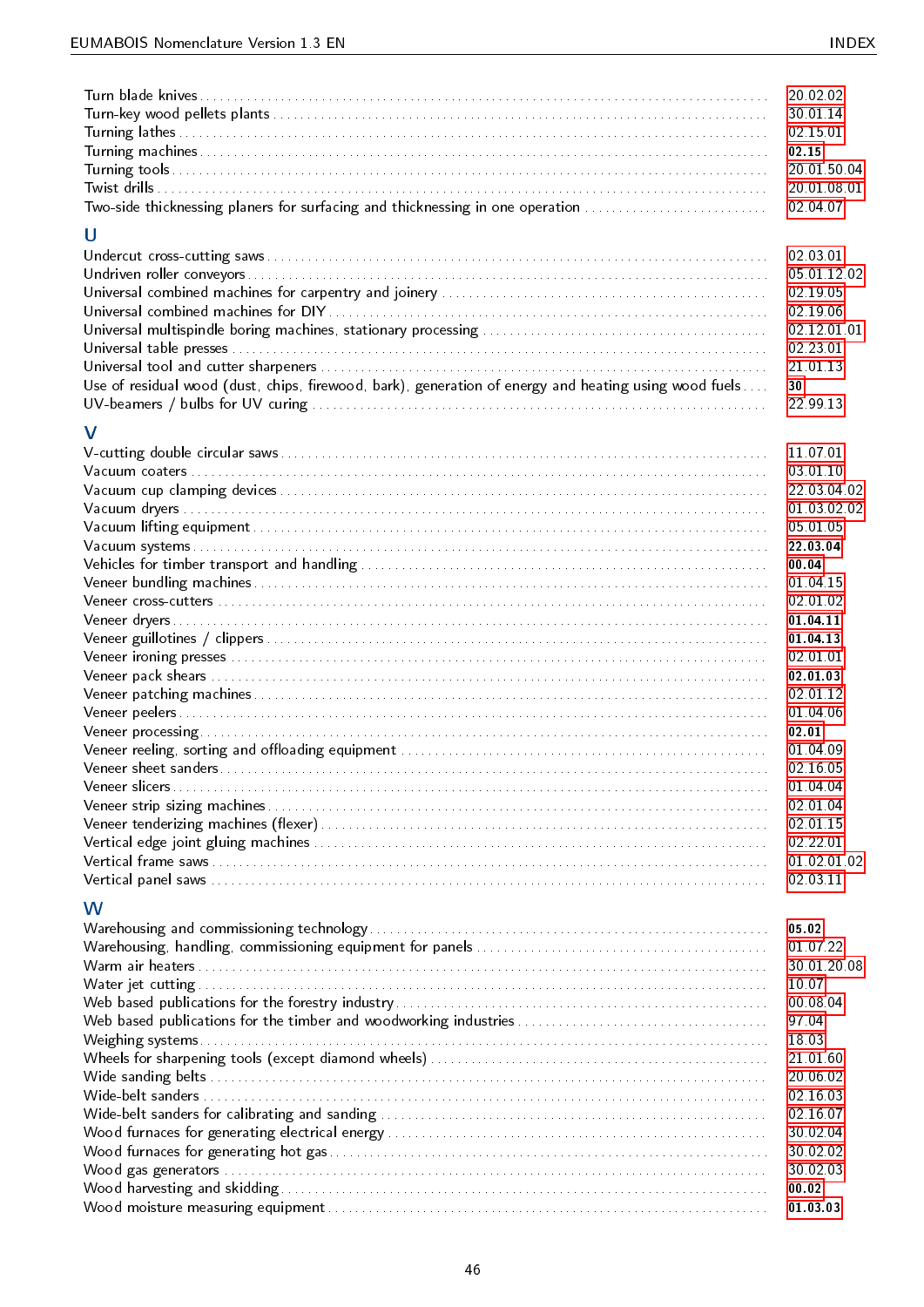Turn blade knives ........ 20.02.02
Turn-key wood pellets plants ........ 30.01.14
Turning lathes ........ 02.15.01
Turning machines ........ **02.15**
Turning tools ........ 20.01.50.04
Twist drills ........ 20.01.08.01
Two-side thicknessing planers for surfacing and thicknessing in one operation ........ 02.04.07

## U

Undercut cross-cutting saws ........ 02.03.01
Undriven roller conveyors ........ 05.01.12.02
Universal combined machines for carpentry and joinery ........ 02.19.05
Universal combined machines for DIY ........ 02.19.06
Universal multispindle boring machines, stationary processing ........ 02.12.01.01
Universal table presses ........ 02.23.01
Universal tool and cutter sharpeners ........ 21.01.13
Use of residual wood (dust, chips, firewood, bark), generation of energy and heating using wood fuels ........ **30**
UV-beamers / bulbs for UV curing ........ 22.99.13

## V

V-cutting double circular saws ........ 11.07.01
Vacuum coaters ........ 03.01.10
Vacuum cup clamping devices ........ 22.03.04.02
Vacuum dryers ........ 01.03.02.02
Vacuum lifting equipment ........ 05.01.05
Vacuum systems ........ **22.03.04**
Vehicles for timber transport and handling ........ **00.04**
Veneer bundling machines ........ 01.04.15
Veneer cross-cutters ........ 02.01.02
Veneer dryers ........ **01.04.11**
Veneer guillotines / clippers ........ **01.04.13**
Veneer ironing presses ........ 02.01.01
Veneer pack shears ........ **02.01.03**
Veneer patching machines ........ 02.01.12
Veneer peelers ........ 01.04.06
Veneer processing ........ **02.01**
Veneer reeling, sorting and offloading equipment ........ 01.04.09
Veneer sheet sanders ........ 02.16.05
Veneer slicers ........ 01.04.04
Veneer strip sizing machines ........ 02.01.04
Veneer tenderizing machines (flexer) ........ 02.01.15
Vertical edge joint gluing machines ........ 02.22.01
Vertical frame saws ........ 01.02.01.02
Vertical panel saws ........ 02.03.11

## W

Warehousing and commissioning technology ........ **05.02**
Warehousing, handling, commissioning equipment for panels ........ 01.07.22
Warm air heaters ........ 30.01.20.08
Water jet cutting ........ 10.07
Web based publications for the forestry industry ........ 00.08.04
Web based publications for the timber and woodworking industries ........ 97.04
Weighing systems ........ 18.03
Wheels for sharpening tools (except diamond wheels) ........ 21.01.60
Wide sanding belts ........ 20.06.02
Wide-belt sanders ........ 02.16.03
Wide-belt sanders for calibrating and sanding ........ 02.16.07
Wood furnaces for generating electrical energy ........ 30.02.04
Wood furnaces for generating hot gas ........ 30.02.02
Wood gas generators ........ 30.02.03
Wood harvesting and skidding ........ **00.02**
Wood moisture measuring equipment ........ **01.03.03**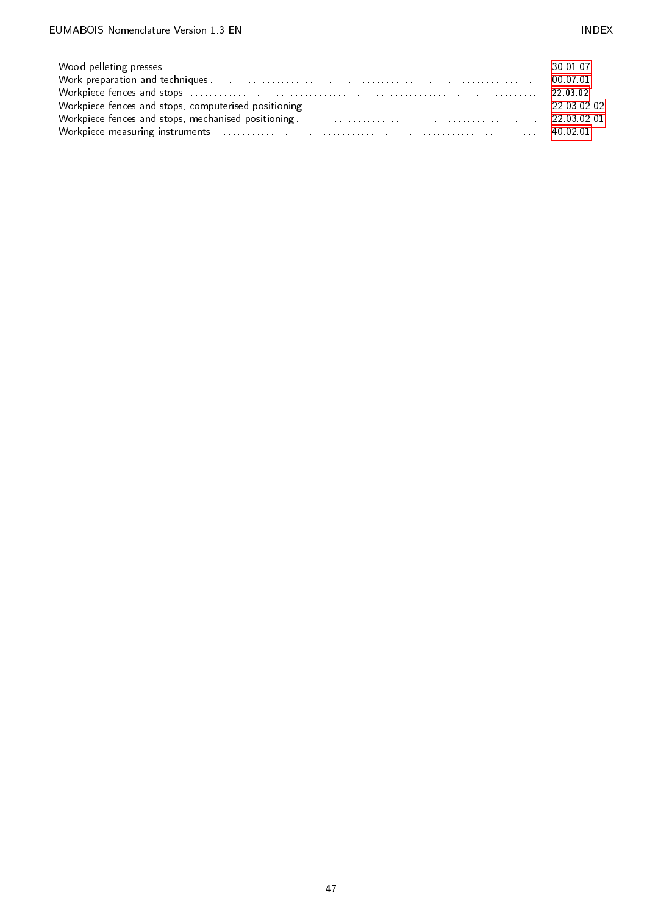Wood pelleting presses . . . . . . . . . . 30.01.07
Work preparation and techniques . . . . . . . . . . 00.07.01
Workpiece fences and stops . . . . . . . . . . **22.03.02**
Workpiece fences and stops, computerised positioning . . . . . . . . . . 22.03.02.02
Workpiece fences and stops, mechanised positioning . . . . . . . . . . 22.03.02.01
Workpiece measuring instruments . . . . . . . . . . 40.02.01